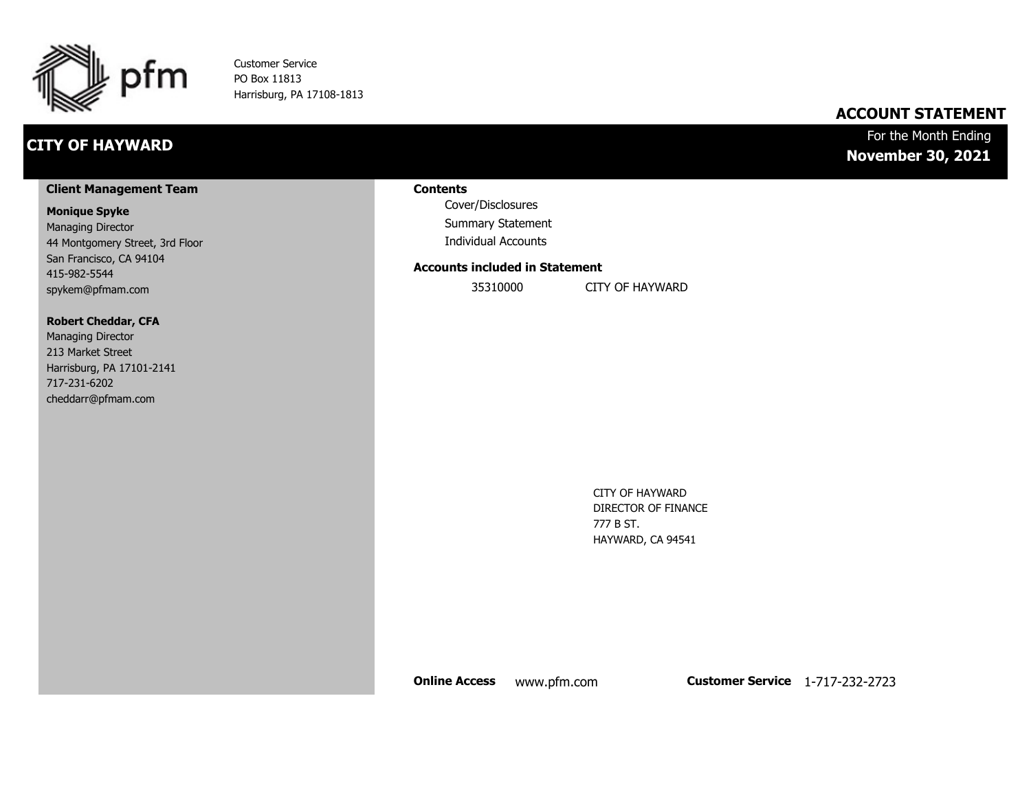pfm

Customer Service
PO Box 11813
Harrisburg, PA 17108-1813

## ACCOUNT STATEMENT

# CITY OF HAYWARD

For the Month Ending
**November 30, 2021**

### Client Management Team

**Monique Spyke**
Managing Director
44 Montgomery Street, 3rd Floor
San Francisco, CA 94104
415-982-5544
spykem@pfmam.com

**Robert Cheddar, CFA**
Managing Director
213 Market Street
Harrisburg, PA 17101-2141
717-231-6202
cheddarr@pfmam.com

### Contents

- Cover/Disclosures
- Summary Statement
- Individual Accounts

### Accounts included in Statement

| | |
|---|---|
| 35310000 | CITY OF HAYWARD |

CITY OF HAYWARD
DIRECTOR OF FINANCE
777 B ST.
HAYWARD, CA 94541

**Online Access** www.pfm.com **Customer Service** 1-717-232-2723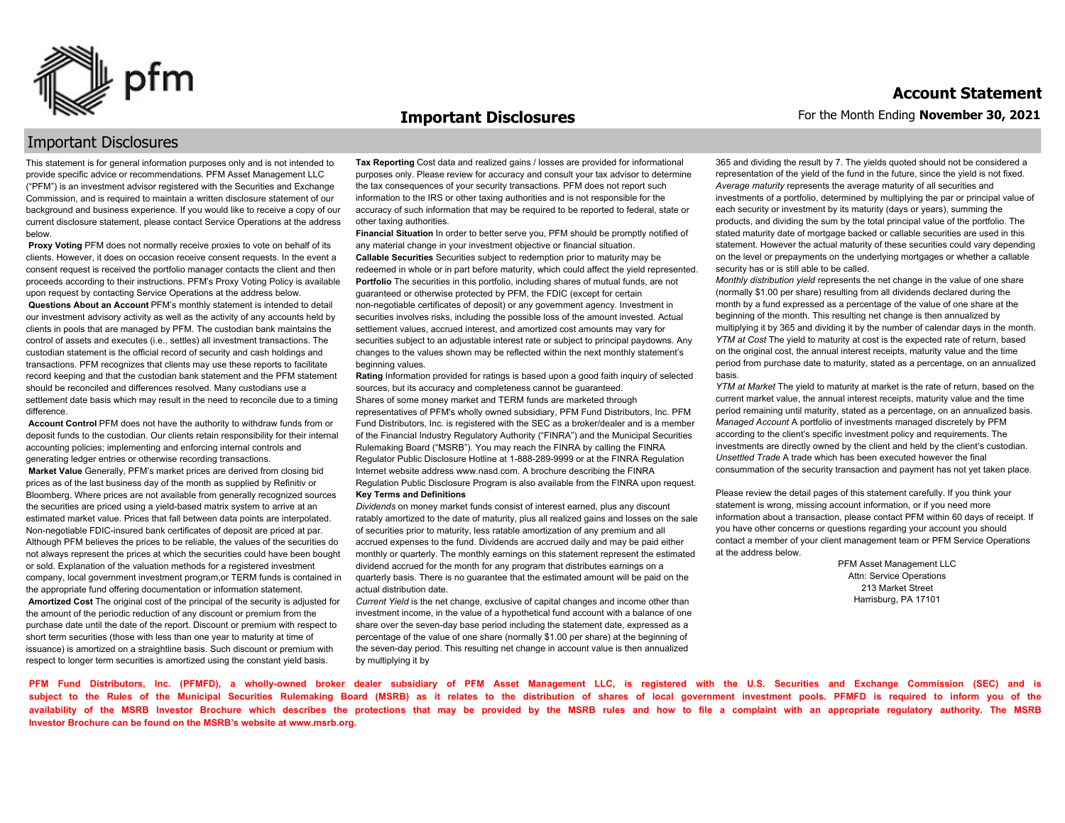## Important Disclosures

This statement is for general information purposes only and is not intended to provide specific advice or recommendations. PFM Asset Management LLC ("PFM") is an investment advisor registered with the Securities and Exchange Commission, and is required to maintain a written disclosure statement of our background and business experience. If you would like to receive a copy of our current disclosure statement, please contact Service Operations at the address below.

**Proxy Voting** PFM does not normally receive proxies to vote on behalf of its clients. However, it does on occasion receive consent requests. In the event a consent request is received the portfolio manager contacts the client and then proceeds according to their instructions. PFM's Proxy Voting Policy is available upon request by contacting Service Operations at the address below.

**Questions About an Account** PFM's monthly statement is intended to detail our investment advisory activity as well as the activity of any accounts held by clients in pools that are managed by PFM. The custodian bank maintains the control of assets and executes (i.e., settles) all investment transactions. The custodian statement is the official record of security and cash holdings and transactions. PFM recognizes that clients may use these reports to facilitate record keeping and that the custodian bank statement and the PFM statement should be reconciled and differences resolved. Many custodians use a settlement date basis which may result in the need to reconcile due to a timing difference.

**Account Control** PFM does not have the authority to withdraw funds from or deposit funds to the custodian. Our clients retain responsibility for their internal accounting policies; implementing and enforcing internal controls and generating ledger entries or otherwise recording transactions.

**Market Value** Generally, PFM's market prices are derived from closing bid prices as of the last business day of the month as supplied by Refinitiv or Bloomberg. Where prices are not available from generally recognized sources the securities are priced using a yield-based matrix system to arrive at an estimated market value. Prices that fall between data points are interpolated. Non-negotiable FDIC-insured bank certificates of deposit are priced at par. Although PFM believes the prices to be reliable, the values of the securities do not always represent the prices at which the securities could have been bought or sold. Explanation of the valuation methods for a registered investment company, local government investment program,or TERM funds is contained in the appropriate fund offering documentation or information statement.

**Amortized Cost** The original cost of the principal of the security is adjusted for the amount of the periodic reduction of any discount or premium from the purchase date until the date of the report. Discount or premium with respect to short term securities (those with less than one year to maturity at time of issuance) is amortized on a straightline basis. Such discount or premium with respect to longer term securities is amortized using the constant yield basis.

**Tax Reporting** Cost data and realized gains / losses are provided for informational purposes only. Please review for accuracy and consult your tax advisor to determine the tax consequences of your security transactions. PFM does not report such information to the IRS or other taxing authorities and is not responsible for the accuracy of such information that may be required to be reported to federal, state or other taxing authorities.

**Financial Situation** In order to better serve you, PFM should be promptly notified of any material change in your investment objective or financial situation.

**Callable Securities** Securities subject to redemption prior to maturity may be redeemed in whole or in part before maturity, which could affect the yield represented.

**Portfolio** The securities in this portfolio, including shares of mutual funds, are not guaranteed or otherwise protected by PFM, the FDIC (except for certain non-negotiable certificates of deposit) or any government agency. Investment in securities involves risks, including the possible loss of the amount invested. Actual settlement values, accrued interest, and amortized cost amounts may vary for securities subject to an adjustable interest rate or subject to principal paydowns. Any changes to the values shown may be reflected within the next monthly statement's beginning values.

**Rating** Information provided for ratings is based upon a good faith inquiry of selected sources, but its accuracy and completeness cannot be guaranteed.

Shares of some money market and TERM funds are marketed through representatives of PFM's wholly owned subsidiary, PFM Fund Distributors, Inc. PFM Fund Distributors, Inc. is registered with the SEC as a broker/dealer and is a member of the Financial Industry Regulatory Authority ("FINRA") and the Municipal Securities Rulemaking Board ("MSRB"). You may reach the FINRA by calling the FINRA Regulator Public Disclosure Hotline at 1-888-289-9999 or at the FINRA Regulation Internet website address www.nasd.com. A brochure describing the FINRA Regulation Public Disclosure Program is also available from the FINRA upon request.

**Key Terms and Definitions**

*Dividends* on money market funds consist of interest earned, plus any discount ratably amortized to the date of maturity, plus all realized gains and losses on the sale of securities prior to maturity, less ratable amortization of any premium and all accrued expenses to the fund. Dividends are accrued daily and may be paid either monthly or quarterly. The monthly earnings on this statement represent the estimated dividend accrued for the month for any program that distributes earnings on a quarterly basis. There is no guarantee that the estimated amount will be paid on the actual distribution date.

*Current Yield* is the net change, exclusive of capital changes and income other than investment income, in the value of a hypothetical fund account with a balance of one share over the seven-day base period including the statement date, expressed as a percentage of the value of one share (normally $1.00 per share) at the beginning of the seven-day period. This resulting net change in account value is then annualized by multiplying it by 365 and dividing the result by 7. The yields quoted should not be considered a representation of the yield of the fund in the future, since the yield is not fixed.

*Average maturity* represents the average maturity of all securities and investments of a portfolio, determined by multiplying the par or principal value of each security or investment by its maturity (days or years), summing the products, and dividing the sum by the total principal value of the portfolio. The stated maturity date of mortgage backed or callable securities are used in this statement. However the actual maturity of these securities could vary depending on the level or prepayments on the underlying mortgages or whether a callable security has or is still able to be called.

*Monthly distribution yield* represents the net change in the value of one share (normally $1.00 per share) resulting from all dividends declared during the month by a fund expressed as a percentage of the value of one share at the beginning of the month. This resulting net change is then annualized by multiplying it by 365 and dividing it by the number of calendar days in the month.

*YTM at Cost* The yield to maturity at cost is the expected rate of return, based on the original cost, the annual interest receipts, maturity value and the time period from purchase date to maturity, stated as a percentage, on an annualized basis.

*YTM at Market* The yield to maturity at market is the rate of return, based on the current market value, the annual interest receipts, maturity value and the time period remaining until maturity, stated as a percentage, on an annualized basis.

*Managed Account* A portfolio of investments managed discretely by PFM according to the client's specific investment policy and requirements. The investments are directly owned by the client and held by the client's custodian.

*Unsettled Trade* A trade which has been executed however the final consummation of the security transaction and payment has not yet taken place.

Please review the detail pages of this statement carefully. If you think your statement is wrong, missing account information, or if you need more information about a transaction, please contact PFM within 60 days of receipt. If you have other concerns or questions regarding your account you should contact a member of your client management team or PFM Service Operations at the address below.

PFM Asset Management LLC
Attn: Service Operations
213 Market Street
Harrisburg, PA 17101

**PFM Fund Distributors, Inc. (PFMFD), a wholly-owned broker dealer subsidiary of PFM Asset Management LLC, is registered with the U.S. Securities and Exchange Commission (SEC) and is subject to the Rules of the Municipal Securities Rulemaking Board (MSRB) as it relates to the distribution of shares of local government investment pools. PFMFD is required to inform you of the availability of the MSRB Investor Brochure which describes the protections that may be provided by the MSRB rules and how to file a complaint with an appropriate regulatory authority. The MSRB Investor Brochure can be found on the MSRB's website at www.msrb.org.**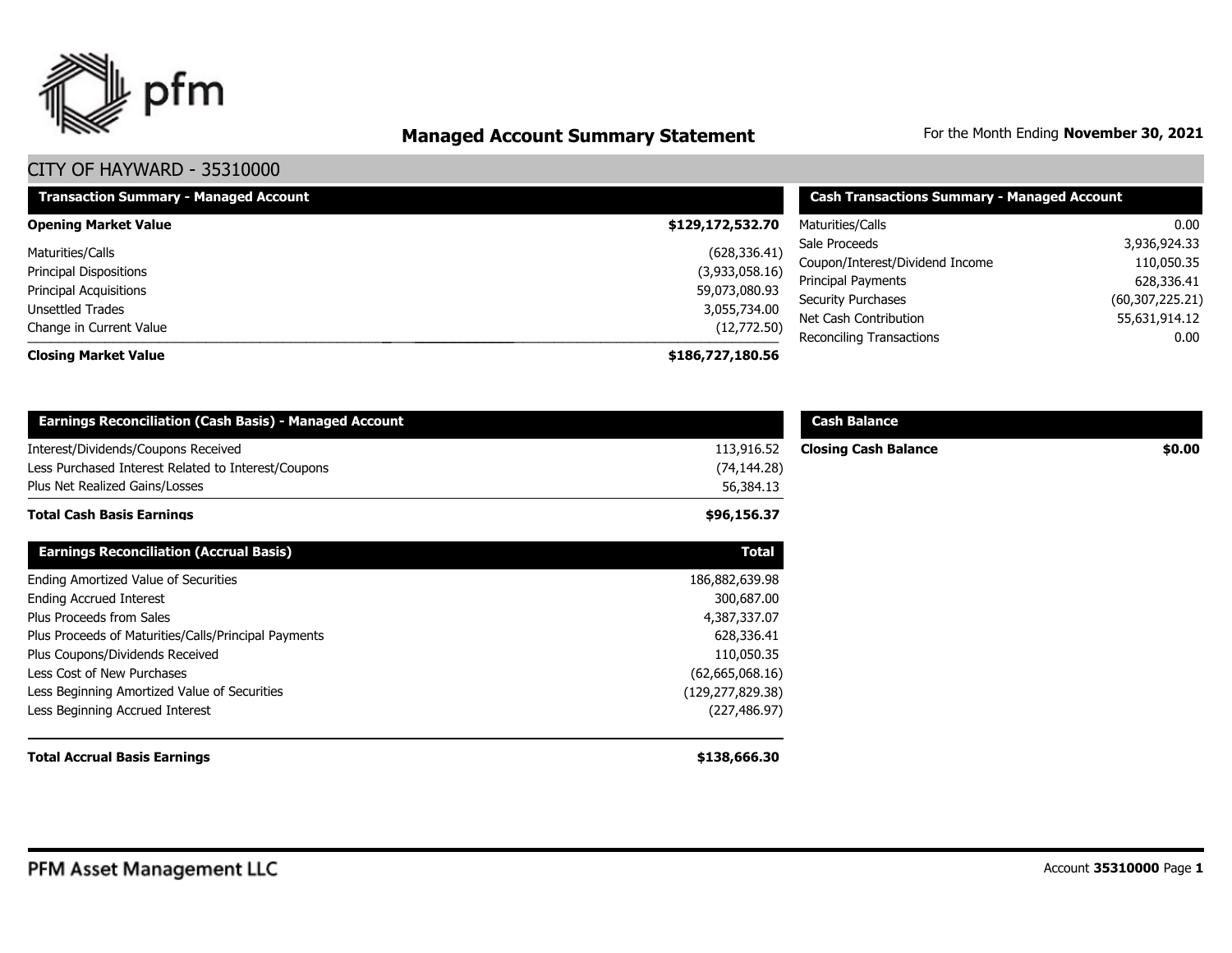# Managed Account Summary Statement

For the Month Ending **November 30, 2021**

## CITY OF HAYWARD - 35310000

| Transaction Summary - Managed Account | |
|---|---|
| **Opening Market Value** | **$129,172,532.70** |
| Maturities/Calls | (628,336.41) |
| Principal Dispositions | (3,933,058.16) |
| Principal Acquisitions | 59,073,080.93 |
| Unsettled Trades | 3,055,734.00 |
| Change in Current Value | (12,772.50) |
| **Closing Market Value** | **$186,727,180.56** |

| Cash Transactions Summary - Managed Account | |
|---|---|
| Maturities/Calls | 0.00 |
| Sale Proceeds | 3,936,924.33 |
| Coupon/Interest/Dividend Income | 110,050.35 |
| Principal Payments | 628,336.41 |
| Security Purchases | (60,307,225.21) |
| Net Cash Contribution | 55,631,914.12 |
| Reconciling Transactions | 0.00 |

| Earnings Reconciliation (Cash Basis) - Managed Account | |
|---|---|
| Interest/Dividends/Coupons Received | 113,916.52 |
| Less Purchased Interest Related to Interest/Coupons | (74,144.28) |
| Plus Net Realized Gains/Losses | 56,384.13 |
| **Total Cash Basis Earnings** | **$96,156.37** |

| Cash Balance | |
|---|---|
| **Closing Cash Balance** | **$0.00** |

| Earnings Reconciliation (Accrual Basis) | Total |
|---|---|
| Ending Amortized Value of Securities | 186,882,639.98 |
| Ending Accrued Interest | 300,687.00 |
| Plus Proceeds from Sales | 4,387,337.07 |
| Plus Proceeds of Maturities/Calls/Principal Payments | 628,336.41 |
| Plus Coupons/Dividends Received | 110,050.35 |
| Less Cost of New Purchases | (62,665,068.16) |
| Less Beginning Amortized Value of Securities | (129,277,829.38) |
| Less Beginning Accrued Interest | (227,486.97) |
| **Total Accrual Basis Earnings** | **$138,666.30** |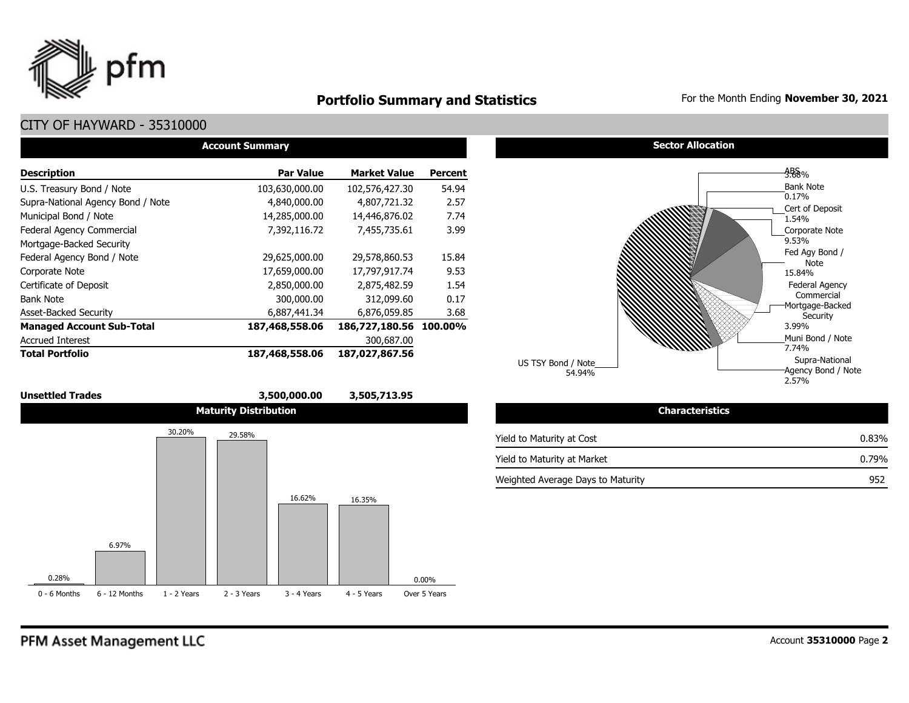# Portfolio Summary and Statistics

For the Month Ending **November 30, 2021**

## CITY OF HAYWARD - 35310000

### Account Summary

| Description | Par Value | Market Value | Percent |
|---|---|---|---|
| U.S. Treasury Bond / Note | 103,630,000.00 | 102,576,427.30 | 54.94 |
| Supra-National Agency Bond / Note | 4,840,000.00 | 4,807,721.32 | 2.57 |
| Municipal Bond / Note | 14,285,000.00 | 14,446,876.02 | 7.74 |
| Federal Agency Commercial Mortgage-Backed Security | 7,392,116.72 | 7,455,735.61 | 3.99 |
| Federal Agency Bond / Note | 29,625,000.00 | 29,578,860.53 | 15.84 |
| Corporate Note | 17,659,000.00 | 17,797,917.74 | 9.53 |
| Certificate of Deposit | 2,850,000.00 | 2,875,482.59 | 1.54 |
| Bank Note | 300,000.00 | 312,099.60 | 0.17 |
| Asset-Backed Security | 6,887,441.34 | 6,876,059.85 | 3.68 |
| **Managed Account Sub-Total** | **187,468,558.06** | **186,727,180.56** | **100.00%** |
| Accrued Interest | | 300,687.00 | |
| **Total Portfolio** | **187,468,558.06** | **187,027,867.56** | |
| | | | |
| **Unsettled Trades** | **3,500,000.00** | **3,505,713.95** | |

### Sector Allocation

| Sector | Percent |
|---|---|
| ABS | 3.68% |
| Bank Note | 0.17% |
| Cert of Deposit | 1.54% |
| Corporate Note | 9.53% |
| Fed Agy Bond / Note | 15.84% |
| Federal Agency Commercial Mortgage-Backed Security | 3.99% |
| Muni Bond / Note | 7.74% |
| Supra-National Agency Bond / Note | 2.57% |
| US TSY Bond / Note | 54.94% |

### Maturity Distribution

| 0 - 6 Months | 6 - 12 Months | 1 - 2 Years | 2 - 3 Years | 3 - 4 Years | 4 - 5 Years | Over 5 Years |
|---|---|---|---|---|---|---|
| 0.28% | 6.97% | 30.20% | 29.58% | 16.62% | 16.35% | 0.00% |

### Characteristics

| | |
|---|---|
| Yield to Maturity at Cost | 0.83% |
| Yield to Maturity at Market | 0.79% |
| Weighted Average Days to Maturity | 952 |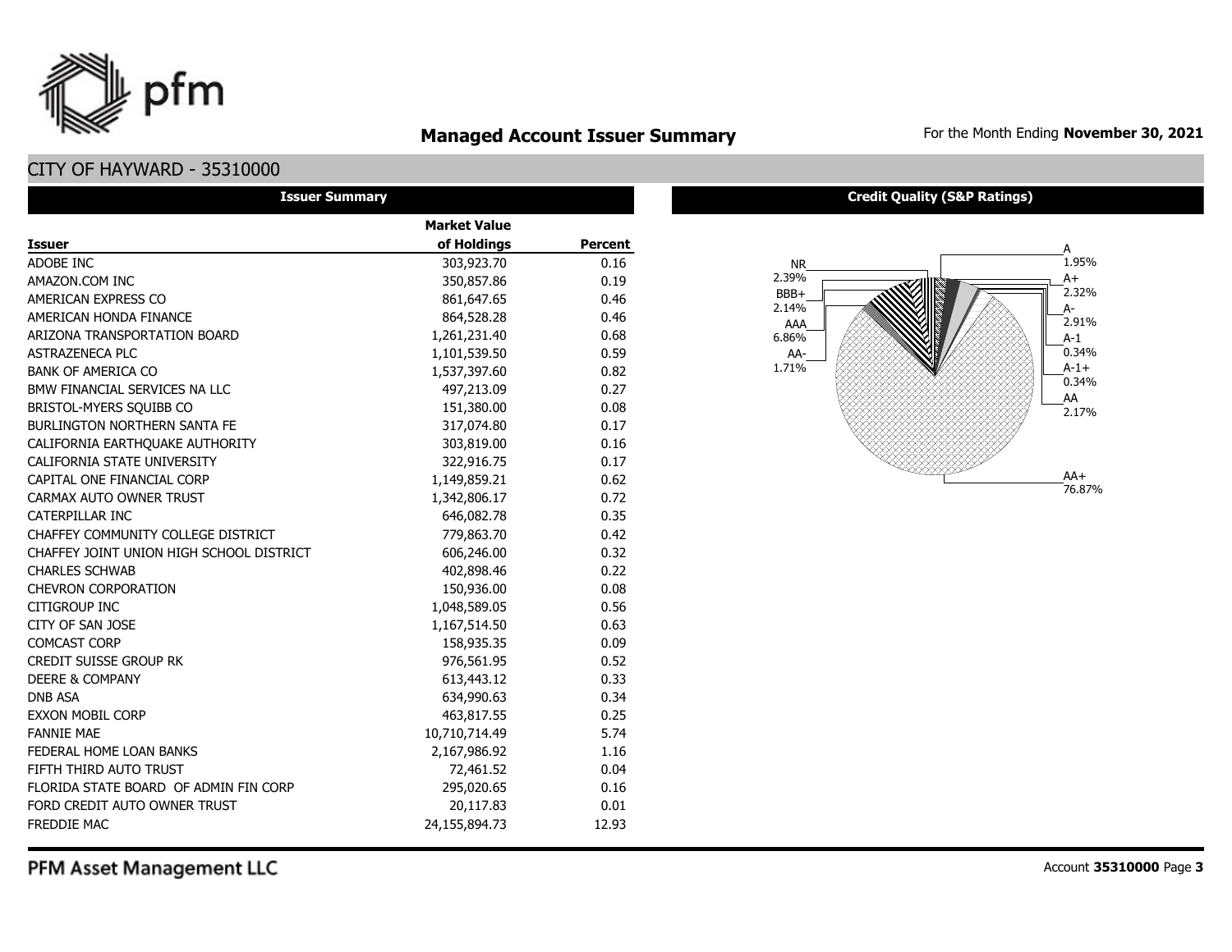# Managed Account Issuer Summary

For the Month Ending **November 30, 2021**

## CITY OF HAYWARD - 35310000

### Issuer Summary

| Issuer | Market Value of Holdings | Percent |
|---|---|---|
| ADOBE INC | 303,923.70 | 0.16 |
| AMAZON.COM INC | 350,857.86 | 0.19 |
| AMERICAN EXPRESS CO | 861,647.65 | 0.46 |
| AMERICAN HONDA FINANCE | 864,528.28 | 0.46 |
| ARIZONA TRANSPORTATION BOARD | 1,261,231.40 | 0.68 |
| ASTRAZENECA PLC | 1,101,539.50 | 0.59 |
| BANK OF AMERICA CO | 1,537,397.60 | 0.82 |
| BMW FINANCIAL SERVICES NA LLC | 497,213.09 | 0.27 |
| BRISTOL-MYERS SQUIBB CO | 151,380.00 | 0.08 |
| BURLINGTON NORTHERN SANTA FE | 317,074.80 | 0.17 |
| CALIFORNIA EARTHQUAKE AUTHORITY | 303,819.00 | 0.16 |
| CALIFORNIA STATE UNIVERSITY | 322,916.75 | 0.17 |
| CAPITAL ONE FINANCIAL CORP | 1,149,859.21 | 0.62 |
| CARMAX AUTO OWNER TRUST | 1,342,806.17 | 0.72 |
| CATERPILLAR INC | 646,082.78 | 0.35 |
| CHAFFEY COMMUNITY COLLEGE DISTRICT | 779,863.70 | 0.42 |
| CHAFFEY JOINT UNION HIGH SCHOOL DISTRICT | 606,246.00 | 0.32 |
| CHARLES SCHWAB | 402,898.46 | 0.22 |
| CHEVRON CORPORATION | 150,936.00 | 0.08 |
| CITIGROUP INC | 1,048,589.05 | 0.56 |
| CITY OF SAN JOSE | 1,167,514.50 | 0.63 |
| COMCAST CORP | 158,935.35 | 0.09 |
| CREDIT SUISSE GROUP RK | 976,561.95 | 0.52 |
| DEERE & COMPANY | 613,443.12 | 0.33 |
| DNB ASA | 634,990.63 | 0.34 |
| EXXON MOBIL CORP | 463,817.55 | 0.25 |
| FANNIE MAE | 10,710,714.49 | 5.74 |
| FEDERAL HOME LOAN BANKS | 2,167,986.92 | 1.16 |
| FIFTH THIRD AUTO TRUST | 72,461.52 | 0.04 |
| FLORIDA STATE BOARD OF ADMIN FIN CORP | 295,020.65 | 0.16 |
| FORD CREDIT AUTO OWNER TRUST | 20,117.83 | 0.01 |
| FREDDIE MAC | 24,155,894.73 | 12.93 |

### Credit Quality (S&P Ratings)

| Rating | Percent |
|---|---|
| NR | 2.39% |
| BBB+ | 2.14% |
| AAA | 6.86% |
| AA- | 1.71% |
| A | 1.95% |
| A+ | 2.32% |
| A- | 2.91% |
| A-1 | 0.34% |
| A-1+ | 0.34% |
| AA | 2.17% |
| AA+ | 76.87% |

PFM Asset Management LLC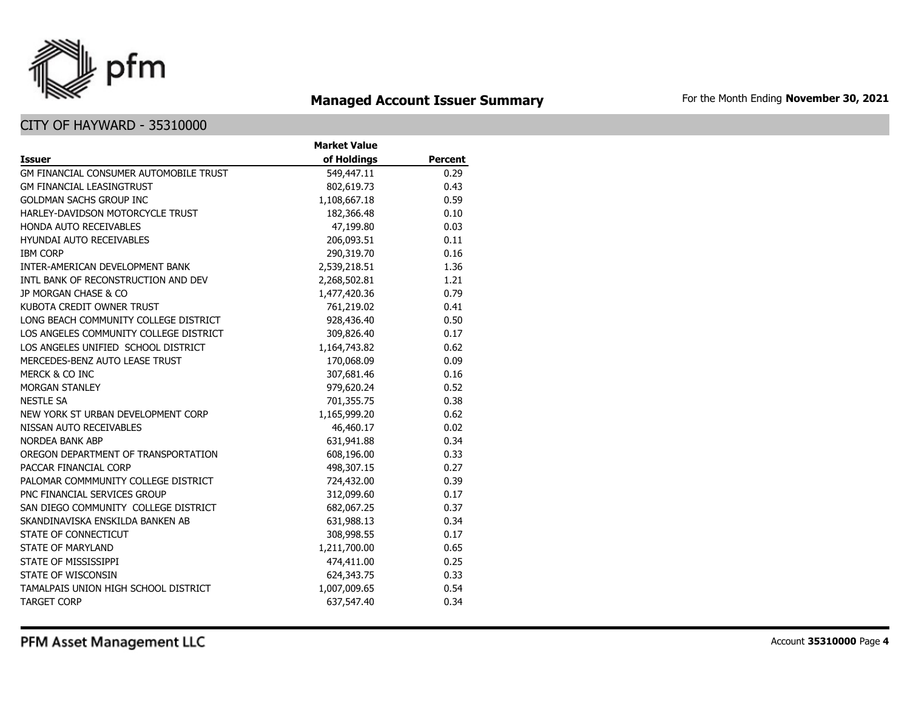# Managed Account Issuer Summary

For the Month Ending **November 30, 2021**

## CITY OF HAYWARD - 35310000

| Issuer | Market Value of Holdings | Percent |
|---|---|---|
| GM FINANCIAL CONSUMER AUTOMOBILE TRUST | 549,447.11 | 0.29 |
| GM FINANCIAL LEASINGTRUST | 802,619.73 | 0.43 |
| GOLDMAN SACHS GROUP INC | 1,108,667.18 | 0.59 |
| HARLEY-DAVIDSON MOTORCYCLE TRUST | 182,366.48 | 0.10 |
| HONDA AUTO RECEIVABLES | 47,199.80 | 0.03 |
| HYUNDAI AUTO RECEIVABLES | 206,093.51 | 0.11 |
| IBM CORP | 290,319.70 | 0.16 |
| INTER-AMERICAN DEVELOPMENT BANK | 2,539,218.51 | 1.36 |
| INTL BANK OF RECONSTRUCTION AND DEV | 2,268,502.81 | 1.21 |
| JP MORGAN CHASE & CO | 1,477,420.36 | 0.79 |
| KUBOTA CREDIT OWNER TRUST | 761,219.02 | 0.41 |
| LONG BEACH COMMUNITY COLLEGE DISTRICT | 928,436.40 | 0.50 |
| LOS ANGELES COMMUNITY COLLEGE DISTRICT | 309,826.40 | 0.17 |
| LOS ANGELES UNIFIED SCHOOL DISTRICT | 1,164,743.82 | 0.62 |
| MERCEDES-BENZ AUTO LEASE TRUST | 170,068.09 | 0.09 |
| MERCK & CO INC | 307,681.46 | 0.16 |
| MORGAN STANLEY | 979,620.24 | 0.52 |
| NESTLE SA | 701,355.75 | 0.38 |
| NEW YORK ST URBAN DEVELOPMENT CORP | 1,165,999.20 | 0.62 |
| NISSAN AUTO RECEIVABLES | 46,460.17 | 0.02 |
| NORDEA BANK ABP | 631,941.88 | 0.34 |
| OREGON DEPARTMENT OF TRANSPORTATION | 608,196.00 | 0.33 |
| PACCAR FINANCIAL CORP | 498,307.15 | 0.27 |
| PALOMAR COMMMUNITY COLLEGE DISTRICT | 724,432.00 | 0.39 |
| PNC FINANCIAL SERVICES GROUP | 312,099.60 | 0.17 |
| SAN DIEGO COMMUNITY COLLEGE DISTRICT | 682,067.25 | 0.37 |
| SKANDINAVISKA ENSKILDA BANKEN AB | 631,988.13 | 0.34 |
| STATE OF CONNECTICUT | 308,998.55 | 0.17 |
| STATE OF MARYLAND | 1,211,700.00 | 0.65 |
| STATE OF MISSISSIPPI | 474,411.00 | 0.25 |
| STATE OF WISCONSIN | 624,343.75 | 0.33 |
| TAMALPAIS UNION HIGH SCHOOL DISTRICT | 1,007,009.65 | 0.54 |
| TARGET CORP | 637,547.40 | 0.34 |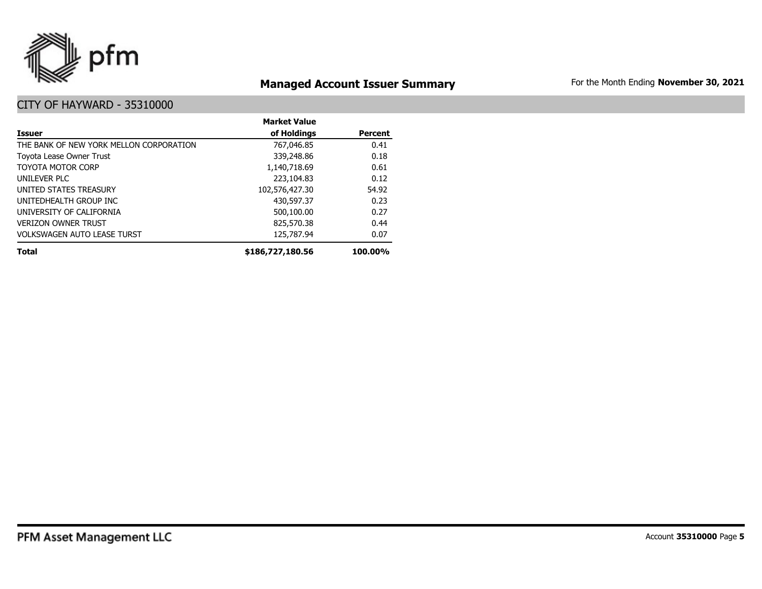## Managed Account Issuer Summary

For the Month Ending **November 30, 2021**

### CITY OF HAYWARD - 35310000

| Issuer | Market Value of Holdings | Percent |
|---|---:|---:|
| THE BANK OF NEW YORK MELLON CORPORATION | 767,046.85 | 0.41 |
| Toyota Lease Owner Trust | 339,248.86 | 0.18 |
| TOYOTA MOTOR CORP | 1,140,718.69 | 0.61 |
| UNILEVER PLC | 223,104.83 | 0.12 |
| UNITED STATES TREASURY | 102,576,427.30 | 54.92 |
| UNITEDHEALTH GROUP INC | 430,597.37 | 0.23 |
| UNIVERSITY OF CALIFORNIA | 500,100.00 | 0.27 |
| VERIZON OWNER TRUST | 825,570.38 | 0.44 |
| VOLKSWAGEN AUTO LEASE TURST | 125,787.94 | 0.07 |
| **Total** | **$186,727,180.56** | **100.00%** |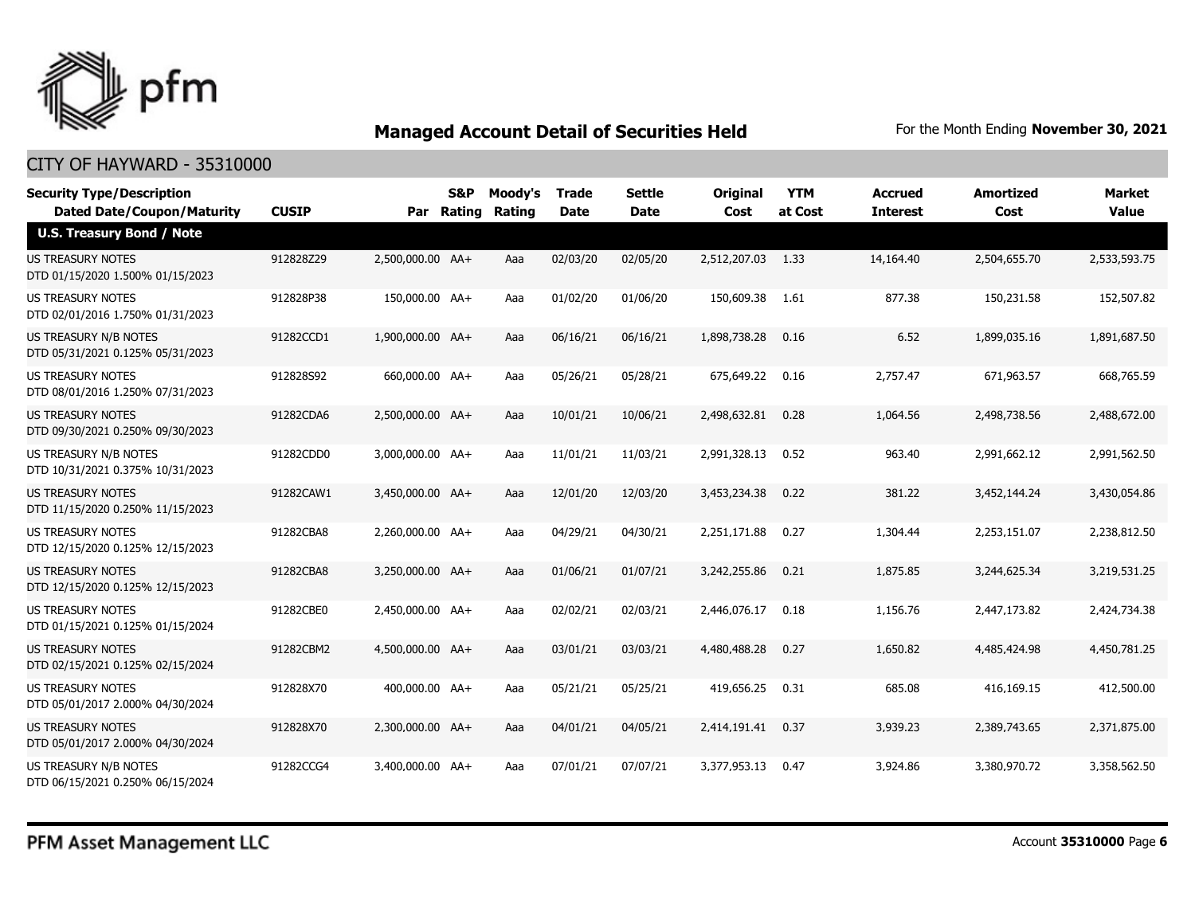## Managed Account Detail of Securities Held

For the Month Ending **November 30, 2021**

CITY OF HAYWARD - 35310000

| Security Type/Description Dated Date/Coupon/Maturity | CUSIP | Par | S&P Rating | Moody's Rating | Trade Date | Settle Date | Original Cost | YTM at Cost | Accrued Interest | Amortized Cost | Market Value |
|---|---|---|---|---|---|---|---|---|---|---|---|
| **U.S. Treasury Bond / Note** | | | | | | | | | | | |
| US TREASURY NOTES DTD 01/15/2020 1.500% 01/15/2023 | 912828Z29 | 2,500,000.00 | AA+ | Aaa | 02/03/20 | 02/05/20 | 2,512,207.03 | 1.33 | 14,164.40 | 2,504,655.70 | 2,533,593.75 |
| US TREASURY NOTES DTD 02/01/2016 1.750% 01/31/2023 | 912828P38 | 150,000.00 | AA+ | Aaa | 01/02/20 | 01/06/20 | 150,609.38 | 1.61 | 877.38 | 150,231.58 | 152,507.82 |
| US TREASURY N/B NOTES DTD 05/31/2021 0.125% 05/31/2023 | 91282CCD1 | 1,900,000.00 | AA+ | Aaa | 06/16/21 | 06/16/21 | 1,898,738.28 | 0.16 | 6.52 | 1,899,035.16 | 1,891,687.50 |
| US TREASURY NOTES DTD 08/01/2016 1.250% 07/31/2023 | 912828S92 | 660,000.00 | AA+ | Aaa | 05/26/21 | 05/28/21 | 675,649.22 | 0.16 | 2,757.47 | 671,963.57 | 668,765.59 |
| US TREASURY NOTES DTD 09/30/2021 0.250% 09/30/2023 | 91282CDA6 | 2,500,000.00 | AA+ | Aaa | 10/01/21 | 10/06/21 | 2,498,632.81 | 0.28 | 1,064.56 | 2,498,738.56 | 2,488,672.00 |
| US TREASURY N/B NOTES DTD 10/31/2021 0.375% 10/31/2023 | 91282CDD0 | 3,000,000.00 | AA+ | Aaa | 11/01/21 | 11/03/21 | 2,991,328.13 | 0.52 | 963.40 | 2,991,662.12 | 2,991,562.50 |
| US TREASURY NOTES DTD 11/15/2020 0.250% 11/15/2023 | 91282CAW1 | 3,450,000.00 | AA+ | Aaa | 12/01/20 | 12/03/20 | 3,453,234.38 | 0.22 | 381.22 | 3,452,144.24 | 3,430,054.86 |
| US TREASURY NOTES DTD 12/15/2020 0.125% 12/15/2023 | 91282CBA8 | 2,260,000.00 | AA+ | Aaa | 04/29/21 | 04/30/21 | 2,251,171.88 | 0.27 | 1,304.44 | 2,253,151.07 | 2,238,812.50 |
| US TREASURY NOTES DTD 12/15/2020 0.125% 12/15/2023 | 91282CBA8 | 3,250,000.00 | AA+ | Aaa | 01/06/21 | 01/07/21 | 3,242,255.86 | 0.21 | 1,875.85 | 3,244,625.34 | 3,219,531.25 |
| US TREASURY NOTES DTD 01/15/2021 0.125% 01/15/2024 | 91282CBE0 | 2,450,000.00 | AA+ | Aaa | 02/02/21 | 02/03/21 | 2,446,076.17 | 0.18 | 1,156.76 | 2,447,173.82 | 2,424,734.38 |
| US TREASURY NOTES DTD 02/15/2021 0.125% 02/15/2024 | 91282CBM2 | 4,500,000.00 | AA+ | Aaa | 03/01/21 | 03/03/21 | 4,480,488.28 | 0.27 | 1,650.82 | 4,485,424.98 | 4,450,781.25 |
| US TREASURY NOTES DTD 05/01/2017 2.000% 04/30/2024 | 912828X70 | 400,000.00 | AA+ | Aaa | 05/21/21 | 05/25/21 | 419,656.25 | 0.31 | 685.08 | 416,169.15 | 412,500.00 |
| US TREASURY NOTES DTD 05/01/2017 2.000% 04/30/2024 | 912828X70 | 2,300,000.00 | AA+ | Aaa | 04/01/21 | 04/05/21 | 2,414,191.41 | 0.37 | 3,939.23 | 2,389,743.65 | 2,371,875.00 |
| US TREASURY N/B NOTES DTD 06/15/2021 0.250% 06/15/2024 | 91282CCG4 | 3,400,000.00 | AA+ | Aaa | 07/01/21 | 07/07/21 | 3,377,953.13 | 0.47 | 3,924.86 | 3,380,970.72 | 3,358,562.50 |

PFM Asset Management LLC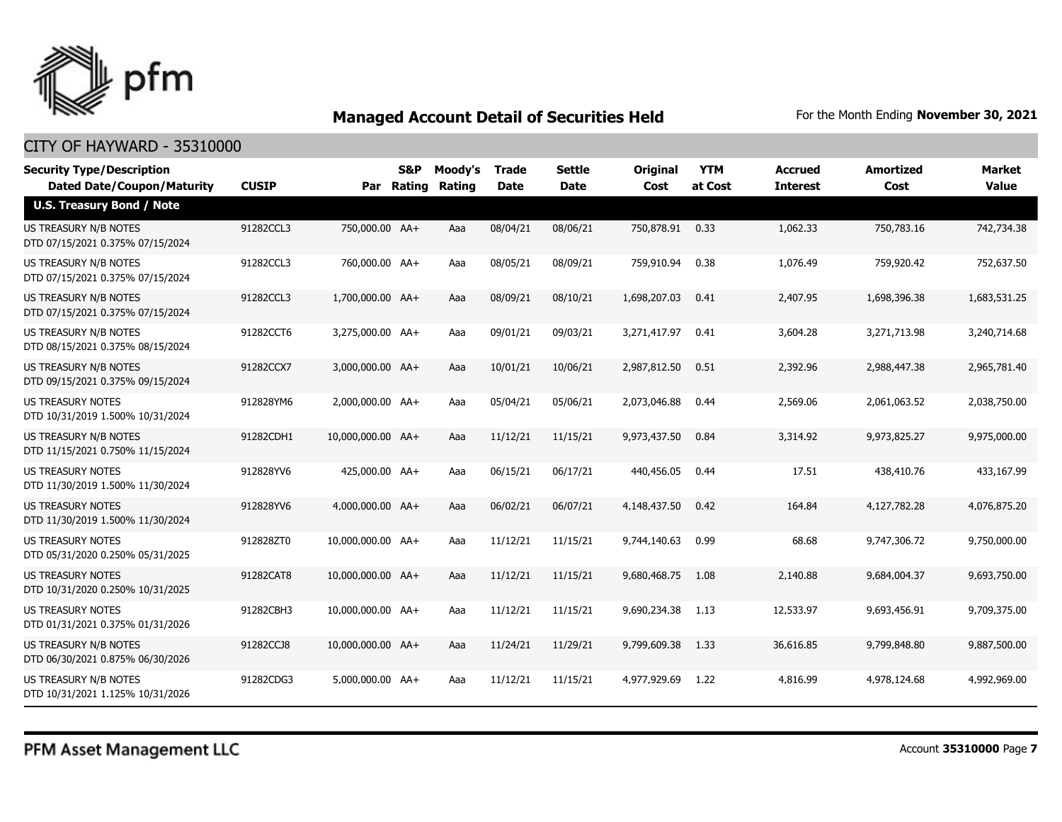# Managed Account Detail of Securities Held

For the Month Ending **November 30, 2021**

## CITY OF HAYWARD - 35310000

| Security Type/Description Dated Date/Coupon/Maturity | CUSIP | Par | S&P Rating | Moody's Rating | Trade Date | Settle Date | Original Cost | YTM at Cost | Accrued Interest | Amortized Cost | Market Value |
|---|---|---|---|---|---|---|---|---|---|---|---|
| **U.S. Treasury Bond / Note** | | | | | | | | | | | |
| US TREASURY N/B NOTES DTD 07/15/2021 0.375% 07/15/2024 | 91282CCL3 | 750,000.00 | AA+ | Aaa | 08/04/21 | 08/06/21 | 750,878.91 | 0.33 | 1,062.33 | 750,783.16 | 742,734.38 |
| US TREASURY N/B NOTES DTD 07/15/2021 0.375% 07/15/2024 | 91282CCL3 | 760,000.00 | AA+ | Aaa | 08/05/21 | 08/09/21 | 759,910.94 | 0.38 | 1,076.49 | 759,920.42 | 752,637.50 |
| US TREASURY N/B NOTES DTD 07/15/2021 0.375% 07/15/2024 | 91282CCL3 | 1,700,000.00 | AA+ | Aaa | 08/09/21 | 08/10/21 | 1,698,207.03 | 0.41 | 2,407.95 | 1,698,396.38 | 1,683,531.25 |
| US TREASURY N/B NOTES DTD 08/15/2021 0.375% 08/15/2024 | 91282CCT6 | 3,275,000.00 | AA+ | Aaa | 09/01/21 | 09/03/21 | 3,271,417.97 | 0.41 | 3,604.28 | 3,271,713.98 | 3,240,714.68 |
| US TREASURY N/B NOTES DTD 09/15/2021 0.375% 09/15/2024 | 91282CCX7 | 3,000,000.00 | AA+ | Aaa | 10/01/21 | 10/06/21 | 2,987,812.50 | 0.51 | 2,392.96 | 2,988,447.38 | 2,965,781.40 |
| US TREASURY NOTES DTD 10/31/2019 1.500% 10/31/2024 | 912828YM6 | 2,000,000.00 | AA+ | Aaa | 05/04/21 | 05/06/21 | 2,073,046.88 | 0.44 | 2,569.06 | 2,061,063.52 | 2,038,750.00 |
| US TREASURY N/B NOTES DTD 11/15/2021 0.750% 11/15/2024 | 91282CDH1 | 10,000,000.00 | AA+ | Aaa | 11/12/21 | 11/15/21 | 9,973,437.50 | 0.84 | 3,314.92 | 9,973,825.27 | 9,975,000.00 |
| US TREASURY NOTES DTD 11/30/2019 1.500% 11/30/2024 | 912828YV6 | 425,000.00 | AA+ | Aaa | 06/15/21 | 06/17/21 | 440,456.05 | 0.44 | 17.51 | 438,410.76 | 433,167.99 |
| US TREASURY NOTES DTD 11/30/2019 1.500% 11/30/2024 | 912828YV6 | 4,000,000.00 | AA+ | Aaa | 06/02/21 | 06/07/21 | 4,148,437.50 | 0.42 | 164.84 | 4,127,782.28 | 4,076,875.20 |
| US TREASURY NOTES DTD 05/31/2020 0.250% 05/31/2025 | 912828ZT0 | 10,000,000.00 | AA+ | Aaa | 11/12/21 | 11/15/21 | 9,744,140.63 | 0.99 | 68.68 | 9,747,306.72 | 9,750,000.00 |
| US TREASURY NOTES DTD 10/31/2020 0.250% 10/31/2025 | 91282CAT8 | 10,000,000.00 | AA+ | Aaa | 11/12/21 | 11/15/21 | 9,680,468.75 | 1.08 | 2,140.88 | 9,684,004.37 | 9,693,750.00 |
| US TREASURY NOTES DTD 01/31/2021 0.375% 01/31/2026 | 91282CBH3 | 10,000,000.00 | AA+ | Aaa | 11/12/21 | 11/15/21 | 9,690,234.38 | 1.13 | 12,533.97 | 9,693,456.91 | 9,709,375.00 |
| US TREASURY N/B NOTES DTD 06/30/2021 0.875% 06/30/2026 | 91282CCJ8 | 10,000,000.00 | AA+ | Aaa | 11/24/21 | 11/29/21 | 9,799,609.38 | 1.33 | 36,616.85 | 9,799,848.80 | 9,887,500.00 |
| US TREASURY N/B NOTES DTD 10/31/2021 1.125% 10/31/2026 | 91282CDG3 | 5,000,000.00 | AA+ | Aaa | 11/12/21 | 11/15/21 | 4,977,929.69 | 1.22 | 4,816.99 | 4,978,124.68 | 4,992,969.00 |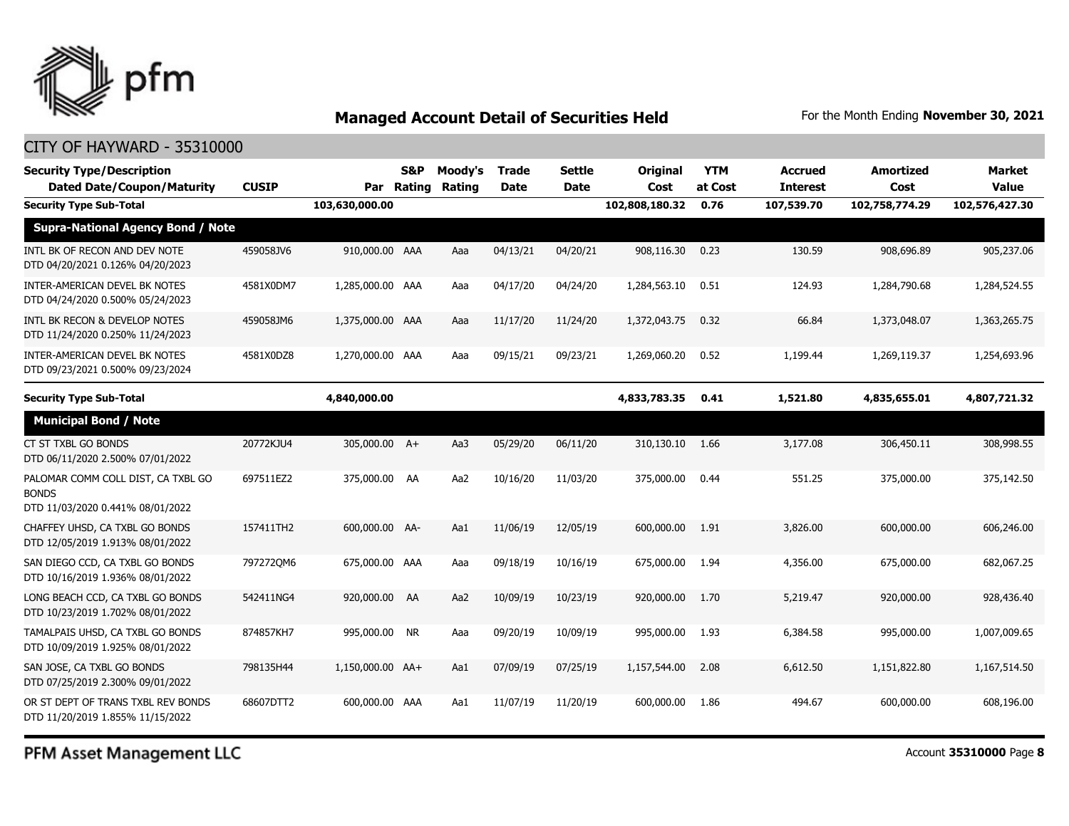## Managed Account Detail of Securities Held

For the Month Ending **November 30, 2021**

CITY OF HAYWARD - 35310000

| Security Type/Description Dated Date/Coupon/Maturity | CUSIP | Par | S&P Rating | Moody's Rating | Trade Date | Settle Date | Original Cost | YTM at Cost | Accrued Interest | Amortized Cost | Market Value |
|---|---|---|---|---|---|---|---|---|---|---|---|
| **Security Type Sub-Total** | | **103,630,000.00** | | | | | **102,808,180.32** | **0.76** | **107,539.70** | **102,758,774.29** | **102,576,427.30** |
| **Supra-National Agency Bond / Note** | | | | | | | | | | | |
| INTL BK OF RECON AND DEV NOTE DTD 04/20/2021 0.126% 04/20/2023 | 459058JV6 | 910,000.00 | AAA | Aaa | 04/13/21 | 04/20/21 | 908,116.30 | 0.23 | 130.59 | 908,696.89 | 905,237.06 |
| INTER-AMERICAN DEVEL BK NOTES DTD 04/24/2020 0.500% 05/24/2023 | 4581X0DM7 | 1,285,000.00 | AAA | Aaa | 04/17/20 | 04/24/20 | 1,284,563.10 | 0.51 | 124.93 | 1,284,790.68 | 1,284,524.55 |
| INTL BK RECON & DEVELOP NOTES DTD 11/24/2020 0.250% 11/24/2023 | 459058JM6 | 1,375,000.00 | AAA | Aaa | 11/17/20 | 11/24/20 | 1,372,043.75 | 0.32 | 66.84 | 1,373,048.07 | 1,363,265.75 |
| INTER-AMERICAN DEVEL BK NOTES DTD 09/23/2021 0.500% 09/23/2024 | 4581X0DZ8 | 1,270,000.00 | AAA | Aaa | 09/15/21 | 09/23/21 | 1,269,060.20 | 0.52 | 1,199.44 | 1,269,119.37 | 1,254,693.96 |
| **Security Type Sub-Total** | | **4,840,000.00** | | | | | **4,833,783.35** | **0.41** | **1,521.80** | **4,835,655.01** | **4,807,721.32** |
| **Municipal Bond / Note** | | | | | | | | | | | |
| CT ST TXBL GO BONDS DTD 06/11/2020 2.500% 07/01/2022 | 20772KJU4 | 305,000.00 | A+ | Aa3 | 05/29/20 | 06/11/20 | 310,130.10 | 1.66 | 3,177.08 | 306,450.11 | 308,998.55 |
| PALOMAR COMM COLL DIST, CA TXBL GO BONDS DTD 11/03/2020 0.441% 08/01/2022 | 697511EZ2 | 375,000.00 | AA | Aa2 | 10/16/20 | 11/03/20 | 375,000.00 | 0.44 | 551.25 | 375,000.00 | 375,142.50 |
| CHAFFEY UHSD, CA TXBL GO BONDS DTD 12/05/2019 1.913% 08/01/2022 | 157411TH2 | 600,000.00 | AA- | Aa1 | 11/06/19 | 12/05/19 | 600,000.00 | 1.91 | 3,826.00 | 600,000.00 | 606,246.00 |
| SAN DIEGO CCD, CA TXBL GO BONDS DTD 10/16/2019 1.936% 08/01/2022 | 797272QM6 | 675,000.00 | AAA | Aaa | 09/18/19 | 10/16/19 | 675,000.00 | 1.94 | 4,356.00 | 675,000.00 | 682,067.25 |
| LONG BEACH CCD, CA TXBL GO BONDS DTD 10/23/2019 1.702% 08/01/2022 | 542411NG4 | 920,000.00 | AA | Aa2 | 10/09/19 | 10/23/19 | 920,000.00 | 1.70 | 5,219.47 | 920,000.00 | 928,436.40 |
| TAMALPAIS UHSD, CA TXBL GO BONDS DTD 10/09/2019 1.925% 08/01/2022 | 874857KH7 | 995,000.00 | NR | Aaa | 09/20/19 | 10/09/19 | 995,000.00 | 1.93 | 6,384.58 | 995,000.00 | 1,007,009.65 |
| SAN JOSE, CA TXBL GO BONDS DTD 07/25/2019 2.300% 09/01/2022 | 798135H44 | 1,150,000.00 | AA+ | Aa1 | 07/09/19 | 07/25/19 | 1,157,544.00 | 2.08 | 6,612.50 | 1,151,822.80 | 1,167,514.50 |
| OR ST DEPT OF TRANS TXBL REV BONDS DTD 11/20/2019 1.855% 11/15/2022 | 68607DTT2 | 600,000.00 | AAA | Aa1 | 11/07/19 | 11/20/19 | 600,000.00 | 1.86 | 494.67 | 600,000.00 | 608,196.00 |

PFM Asset Management LLC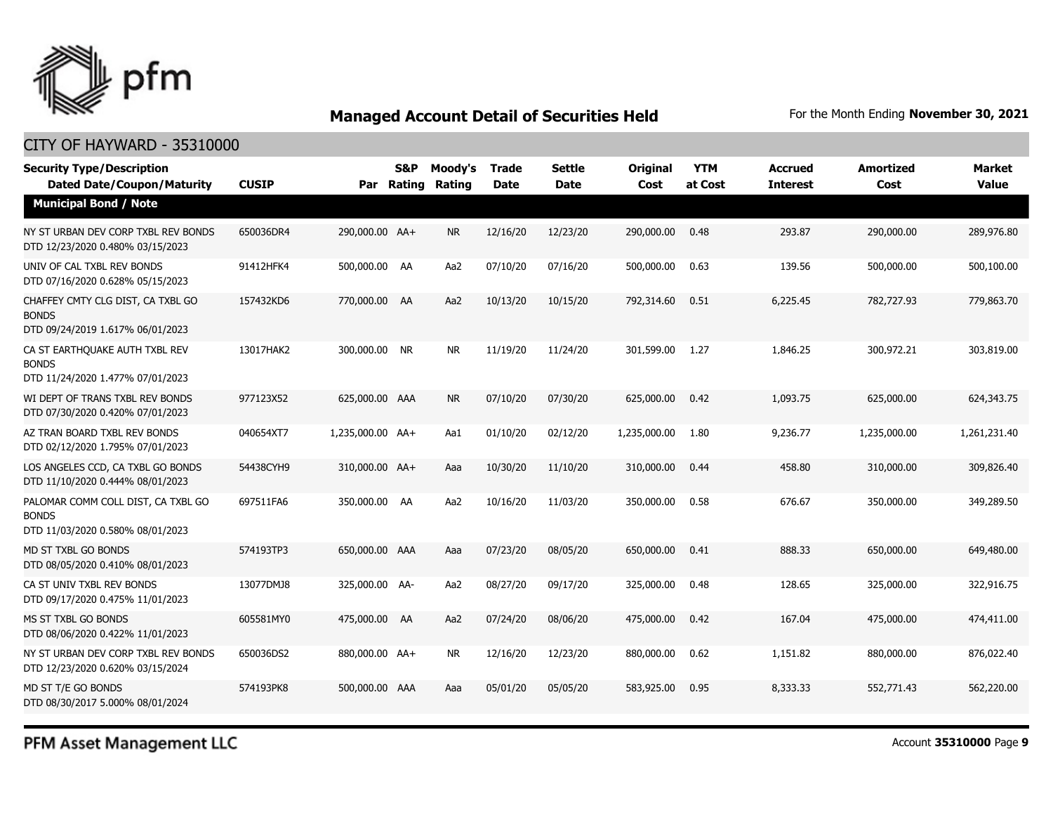## Managed Account Detail of Securities Held

For the Month Ending **November 30, 2021**

CITY OF HAYWARD - 35310000

| Security Type/Description Dated Date/Coupon/Maturity | CUSIP | Par | S&P Rating | Moody's Rating | Trade Date | Settle Date | Original Cost | YTM at Cost | Accrued Interest | Amortized Cost | Market Value |
|---|---|---|---|---|---|---|---|---|---|---|---|
| **Municipal Bond / Note** | | | | | | | | | | | |
| NY ST URBAN DEV CORP TXBL REV BONDS DTD 12/23/2020 0.480% 03/15/2023 | 650036DR4 | 290,000.00 | AA+ | NR | 12/16/20 | 12/23/20 | 290,000.00 | 0.48 | 293.87 | 290,000.00 | 289,976.80 |
| UNIV OF CAL TXBL REV BONDS DTD 07/16/2020 0.628% 05/15/2023 | 91412HFK4 | 500,000.00 | AA | Aa2 | 07/10/20 | 07/16/20 | 500,000.00 | 0.63 | 139.56 | 500,000.00 | 500,100.00 |
| CHAFFEY CMTY CLG DIST, CA TXBL GO BONDS DTD 09/24/2019 1.617% 06/01/2023 | 157432KD6 | 770,000.00 | AA | Aa2 | 10/13/20 | 10/15/20 | 792,314.60 | 0.51 | 6,225.45 | 782,727.93 | 779,863.70 |
| CA ST EARTHQUAKE AUTH TXBL REV BONDS DTD 11/24/2020 1.477% 07/01/2023 | 13017HAK2 | 300,000.00 | NR | NR | 11/19/20 | 11/24/20 | 301,599.00 | 1.27 | 1,846.25 | 300,972.21 | 303,819.00 |
| WI DEPT OF TRANS TXBL REV BONDS DTD 07/30/2020 0.420% 07/01/2023 | 977123X52 | 625,000.00 | AAA | NR | 07/10/20 | 07/30/20 | 625,000.00 | 0.42 | 1,093.75 | 625,000.00 | 624,343.75 |
| AZ TRAN BOARD TXBL REV BONDS DTD 02/12/2020 1.795% 07/01/2023 | 040654XT7 | 1,235,000.00 | AA+ | Aa1 | 01/10/20 | 02/12/20 | 1,235,000.00 | 1.80 | 9,236.77 | 1,235,000.00 | 1,261,231.40 |
| LOS ANGELES CCD, CA TXBL GO BONDS DTD 11/10/2020 0.444% 08/01/2023 | 54438CYH9 | 310,000.00 | AA+ | Aaa | 10/30/20 | 11/10/20 | 310,000.00 | 0.44 | 458.80 | 310,000.00 | 309,826.40 |
| PALOMAR COMM COLL DIST, CA TXBL GO BONDS DTD 11/03/2020 0.580% 08/01/2023 | 697511FA6 | 350,000.00 | AA | Aa2 | 10/16/20 | 11/03/20 | 350,000.00 | 0.58 | 676.67 | 350,000.00 | 349,289.50 |
| MD ST TXBL GO BONDS DTD 08/05/2020 0.410% 08/01/2023 | 574193TP3 | 650,000.00 | AAA | Aaa | 07/23/20 | 08/05/20 | 650,000.00 | 0.41 | 888.33 | 650,000.00 | 649,480.00 |
| CA ST UNIV TXBL REV BONDS DTD 09/17/2020 0.475% 11/01/2023 | 13077DMJ8 | 325,000.00 | AA- | Aa2 | 08/27/20 | 09/17/20 | 325,000.00 | 0.48 | 128.65 | 325,000.00 | 322,916.75 |
| MS ST TXBL GO BONDS DTD 08/06/2020 0.422% 11/01/2023 | 605581MY0 | 475,000.00 | AA | Aa2 | 07/24/20 | 08/06/20 | 475,000.00 | 0.42 | 167.04 | 475,000.00 | 474,411.00 |
| NY ST URBAN DEV CORP TXBL REV BONDS DTD 12/23/2020 0.620% 03/15/2024 | 650036DS2 | 880,000.00 | AA+ | NR | 12/16/20 | 12/23/20 | 880,000.00 | 0.62 | 1,151.82 | 880,000.00 | 876,022.40 |
| MD ST T/E GO BONDS DTD 08/30/2017 5.000% 08/01/2024 | 574193PK8 | 500,000.00 | AAA | Aaa | 05/01/20 | 05/05/20 | 583,925.00 | 0.95 | 8,333.33 | 552,771.43 | 562,220.00 |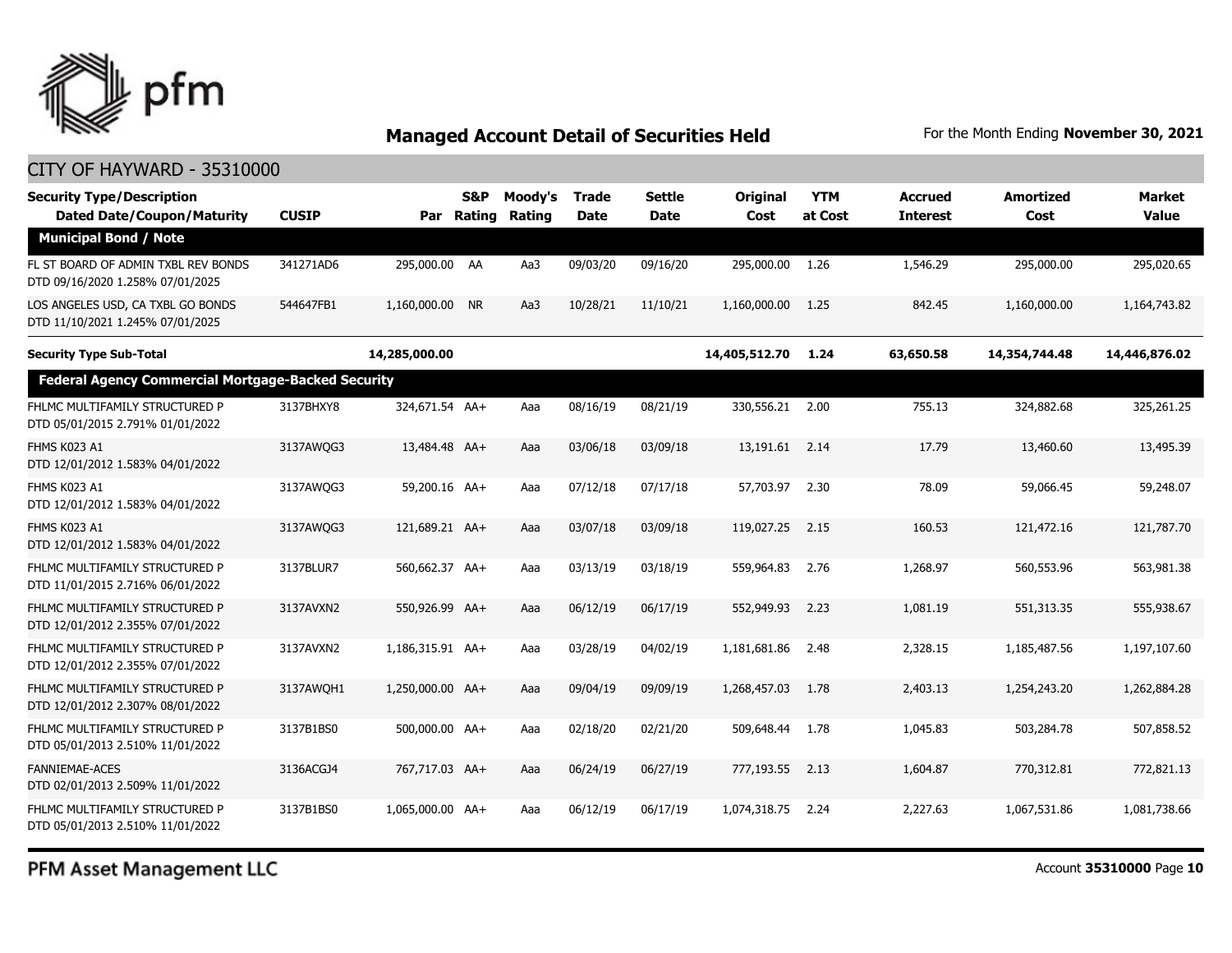## Managed Account Detail of Securities Held

For the Month Ending **November 30, 2021**

CITY OF HAYWARD - 35310000

| Security Type/Description Dated Date/Coupon/Maturity | CUSIP | Par | S&P Rating | Moody's Rating | Trade Date | Settle Date | Original Cost | YTM at Cost | Accrued Interest | Amortized Cost | Market Value |
|---|---|---|---|---|---|---|---|---|---|---|---|
| **Municipal Bond / Note** | | | | | | | | | | | |
| FL ST BOARD OF ADMIN TXBL REV BONDS DTD 09/16/2020 1.258% 07/01/2025 | 341271AD6 | 295,000.00 | AA | Aa3 | 09/03/20 | 09/16/20 | 295,000.00 | 1.26 | 1,546.29 | 295,000.00 | 295,020.65 |
| LOS ANGELES USD, CA TXBL GO BONDS DTD 11/10/2021 1.245% 07/01/2025 | 544647FB1 | 1,160,000.00 | NR | Aa3 | 10/28/21 | 11/10/21 | 1,160,000.00 | 1.25 | 842.45 | 1,160,000.00 | 1,164,743.82 |
| **Security Type Sub-Total** | | **14,285,000.00** | | | | | **14,405,512.70** | **1.24** | **63,650.58** | **14,354,744.48** | **14,446,876.02** |
| **Federal Agency Commercial Mortgage-Backed Security** | | | | | | | | | | | |
| FHLMC MULTIFAMILY STRUCTURED P DTD 05/01/2015 2.791% 01/01/2022 | 3137BHXY8 | 324,671.54 | AA+ | Aaa | 08/16/19 | 08/21/19 | 330,556.21 | 2.00 | 755.13 | 324,882.68 | 325,261.25 |
| FHMS K023 A1 DTD 12/01/2012 1.583% 04/01/2022 | 3137AWQG3 | 13,484.48 | AA+ | Aaa | 03/06/18 | 03/09/18 | 13,191.61 | 2.14 | 17.79 | 13,460.60 | 13,495.39 |
| FHMS K023 A1 DTD 12/01/2012 1.583% 04/01/2022 | 3137AWQG3 | 59,200.16 | AA+ | Aaa | 07/12/18 | 07/17/18 | 57,703.97 | 2.30 | 78.09 | 59,066.45 | 59,248.07 |
| FHMS K023 A1 DTD 12/01/2012 1.583% 04/01/2022 | 3137AWQG3 | 121,689.21 | AA+ | Aaa | 03/07/18 | 03/09/18 | 119,027.25 | 2.15 | 160.53 | 121,472.16 | 121,787.70 |
| FHLMC MULTIFAMILY STRUCTURED P DTD 11/01/2015 2.716% 06/01/2022 | 3137BLUR7 | 560,662.37 | AA+ | Aaa | 03/13/19 | 03/18/19 | 559,964.83 | 2.76 | 1,268.97 | 560,553.96 | 563,981.38 |
| FHLMC MULTIFAMILY STRUCTURED P DTD 12/01/2012 2.355% 07/01/2022 | 3137AVXN2 | 550,926.99 | AA+ | Aaa | 06/12/19 | 06/17/19 | 552,949.93 | 2.23 | 1,081.19 | 551,313.35 | 555,938.67 |
| FHLMC MULTIFAMILY STRUCTURED P DTD 12/01/2012 2.355% 07/01/2022 | 3137AVXN2 | 1,186,315.91 | AA+ | Aaa | 03/28/19 | 04/02/19 | 1,181,681.86 | 2.48 | 2,328.15 | 1,185,487.56 | 1,197,107.60 |
| FHLMC MULTIFAMILY STRUCTURED P DTD 12/01/2012 2.307% 08/01/2022 | 3137AWQH1 | 1,250,000.00 | AA+ | Aaa | 09/04/19 | 09/09/19 | 1,268,457.03 | 1.78 | 2,403.13 | 1,254,243.20 | 1,262,884.28 |
| FHLMC MULTIFAMILY STRUCTURED P DTD 05/01/2013 2.510% 11/01/2022 | 3137B1BS0 | 500,000.00 | AA+ | Aaa | 02/18/20 | 02/21/20 | 509,648.44 | 1.78 | 1,045.83 | 503,284.78 | 507,858.52 |
| FANNIEMAE-ACES DTD 02/01/2013 2.509% 11/01/2022 | 3136ACGJ4 | 767,717.03 | AA+ | Aaa | 06/24/19 | 06/27/19 | 777,193.55 | 2.13 | 1,604.87 | 770,312.81 | 772,821.13 |
| FHLMC MULTIFAMILY STRUCTURED P DTD 05/01/2013 2.510% 11/01/2022 | 3137B1BS0 | 1,065,000.00 | AA+ | Aaa | 06/12/19 | 06/17/19 | 1,074,318.75 | 2.24 | 2,227.63 | 1,067,531.86 | 1,081,738.66 |

PFM Asset Management LLC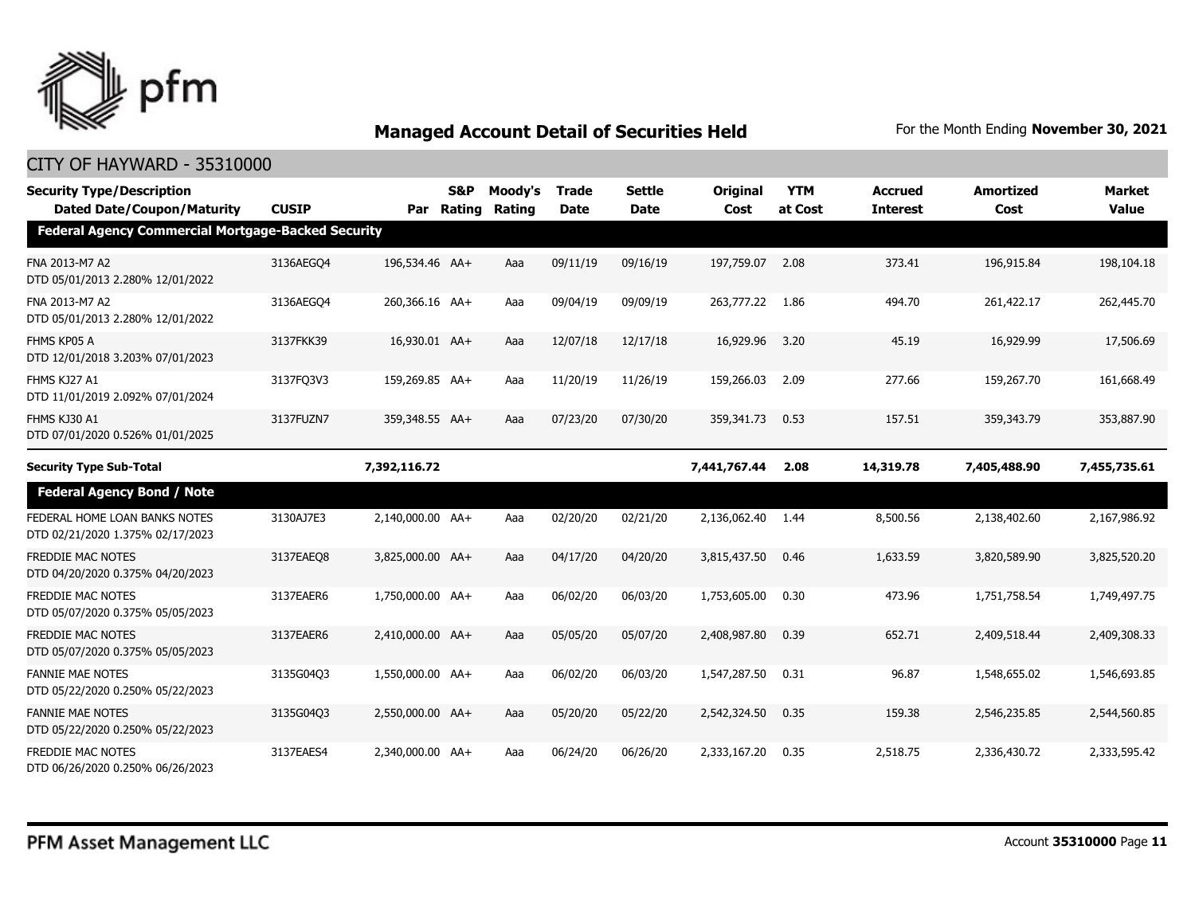## Managed Account Detail of Securities Held

For the Month Ending **November 30, 2021**

CITY OF HAYWARD - 35310000

| Security Type/Description<br>Dated Date/Coupon/Maturity | CUSIP | Par | S&P Rating | Moody's Rating | Trade Date | Settle Date | Original Cost | YTM at Cost | Accrued Interest | Amortized Cost | Market Value |
|---|---|---|---|---|---|---|---|---|---|---|---|
| **Federal Agency Commercial Mortgage-Backed Security** | | | | | | | | | | | |
| FNA 2013-M7 A2<br>DTD 05/01/2013 2.280% 12/01/2022 | 3136AEGQ4 | 196,534.46 | AA+ | Aaa | 09/11/19 | 09/16/19 | 197,759.07 | 2.08 | 373.41 | 196,915.84 | 198,104.18 |
| FNA 2013-M7 A2<br>DTD 05/01/2013 2.280% 12/01/2022 | 3136AEGQ4 | 260,366.16 | AA+ | Aaa | 09/04/19 | 09/09/19 | 263,777.22 | 1.86 | 494.70 | 261,422.17 | 262,445.70 |
| FHMS KP05 A<br>DTD 12/01/2018 3.203% 07/01/2023 | 3137FKK39 | 16,930.01 | AA+ | Aaa | 12/07/18 | 12/17/18 | 16,929.96 | 3.20 | 45.19 | 16,929.99 | 17,506.69 |
| FHMS KJ27 A1<br>DTD 11/01/2019 2.092% 07/01/2024 | 3137FQ3V3 | 159,269.85 | AA+ | Aaa | 11/20/19 | 11/26/19 | 159,266.03 | 2.09 | 277.66 | 159,267.70 | 161,668.49 |
| FHMS KJ30 A1<br>DTD 07/01/2020 0.526% 01/01/2025 | 3137FUZN7 | 359,348.55 | AA+ | Aaa | 07/23/20 | 07/30/20 | 359,341.73 | 0.53 | 157.51 | 359,343.79 | 353,887.90 |
| **Security Type Sub-Total** | | **7,392,116.72** | | | | | **7,441,767.44** | **2.08** | **14,319.78** | **7,405,488.90** | **7,455,735.61** |
| **Federal Agency Bond / Note** | | | | | | | | | | | |
| FEDERAL HOME LOAN BANKS NOTES<br>DTD 02/21/2020 1.375% 02/17/2023 | 3130AJ7E3 | 2,140,000.00 | AA+ | Aaa | 02/20/20 | 02/21/20 | 2,136,062.40 | 1.44 | 8,500.56 | 2,138,402.60 | 2,167,986.92 |
| FREDDIE MAC NOTES<br>DTD 04/20/2020 0.375% 04/20/2023 | 3137EAEQ8 | 3,825,000.00 | AA+ | Aaa | 04/17/20 | 04/20/20 | 3,815,437.50 | 0.46 | 1,633.59 | 3,820,589.90 | 3,825,520.20 |
| FREDDIE MAC NOTES<br>DTD 05/07/2020 0.375% 05/05/2023 | 3137EAER6 | 1,750,000.00 | AA+ | Aaa | 06/02/20 | 06/03/20 | 1,753,605.00 | 0.30 | 473.96 | 1,751,758.54 | 1,749,497.75 |
| FREDDIE MAC NOTES<br>DTD 05/07/2020 0.375% 05/05/2023 | 3137EAER6 | 2,410,000.00 | AA+ | Aaa | 05/05/20 | 05/07/20 | 2,408,987.80 | 0.39 | 652.71 | 2,409,518.44 | 2,409,308.33 |
| FANNIE MAE NOTES<br>DTD 05/22/2020 0.250% 05/22/2023 | 3135G04Q3 | 1,550,000.00 | AA+ | Aaa | 06/02/20 | 06/03/20 | 1,547,287.50 | 0.31 | 96.87 | 1,548,655.02 | 1,546,693.85 |
| FANNIE MAE NOTES<br>DTD 05/22/2020 0.250% 05/22/2023 | 3135G04Q3 | 2,550,000.00 | AA+ | Aaa | 05/20/20 | 05/22/20 | 2,542,324.50 | 0.35 | 159.38 | 2,546,235.85 | 2,544,560.85 |
| FREDDIE MAC NOTES<br>DTD 06/26/2020 0.250% 06/26/2023 | 3137EAES4 | 2,340,000.00 | AA+ | Aaa | 06/24/20 | 06/26/20 | 2,333,167.20 | 0.35 | 2,518.75 | 2,336,430.72 | 2,333,595.42 |

PFM Asset Management LLC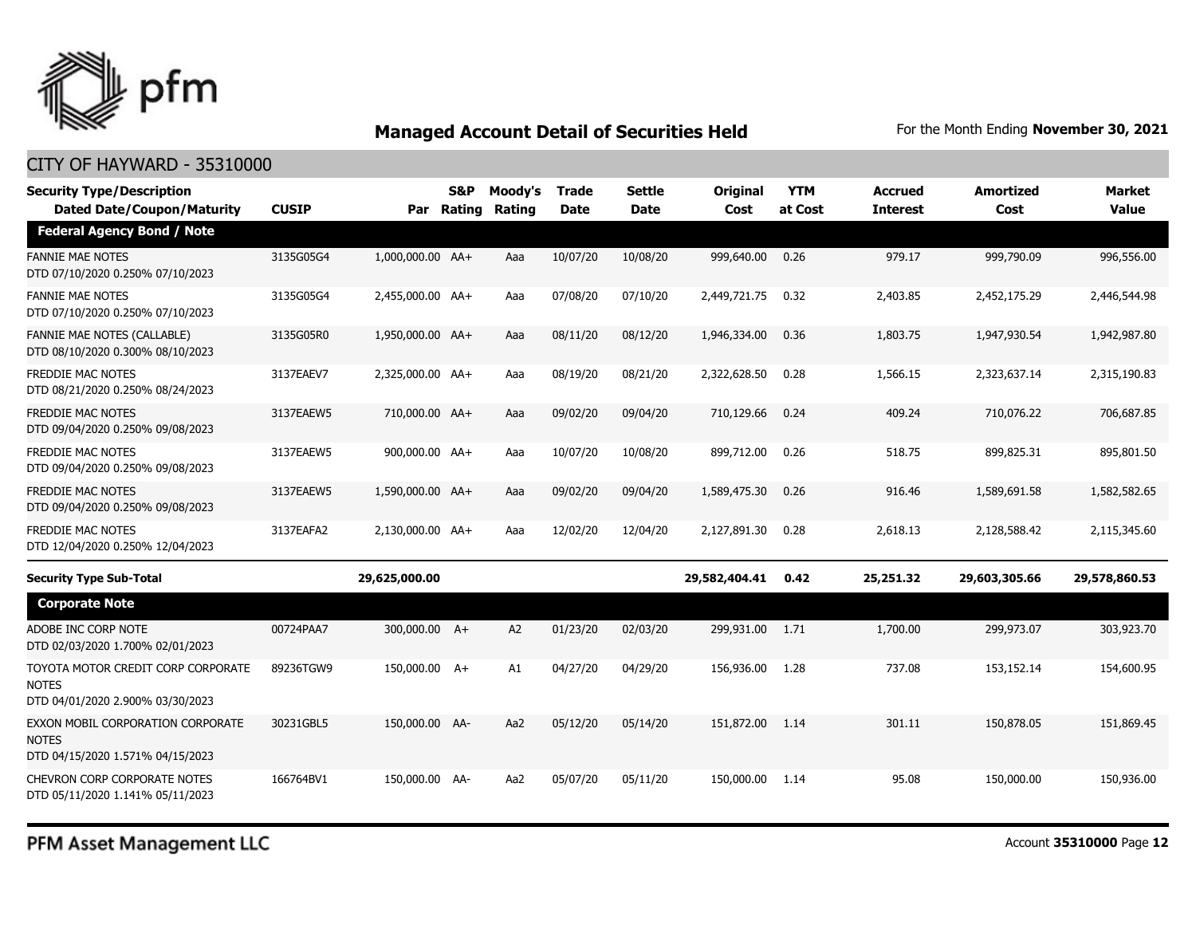# Managed Account Detail of Securities Held

For the Month Ending **November 30, 2021**

CITY OF HAYWARD - 35310000

| Security Type/Description Dated Date/Coupon/Maturity | CUSIP | Par | S&P Rating | Moody's Rating | Trade Date | Settle Date | Original Cost | YTM at Cost | Accrued Interest | Amortized Cost | Market Value |
|---|---|---|---|---|---|---|---|---|---|---|---|
| **Federal Agency Bond / Note** | | | | | | | | | | | |
| FANNIE MAE NOTES DTD 07/10/2020 0.250% 07/10/2023 | 3135G05G4 | 1,000,000.00 | AA+ | Aaa | 10/07/20 | 10/08/20 | 999,640.00 | 0.26 | 979.17 | 999,790.09 | 996,556.00 |
| FANNIE MAE NOTES DTD 07/10/2020 0.250% 07/10/2023 | 3135G05G4 | 2,455,000.00 | AA+ | Aaa | 07/08/20 | 07/10/20 | 2,449,721.75 | 0.32 | 2,403.85 | 2,452,175.29 | 2,446,544.98 |
| FANNIE MAE NOTES (CALLABLE) DTD 08/10/2020 0.300% 08/10/2023 | 3135G05R0 | 1,950,000.00 | AA+ | Aaa | 08/11/20 | 08/12/20 | 1,946,334.00 | 0.36 | 1,803.75 | 1,947,930.54 | 1,942,987.80 |
| FREDDIE MAC NOTES DTD 08/21/2020 0.250% 08/24/2023 | 3137EAEV7 | 2,325,000.00 | AA+ | Aaa | 08/19/20 | 08/21/20 | 2,322,628.50 | 0.28 | 1,566.15 | 2,323,637.14 | 2,315,190.83 |
| FREDDIE MAC NOTES DTD 09/04/2020 0.250% 09/08/2023 | 3137EAEW5 | 710,000.00 | AA+ | Aaa | 09/02/20 | 09/04/20 | 710,129.66 | 0.24 | 409.24 | 710,076.22 | 706,687.85 |
| FREDDIE MAC NOTES DTD 09/04/2020 0.250% 09/08/2023 | 3137EAEW5 | 900,000.00 | AA+ | Aaa | 10/07/20 | 10/08/20 | 899,712.00 | 0.26 | 518.75 | 899,825.31 | 895,801.50 |
| FREDDIE MAC NOTES DTD 09/04/2020 0.250% 09/08/2023 | 3137EAEW5 | 1,590,000.00 | AA+ | Aaa | 09/02/20 | 09/04/20 | 1,589,475.30 | 0.26 | 916.46 | 1,589,691.58 | 1,582,582.65 |
| FREDDIE MAC NOTES DTD 12/04/2020 0.250% 12/04/2023 | 3137EAFA2 | 2,130,000.00 | AA+ | Aaa | 12/02/20 | 12/04/20 | 2,127,891.30 | 0.28 | 2,618.13 | 2,128,588.42 | 2,115,345.60 |
| **Security Type Sub-Total** | | **29,625,000.00** | | | | | **29,582,404.41** | **0.42** | **25,251.32** | **29,603,305.66** | **29,578,860.53** |
| **Corporate Note** | | | | | | | | | | | |
| ADOBE INC CORP NOTE DTD 02/03/2020 1.700% 02/01/2023 | 00724PAA7 | 300,000.00 | A+ | A2 | 01/23/20 | 02/03/20 | 299,931.00 | 1.71 | 1,700.00 | 299,973.07 | 303,923.70 |
| TOYOTA MOTOR CREDIT CORP CORPORATE NOTES DTD 04/01/2020 2.900% 03/30/2023 | 89236TGW9 | 150,000.00 | A+ | A1 | 04/27/20 | 04/29/20 | 156,936.00 | 1.28 | 737.08 | 153,152.14 | 154,600.95 |
| EXXON MOBIL CORPORATION CORPORATE NOTES DTD 04/15/2020 1.571% 04/15/2023 | 30231GBL5 | 150,000.00 | AA- | Aa2 | 05/12/20 | 05/14/20 | 151,872.00 | 1.14 | 301.11 | 150,878.05 | 151,869.45 |
| CHEVRON CORP CORPORATE NOTES DTD 05/11/2020 1.141% 05/11/2023 | 166764BV1 | 150,000.00 | AA- | Aa2 | 05/07/20 | 05/11/20 | 150,000.00 | 1.14 | 95.08 | 150,000.00 | 150,936.00 |

PFM Asset Management LLC

Account **35310000**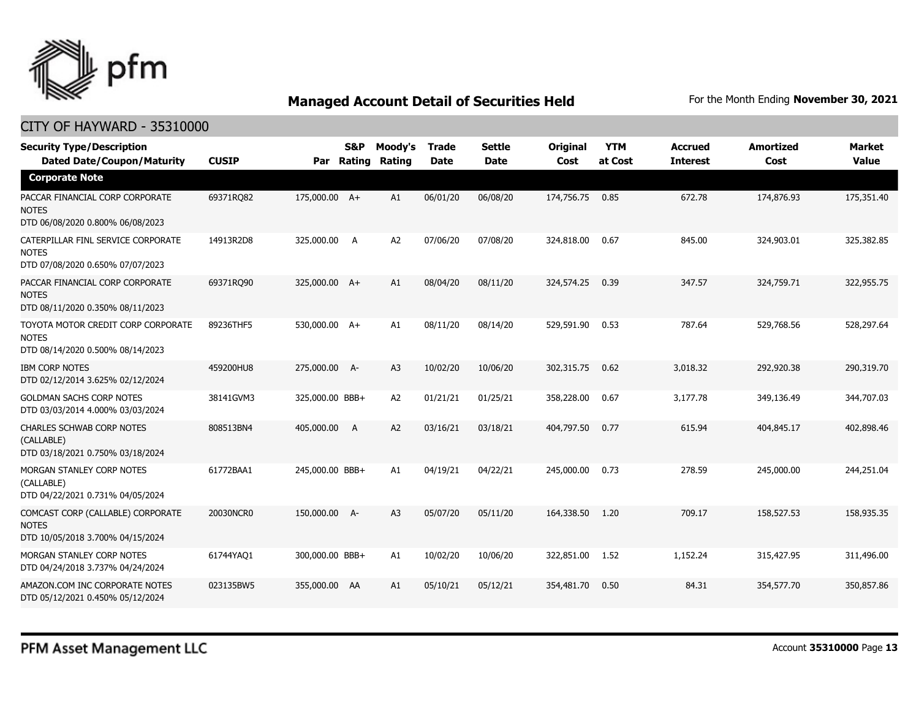## Managed Account Detail of Securities Held

For the Month Ending **November 30, 2021**

CITY OF HAYWARD - 35310000

| Security Type/Description<br>Dated Date/Coupon/Maturity | CUSIP | Par | S&P Rating | Moody's Rating | Trade Date | Settle Date | Original Cost | YTM at Cost | Accrued Interest | Amortized Cost | Market Value |
|---|---|---|---|---|---|---|---|---|---|---|---|
| **Corporate Note** | | | | | | | | | | | |
| PACCAR FINANCIAL CORP CORPORATE NOTES<br>DTD 06/08/2020 0.800% 06/08/2023 | 69371RQ82 | 175,000.00 | A+ | A1 | 06/01/20 | 06/08/20 | 174,756.75 | 0.85 | 672.78 | 174,876.93 | 175,351.40 |
| CATERPILLAR FINL SERVICE CORPORATE NOTES<br>DTD 07/08/2020 0.650% 07/07/2023 | 14913R2D8 | 325,000.00 | A | A2 | 07/06/20 | 07/08/20 | 324,818.00 | 0.67 | 845.00 | 324,903.01 | 325,382.85 |
| PACCAR FINANCIAL CORP CORPORATE NOTES<br>DTD 08/11/2020 0.350% 08/11/2023 | 69371RQ90 | 325,000.00 | A+ | A1 | 08/04/20 | 08/11/20 | 324,574.25 | 0.39 | 347.57 | 324,759.71 | 322,955.75 |
| TOYOTA MOTOR CREDIT CORP CORPORATE NOTES<br>DTD 08/14/2020 0.500% 08/14/2023 | 89236THF5 | 530,000.00 | A+ | A1 | 08/11/20 | 08/14/20 | 529,591.90 | 0.53 | 787.64 | 529,768.56 | 528,297.64 |
| IBM CORP NOTES<br>DTD 02/12/2014 3.625% 02/12/2024 | 459200HU8 | 275,000.00 | A- | A3 | 10/02/20 | 10/06/20 | 302,315.75 | 0.62 | 3,018.32 | 292,920.38 | 290,319.70 |
| GOLDMAN SACHS CORP NOTES<br>DTD 03/03/2014 4.000% 03/03/2024 | 38141GVM3 | 325,000.00 | BBB+ | A2 | 01/21/21 | 01/25/21 | 358,228.00 | 0.67 | 3,177.78 | 349,136.49 | 344,707.03 |
| CHARLES SCHWAB CORP NOTES (CALLABLE)<br>DTD 03/18/2021 0.750% 03/18/2024 | 808513BN4 | 405,000.00 | A | A2 | 03/16/21 | 03/18/21 | 404,797.50 | 0.77 | 615.94 | 404,845.17 | 402,898.46 |
| MORGAN STANLEY CORP NOTES (CALLABLE)<br>DTD 04/22/2021 0.731% 04/05/2024 | 61772BAA1 | 245,000.00 | BBB+ | A1 | 04/19/21 | 04/22/21 | 245,000.00 | 0.73 | 278.59 | 245,000.00 | 244,251.04 |
| COMCAST CORP (CALLABLE) CORPORATE NOTES<br>DTD 10/05/2018 3.700% 04/15/2024 | 20030NCR0 | 150,000.00 | A- | A3 | 05/07/20 | 05/11/20 | 164,338.50 | 1.20 | 709.17 | 158,527.53 | 158,935.35 |
| MORGAN STANLEY CORP NOTES<br>DTD 04/24/2018 3.737% 04/24/2024 | 61744YAQ1 | 300,000.00 | BBB+ | A1 | 10/02/20 | 10/06/20 | 322,851.00 | 1.52 | 1,152.24 | 315,427.95 | 311,496.00 |
| AMAZON.COM INC CORPORATE NOTES<br>DTD 05/12/2021 0.450% 05/12/2024 | 023135BW5 | 355,000.00 | AA | A1 | 05/10/21 | 05/12/21 | 354,481.70 | 0.50 | 84.31 | 354,577.70 | 350,857.86 |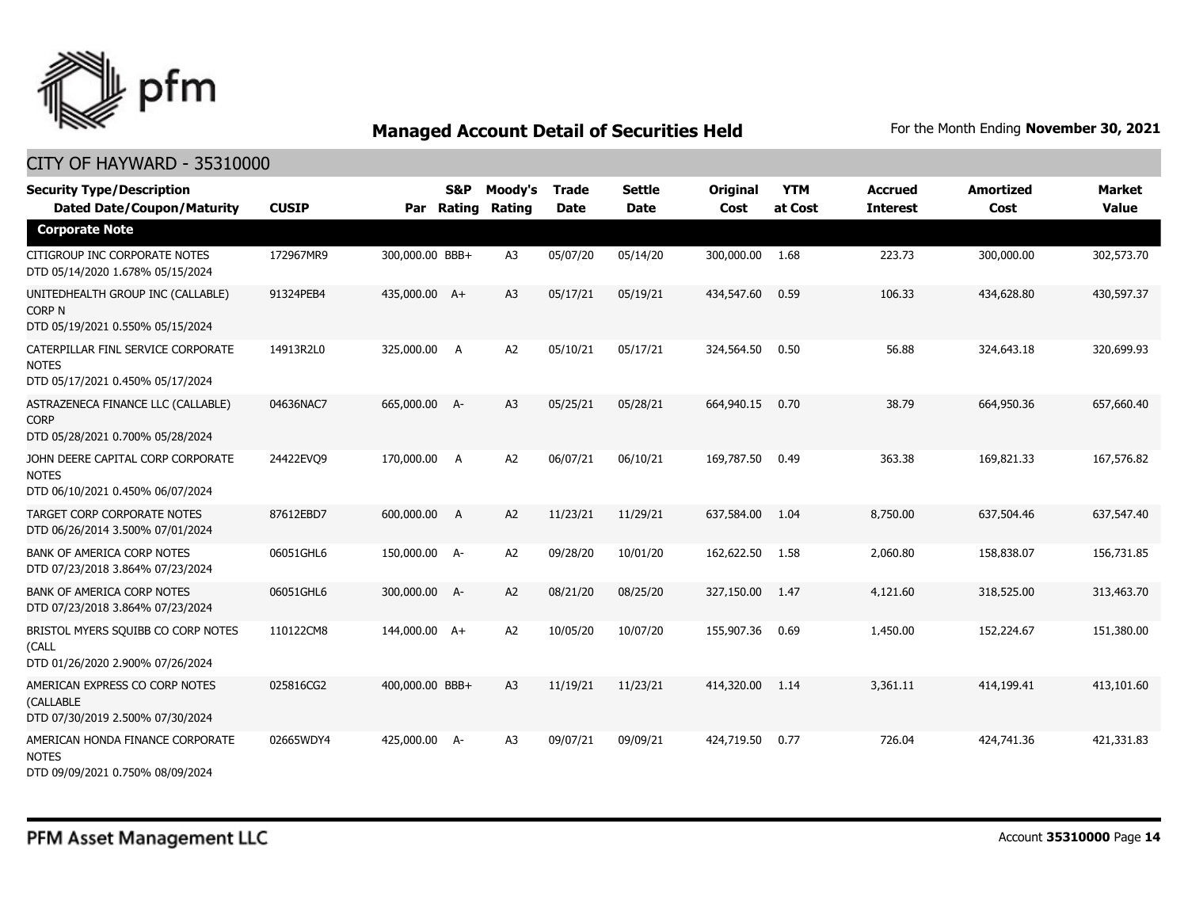## Managed Account Detail of Securities Held

For the Month Ending **November 30, 2021**

### CITY OF HAYWARD - 35310000

| Security Type/Description Dated Date/Coupon/Maturity | CUSIP | Par | S&P Rating | Moody's Rating | Trade Date | Settle Date | Original Cost | YTM at Cost | Accrued Interest | Amortized Cost | Market Value |
|---|---|---|---|---|---|---|---|---|---|---|---|
| **Corporate Note** | | | | | | | | | | | |
| CITIGROUP INC CORPORATE NOTES DTD 05/14/2020 1.678% 05/15/2024 | 172967MR9 | 300,000.00 | BBB+ | A3 | 05/07/20 | 05/14/20 | 300,000.00 | 1.68 | 223.73 | 300,000.00 | 302,573.70 |
| UNITEDHEALTH GROUP INC (CALLABLE) CORP N DTD 05/19/2021 0.550% 05/15/2024 | 91324PEB4 | 435,000.00 | A+ | A3 | 05/17/21 | 05/19/21 | 434,547.60 | 0.59 | 106.33 | 434,628.80 | 430,597.37 |
| CATERPILLAR FINL SERVICE CORPORATE NOTES DTD 05/17/2021 0.450% 05/17/2024 | 14913R2L0 | 325,000.00 | A | A2 | 05/10/21 | 05/17/21 | 324,564.50 | 0.50 | 56.88 | 324,643.18 | 320,699.93 |
| ASTRAZENECA FINANCE LLC (CALLABLE) CORP DTD 05/28/2021 0.700% 05/28/2024 | 04636NAC7 | 665,000.00 | A- | A3 | 05/25/21 | 05/28/21 | 664,940.15 | 0.70 | 38.79 | 664,950.36 | 657,660.40 |
| JOHN DEERE CAPITAL CORP CORPORATE NOTES DTD 06/10/2021 0.450% 06/07/2024 | 24422EVQ9 | 170,000.00 | A | A2 | 06/07/21 | 06/10/21 | 169,787.50 | 0.49 | 363.38 | 169,821.33 | 167,576.82 |
| TARGET CORP CORPORATE NOTES DTD 06/26/2014 3.500% 07/01/2024 | 87612EBD7 | 600,000.00 | A | A2 | 11/23/21 | 11/29/21 | 637,584.00 | 1.04 | 8,750.00 | 637,504.46 | 637,547.40 |
| BANK OF AMERICA CORP NOTES DTD 07/23/2018 3.864% 07/23/2024 | 06051GHL6 | 150,000.00 | A- | A2 | 09/28/20 | 10/01/20 | 162,622.50 | 1.58 | 2,060.80 | 158,838.07 | 156,731.85 |
| BANK OF AMERICA CORP NOTES DTD 07/23/2018 3.864% 07/23/2024 | 06051GHL6 | 300,000.00 | A- | A2 | 08/21/20 | 08/25/20 | 327,150.00 | 1.47 | 4,121.60 | 318,525.00 | 313,463.70 |
| BRISTOL MYERS SQUIBB CO CORP NOTES (CALL DTD 01/26/2020 2.900% 07/26/2024 | 110122CM8 | 144,000.00 | A+ | A2 | 10/05/20 | 10/07/20 | 155,907.36 | 0.69 | 1,450.00 | 152,224.67 | 151,380.00 |
| AMERICAN EXPRESS CO CORP NOTES (CALLABLE DTD 07/30/2019 2.500% 07/30/2024 | 025816CG2 | 400,000.00 | BBB+ | A3 | 11/19/21 | 11/23/21 | 414,320.00 | 1.14 | 3,361.11 | 414,199.41 | 413,101.60 |
| AMERICAN HONDA FINANCE CORPORATE NOTES DTD 09/09/2021 0.750% 08/09/2024 | 02665WDY4 | 425,000.00 | A- | A3 | 09/07/21 | 09/09/21 | 424,719.50 | 0.77 | 726.04 | 424,741.36 | 421,331.83 |

PFM Asset Management LLC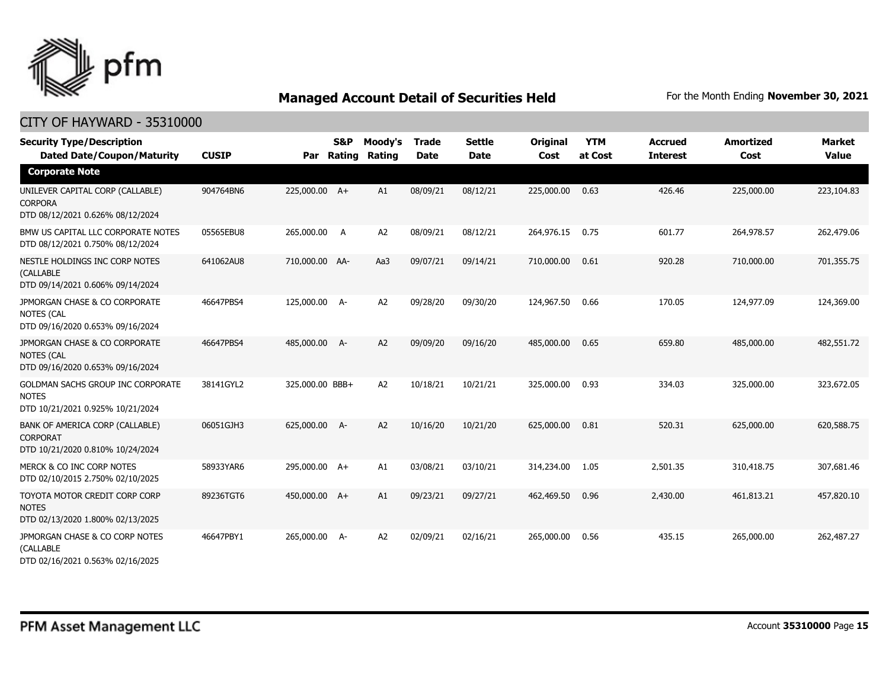## Managed Account Detail of Securities Held

For the Month Ending **November 30, 2021**

### CITY OF HAYWARD - 35310000

| Security Type/Description Dated Date/Coupon/Maturity | CUSIP | Par | S&P Rating | Moody's Rating | Trade Date | Settle Date | Original Cost | YTM at Cost | Accrued Interest | Amortized Cost | Market Value |
|---|---|---|---|---|---|---|---|---|---|---|---|
| **Corporate Note** | | | | | | | | | | | |
| UNILEVER CAPITAL CORP (CALLABLE) CORPORA DTD 08/12/2021 0.626% 08/12/2024 | 904764BN6 | 225,000.00 | A+ | A1 | 08/09/21 | 08/12/21 | 225,000.00 | 0.63 | 426.46 | 225,000.00 | 223,104.83 |
| BMW US CAPITAL LLC CORPORATE NOTES DTD 08/12/2021 0.750% 08/12/2024 | 05565EBU8 | 265,000.00 | A | A2 | 08/09/21 | 08/12/21 | 264,976.15 | 0.75 | 601.77 | 264,978.57 | 262,479.06 |
| NESTLE HOLDINGS INC CORP NOTES (CALLABLE DTD 09/14/2021 0.606% 09/14/2024 | 641062AU8 | 710,000.00 | AA- | Aa3 | 09/07/21 | 09/14/21 | 710,000.00 | 0.61 | 920.28 | 710,000.00 | 701,355.75 |
| JPMORGAN CHASE & CO CORPORATE NOTES (CAL DTD 09/16/2020 0.653% 09/16/2024 | 46647PBS4 | 125,000.00 | A- | A2 | 09/28/20 | 09/30/20 | 124,967.50 | 0.66 | 170.05 | 124,977.09 | 124,369.00 |
| JPMORGAN CHASE & CO CORPORATE NOTES (CAL DTD 09/16/2020 0.653% 09/16/2024 | 46647PBS4 | 485,000.00 | A- | A2 | 09/09/20 | 09/16/20 | 485,000.00 | 0.65 | 659.80 | 485,000.00 | 482,551.72 |
| GOLDMAN SACHS GROUP INC CORPORATE NOTES DTD 10/21/2021 0.925% 10/21/2024 | 38141GYL2 | 325,000.00 | BBB+ | A2 | 10/18/21 | 10/21/21 | 325,000.00 | 0.93 | 334.03 | 325,000.00 | 323,672.05 |
| BANK OF AMERICA CORP (CALLABLE) CORPORAT DTD 10/21/2020 0.810% 10/24/2024 | 06051GJH3 | 625,000.00 | A- | A2 | 10/16/20 | 10/21/20 | 625,000.00 | 0.81 | 520.31 | 625,000.00 | 620,588.75 |
| MERCK & CO INC CORP NOTES DTD 02/10/2015 2.750% 02/10/2025 | 58933YAR6 | 295,000.00 | A+ | A1 | 03/08/21 | 03/10/21 | 314,234.00 | 1.05 | 2,501.35 | 310,418.75 | 307,681.46 |
| TOYOTA MOTOR CREDIT CORP CORP NOTES DTD 02/13/2020 1.800% 02/13/2025 | 89236TGT6 | 450,000.00 | A+ | A1 | 09/23/21 | 09/27/21 | 462,469.50 | 0.96 | 2,430.00 | 461,813.21 | 457,820.10 |
| JPMORGAN CHASE & CO CORP NOTES (CALLABLE DTD 02/16/2021 0.563% 02/16/2025 | 46647PBY1 | 265,000.00 | A- | A2 | 02/09/21 | 02/16/21 | 265,000.00 | 0.56 | 435.15 | 265,000.00 | 262,487.27 |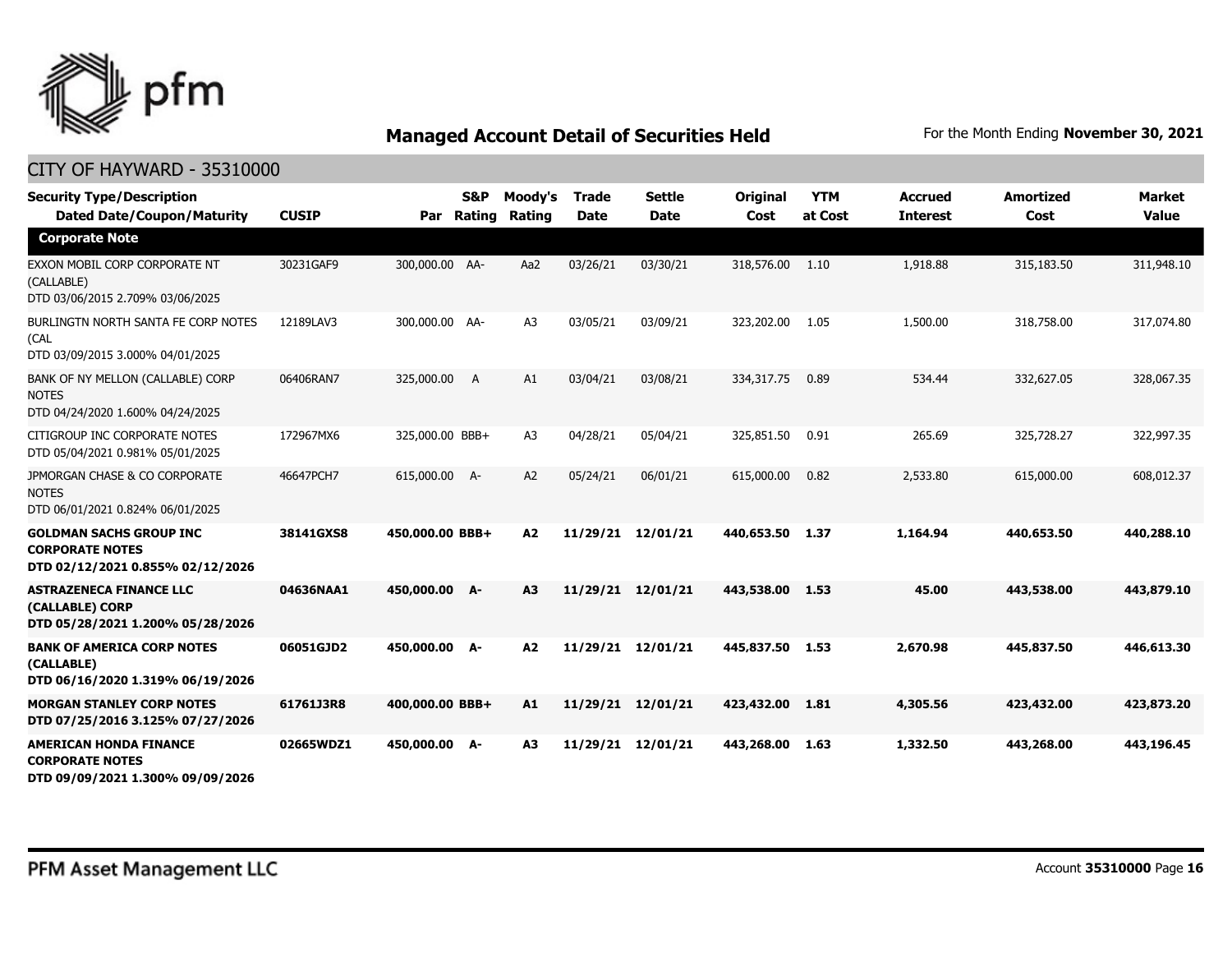# Managed Account Detail of Securities Held

For the Month Ending **November 30, 2021**

## CITY OF HAYWARD - 35310000

| Security Type/Description Dated Date/Coupon/Maturity | CUSIP | Par | S&P Rating | Moody's Rating | Trade Date | Settle Date | Original Cost | YTM at Cost | Accrued Interest | Amortized Cost | Market Value |
|---|---|---|---|---|---|---|---|---|---|---|---|
| **Corporate Note** | | | | | | | | | | | |
| EXXON MOBIL CORP CORPORATE NT (CALLABLE) DTD 03/06/2015 2.709% 03/06/2025 | 30231GAF9 | 300,000.00 | AA- | Aa2 | 03/26/21 | 03/30/21 | 318,576.00 | 1.10 | 1,918.88 | 315,183.50 | 311,948.10 |
| BURLINGTN NORTH SANTA FE CORP NOTES (CAL DTD 03/09/2015 3.000% 04/01/2025 | 12189LAV3 | 300,000.00 | AA- | A3 | 03/05/21 | 03/09/21 | 323,202.00 | 1.05 | 1,500.00 | 318,758.00 | 317,074.80 |
| BANK OF NY MELLON (CALLABLE) CORP NOTES DTD 04/24/2020 1.600% 04/24/2025 | 06406RAN7 | 325,000.00 | A | A1 | 03/04/21 | 03/08/21 | 334,317.75 | 0.89 | 534.44 | 332,627.05 | 328,067.35 |
| CITIGROUP INC CORPORATE NOTES DTD 05/04/2021 0.981% 05/01/2025 | 172967MX6 | 325,000.00 | BBB+ | A3 | 04/28/21 | 05/04/21 | 325,851.50 | 0.91 | 265.69 | 325,728.27 | 322,997.35 |
| JPMORGAN CHASE & CO CORPORATE NOTES DTD 06/01/2021 0.824% 06/01/2025 | 46647PCH7 | 615,000.00 | A- | A2 | 05/24/21 | 06/01/21 | 615,000.00 | 0.82 | 2,533.80 | 615,000.00 | 608,012.37 |
| **GOLDMAN SACHS GROUP INC CORPORATE NOTES DTD 02/12/2021 0.855% 02/12/2026** | **38141GXS8** | **450,000.00** | **BBB+** | **A2** | **11/29/21** | **12/01/21** | **440,653.50** | **1.37** | **1,164.94** | **440,653.50** | **440,288.10** |
| **ASTRAZENECA FINANCE LLC (CALLABLE) CORP DTD 05/28/2021 1.200% 05/28/2026** | **04636NAA1** | **450,000.00** | **A-** | **A3** | **11/29/21** | **12/01/21** | **443,538.00** | **1.53** | **45.00** | **443,538.00** | **443,879.10** |
| **BANK OF AMERICA CORP NOTES (CALLABLE) DTD 06/16/2020 1.319% 06/19/2026** | **06051GJD2** | **450,000.00** | **A-** | **A2** | **11/29/21** | **12/01/21** | **445,837.50** | **1.53** | **2,670.98** | **445,837.50** | **446,613.30** |
| **MORGAN STANLEY CORP NOTES DTD 07/25/2016 3.125% 07/27/2026** | **61761J3R8** | **400,000.00** | **BBB+** | **A1** | **11/29/21** | **12/01/21** | **423,432.00** | **1.81** | **4,305.56** | **423,432.00** | **423,873.20** |
| **AMERICAN HONDA FINANCE CORPORATE NOTES DTD 09/09/2021 1.300% 09/09/2026** | **02665WDZ1** | **450,000.00** | **A-** | **A3** | **11/29/21** | **12/01/21** | **443,268.00** | **1.63** | **1,332.50** | **443,268.00** | **443,196.45** |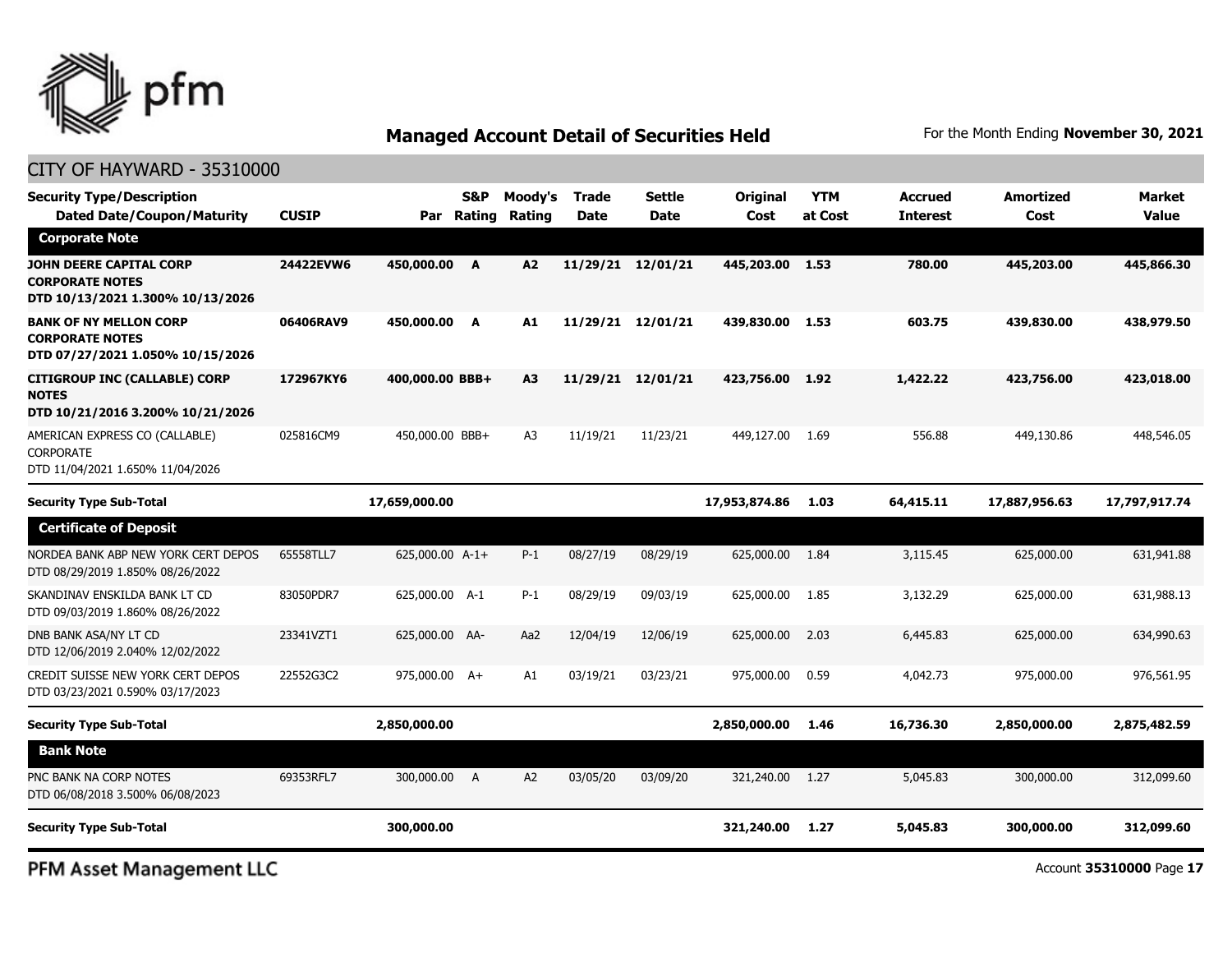# Managed Account Detail of Securities Held

For the Month Ending **November 30, 2021**

CITY OF HAYWARD - 35310000

| Security Type/Description Dated Date/Coupon/Maturity | CUSIP | Par | S&P Rating | Moody's Rating | Trade Date | Settle Date | Original Cost | YTM at Cost | Accrued Interest | Amortized Cost | Market Value |
|---|---|---|---|---|---|---|---|---|---|---|---|
| **Corporate Note** | | | | | | | | | | | |
| **JOHN DEERE CAPITAL CORP CORPORATE NOTES DTD 10/13/2021 1.300% 10/13/2026** | **24422EVW6** | **450,000.00** | **A** | **A2** | **11/29/21** | **12/01/21** | **445,203.00** | **1.53** | **780.00** | **445,203.00** | **445,866.30** |
| **BANK OF NY MELLON CORP CORPORATE NOTES DTD 07/27/2021 1.050% 10/15/2026** | **06406RAV9** | **450,000.00** | **A** | **A1** | **11/29/21** | **12/01/21** | **439,830.00** | **1.53** | **603.75** | **439,830.00** | **438,979.50** |
| **CITIGROUP INC (CALLABLE) CORP NOTES DTD 10/21/2016 3.200% 10/21/2026** | **172967KY6** | **400,000.00** | **BBB+** | **A3** | **11/29/21** | **12/01/21** | **423,756.00** | **1.92** | **1,422.22** | **423,756.00** | **423,018.00** |
| AMERICAN EXPRESS CO (CALLABLE) CORPORATE DTD 11/04/2021 1.650% 11/04/2026 | 025816CM9 | 450,000.00 | BBB+ | A3 | 11/19/21 | 11/23/21 | 449,127.00 | 1.69 | 556.88 | 449,130.86 | 448,546.05 |
| **Security Type Sub-Total** | | **17,659,000.00** | | | | | **17,953,874.86** | **1.03** | **64,415.11** | **17,887,956.63** | **17,797,917.74** |
| **Certificate of Deposit** | | | | | | | | | | | |
| NORDEA BANK ABP NEW YORK CERT DEPOS DTD 08/29/2019 1.850% 08/26/2022 | 65558TLL7 | 625,000.00 | A-1+ | P-1 | 08/27/19 | 08/29/19 | 625,000.00 | 1.84 | 3,115.45 | 625,000.00 | 631,941.88 |
| SKANDINAV ENSKILDA BANK LT CD DTD 09/03/2019 1.860% 08/26/2022 | 83050PDR7 | 625,000.00 | A-1 | P-1 | 08/29/19 | 09/03/19 | 625,000.00 | 1.85 | 3,132.29 | 625,000.00 | 631,988.13 |
| DNB BANK ASA/NY LT CD DTD 12/06/2019 2.040% 12/02/2022 | 23341VZT1 | 625,000.00 | AA- | Aa2 | 12/04/19 | 12/06/19 | 625,000.00 | 2.03 | 6,445.83 | 625,000.00 | 634,990.63 |
| CREDIT SUISSE NEW YORK CERT DEPOS DTD 03/23/2021 0.590% 03/17/2023 | 22552G3C2 | 975,000.00 | A+ | A1 | 03/19/21 | 03/23/21 | 975,000.00 | 0.59 | 4,042.73 | 975,000.00 | 976,561.95 |
| **Security Type Sub-Total** | | **2,850,000.00** | | | | | **2,850,000.00** | **1.46** | **16,736.30** | **2,850,000.00** | **2,875,482.59** |
| **Bank Note** | | | | | | | | | | | |
| PNC BANK NA CORP NOTES DTD 06/08/2018 3.500% 06/08/2023 | 69353RFL7 | 300,000.00 | A | A2 | 03/05/20 | 03/09/20 | 321,240.00 | 1.27 | 5,045.83 | 300,000.00 | 312,099.60 |
| **Security Type Sub-Total** | | **300,000.00** | | | | | **321,240.00** | **1.27** | **5,045.83** | **300,000.00** | **312,099.60** |

PFM Asset Management LLC

Account **35310000**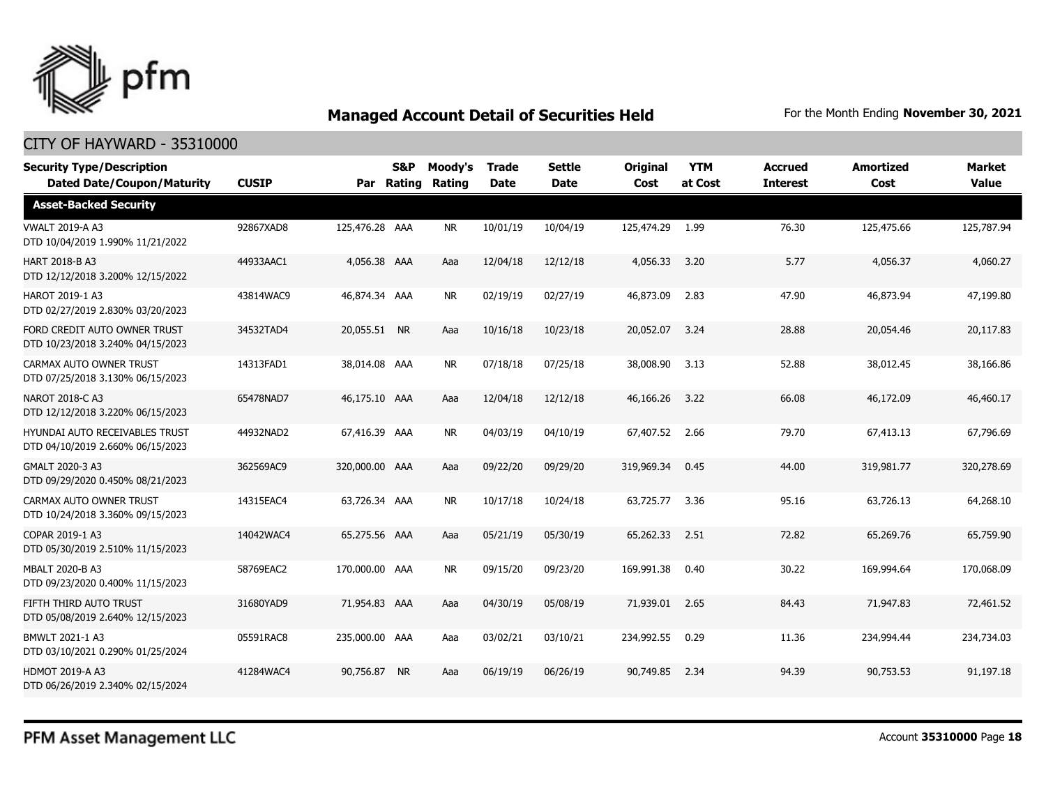# Managed Account Detail of Securities Held

For the Month Ending **November 30, 2021**

## CITY OF HAYWARD - 35310000

| Security Type/Description Dated Date/Coupon/Maturity | CUSIP | Par | S&P Rating | Moody's Rating | Trade Date | Settle Date | Original Cost | YTM at Cost | Accrued Interest | Amortized Cost | Market Value |
|---|---|---|---|---|---|---|---|---|---|---|---|
| **Asset-Backed Security** | | | | | | | | | | | |
| VWALT 2019-A A3 DTD 10/04/2019 1.990% 11/21/2022 | 92867XAD8 | 125,476.28 | AAA | NR | 10/01/19 | 10/04/19 | 125,474.29 | 1.99 | 76.30 | 125,475.66 | 125,787.94 |
| HART 2018-B A3 DTD 12/12/2018 3.200% 12/15/2022 | 44933AAC1 | 4,056.38 | AAA | Aaa | 12/04/18 | 12/12/18 | 4,056.33 | 3.20 | 5.77 | 4,056.37 | 4,060.27 |
| HAROT 2019-1 A3 DTD 02/27/2019 2.830% 03/20/2023 | 43814WAC9 | 46,874.34 | AAA | NR | 02/19/19 | 02/27/19 | 46,873.09 | 2.83 | 47.90 | 46,873.94 | 47,199.80 |
| FORD CREDIT AUTO OWNER TRUST DTD 10/23/2018 3.240% 04/15/2023 | 34532TAD4 | 20,055.51 | NR | Aaa | 10/16/18 | 10/23/18 | 20,052.07 | 3.24 | 28.88 | 20,054.46 | 20,117.83 |
| CARMAX AUTO OWNER TRUST DTD 07/25/2018 3.130% 06/15/2023 | 14313FAD1 | 38,014.08 | AAA | NR | 07/18/18 | 07/25/18 | 38,008.90 | 3.13 | 52.88 | 38,012.45 | 38,166.86 |
| NAROT 2018-C A3 DTD 12/12/2018 3.220% 06/15/2023 | 65478NAD7 | 46,175.10 | AAA | Aaa | 12/04/18 | 12/12/18 | 46,166.26 | 3.22 | 66.08 | 46,172.09 | 46,460.17 |
| HYUNDAI AUTO RECEIVABLES TRUST DTD 04/10/2019 2.660% 06/15/2023 | 44932NAD2 | 67,416.39 | AAA | NR | 04/03/19 | 04/10/19 | 67,407.52 | 2.66 | 79.70 | 67,413.13 | 67,796.69 |
| GMALT 2020-3 A3 DTD 09/29/2020 0.450% 08/21/2023 | 362569AC9 | 320,000.00 | AAA | Aaa | 09/22/20 | 09/29/20 | 319,969.34 | 0.45 | 44.00 | 319,981.77 | 320,278.69 |
| CARMAX AUTO OWNER TRUST DTD 10/24/2018 3.360% 09/15/2023 | 14315EAC4 | 63,726.34 | AAA | NR | 10/17/18 | 10/24/18 | 63,725.77 | 3.36 | 95.16 | 63,726.13 | 64,268.10 |
| COPAR 2019-1 A3 DTD 05/30/2019 2.510% 11/15/2023 | 14042WAC4 | 65,275.56 | AAA | Aaa | 05/21/19 | 05/30/19 | 65,262.33 | 2.51 | 72.82 | 65,269.76 | 65,759.90 |
| MBALT 2020-B A3 DTD 09/23/2020 0.400% 11/15/2023 | 58769EAC2 | 170,000.00 | AAA | NR | 09/15/20 | 09/23/20 | 169,991.38 | 0.40 | 30.22 | 169,994.64 | 170,068.09 |
| FIFTH THIRD AUTO TRUST DTD 05/08/2019 2.640% 12/15/2023 | 31680YAD9 | 71,954.83 | AAA | Aaa | 04/30/19 | 05/08/19 | 71,939.01 | 2.65 | 84.43 | 71,947.83 | 72,461.52 |
| BMWLT 2021-1 A3 DTD 03/10/2021 0.290% 01/25/2024 | 05591RAC8 | 235,000.00 | AAA | Aaa | 03/02/21 | 03/10/21 | 234,992.55 | 0.29 | 11.36 | 234,994.44 | 234,734.03 |
| HDMOT 2019-A A3 DTD 06/26/2019 2.340% 02/15/2024 | 41284WAC4 | 90,756.87 | NR | Aaa | 06/19/19 | 06/26/19 | 90,749.85 | 2.34 | 94.39 | 90,753.53 | 91,197.18 |

PFM Asset Management LLC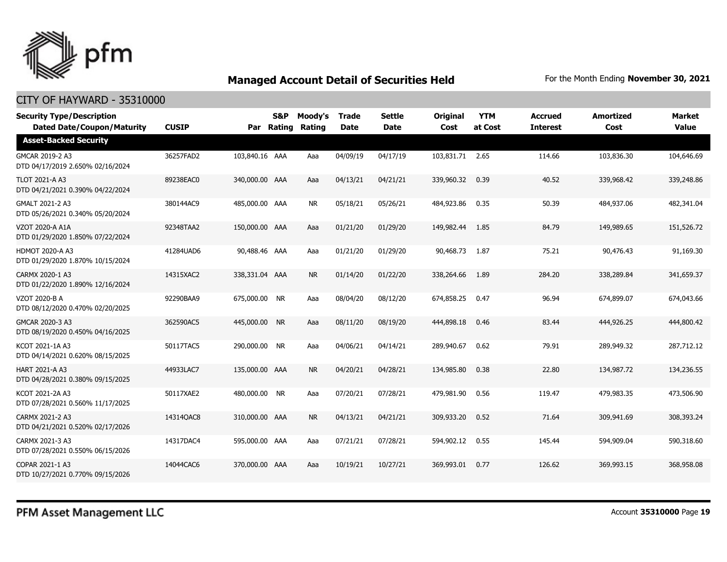# Managed Account Detail of Securities Held

For the Month Ending **November 30, 2021**

## CITY OF HAYWARD - 35310000

| Security Type/Description Dated Date/Coupon/Maturity | CUSIP | Par | S&P Rating | Moody's Rating | Trade Date | Settle Date | Original Cost | YTM at Cost | Accrued Interest | Amortized Cost | Market Value |
|---|---|---|---|---|---|---|---|---|---|---|---|
| **Asset-Backed Security** | | | | | | | | | | | |
| GMCAR 2019-2 A3 DTD 04/17/2019 2.650% 02/16/2024 | 36257FAD2 | 103,840.16 | AAA | Aaa | 04/09/19 | 04/17/19 | 103,831.71 | 2.65 | 114.66 | 103,836.30 | 104,646.69 |
| TLOT 2021-A A3 DTD 04/21/2021 0.390% 04/22/2024 | 89238EAC0 | 340,000.00 | AAA | Aaa | 04/13/21 | 04/21/21 | 339,960.32 | 0.39 | 40.52 | 339,968.42 | 339,248.86 |
| GMALT 2021-2 A3 DTD 05/26/2021 0.340% 05/20/2024 | 380144AC9 | 485,000.00 | AAA | NR | 05/18/21 | 05/26/21 | 484,923.86 | 0.35 | 50.39 | 484,937.06 | 482,341.04 |
| VZOT 2020-A A1A DTD 01/29/2020 1.850% 07/22/2024 | 92348TAA2 | 150,000.00 | AAA | Aaa | 01/21/20 | 01/29/20 | 149,982.44 | 1.85 | 84.79 | 149,989.65 | 151,526.72 |
| HDMOT 2020-A A3 DTD 01/29/2020 1.870% 10/15/2024 | 41284UAD6 | 90,488.46 | AAA | Aaa | 01/21/20 | 01/29/20 | 90,468.73 | 1.87 | 75.21 | 90,476.43 | 91,169.30 |
| CARMX 2020-1 A3 DTD 01/22/2020 1.890% 12/16/2024 | 14315XAC2 | 338,331.04 | AAA | NR | 01/14/20 | 01/22/20 | 338,264.66 | 1.89 | 284.20 | 338,289.84 | 341,659.37 |
| VZOT 2020-B A DTD 08/12/2020 0.470% 02/20/2025 | 92290BAA9 | 675,000.00 | NR | Aaa | 08/04/20 | 08/12/20 | 674,858.25 | 0.47 | 96.94 | 674,899.07 | 674,043.66 |
| GMCAR 2020-3 A3 DTD 08/19/2020 0.450% 04/16/2025 | 362590AC5 | 445,000.00 | NR | Aaa | 08/11/20 | 08/19/20 | 444,898.18 | 0.46 | 83.44 | 444,926.25 | 444,800.42 |
| KCOT 2021-1A A3 DTD 04/14/2021 0.620% 08/15/2025 | 50117TAC5 | 290,000.00 | NR | Aaa | 04/06/21 | 04/14/21 | 289,940.67 | 0.62 | 79.91 | 289,949.32 | 287,712.12 |
| HART 2021-A A3 DTD 04/28/2021 0.380% 09/15/2025 | 44933LAC7 | 135,000.00 | AAA | NR | 04/20/21 | 04/28/21 | 134,985.80 | 0.38 | 22.80 | 134,987.72 | 134,236.55 |
| KCOT 2021-2A A3 DTD 07/28/2021 0.560% 11/17/2025 | 50117XAE2 | 480,000.00 | NR | Aaa | 07/20/21 | 07/28/21 | 479,981.90 | 0.56 | 119.47 | 479,983.35 | 473,506.90 |
| CARMX 2021-2 A3 DTD 04/21/2021 0.520% 02/17/2026 | 14314QAC8 | 310,000.00 | AAA | NR | 04/13/21 | 04/21/21 | 309,933.20 | 0.52 | 71.64 | 309,941.69 | 308,393.24 |
| CARMX 2021-3 A3 DTD 07/28/2021 0.550% 06/15/2026 | 14317DAC4 | 595,000.00 | AAA | Aaa | 07/21/21 | 07/28/21 | 594,902.12 | 0.55 | 145.44 | 594,909.04 | 590,318.60 |
| COPAR 2021-1 A3 DTD 10/27/2021 0.770% 09/15/2026 | 14044CAC6 | 370,000.00 | AAA | Aaa | 10/19/21 | 10/27/21 | 369,993.01 | 0.77 | 126.62 | 369,993.15 | 368,958.08 |

PFM Asset Management LLC

Account **35310000**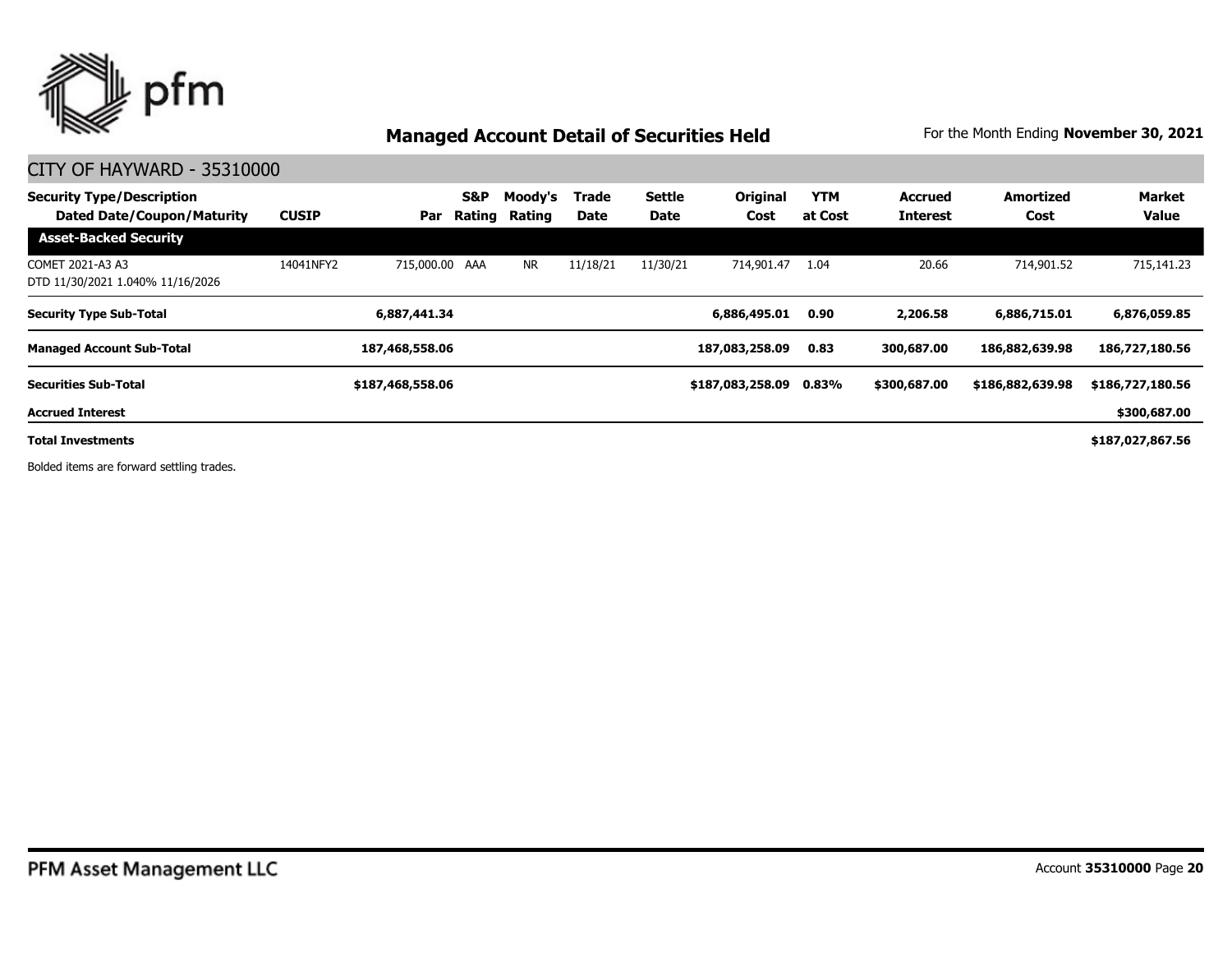## Managed Account Detail of Securities Held

For the Month Ending **November 30, 2021**

CITY OF HAYWARD - 35310000

| Security Type/Description<br>Dated Date/Coupon/Maturity | CUSIP | Par | S&P Rating | Moody's Rating | Trade Date | Settle Date | Original Cost | YTM at Cost | Accrued Interest | Amortized Cost | Market Value |
|---|---|---|---|---|---|---|---|---|---|---|---|
| **Asset-Backed Security** | | | | | | | | | | | |
| COMET 2021-A3 A3<br>DTD 11/30/2021 1.040% 11/16/2026 | 14041NFY2 | 715,000.00 | AAA | NR | 11/18/21 | 11/30/21 | 714,901.47 | 1.04 | 20.66 | 714,901.52 | 715,141.23 |
| **Security Type Sub-Total** | | **6,887,441.34** | | | | | **6,886,495.01** | **0.90** | **2,206.58** | **6,886,715.01** | **6,876,059.85** |
| **Managed Account Sub-Total** | | **187,468,558.06** | | | | | **187,083,258.09** | **0.83** | **300,687.00** | **186,882,639.98** | **186,727,180.56** |
| **Securities Sub-Total** | | **$187,468,558.06** | | | | | **$187,083,258.09** | **0.83%** | **$300,687.00** | **$186,882,639.98** | **$186,727,180.56** |
| **Accrued Interest** | | | | | | | | | | | **$300,687.00** |
| **Total Investments** | | | | | | | | | | | **$187,027,867.56** |

Bolded items are forward settling trades.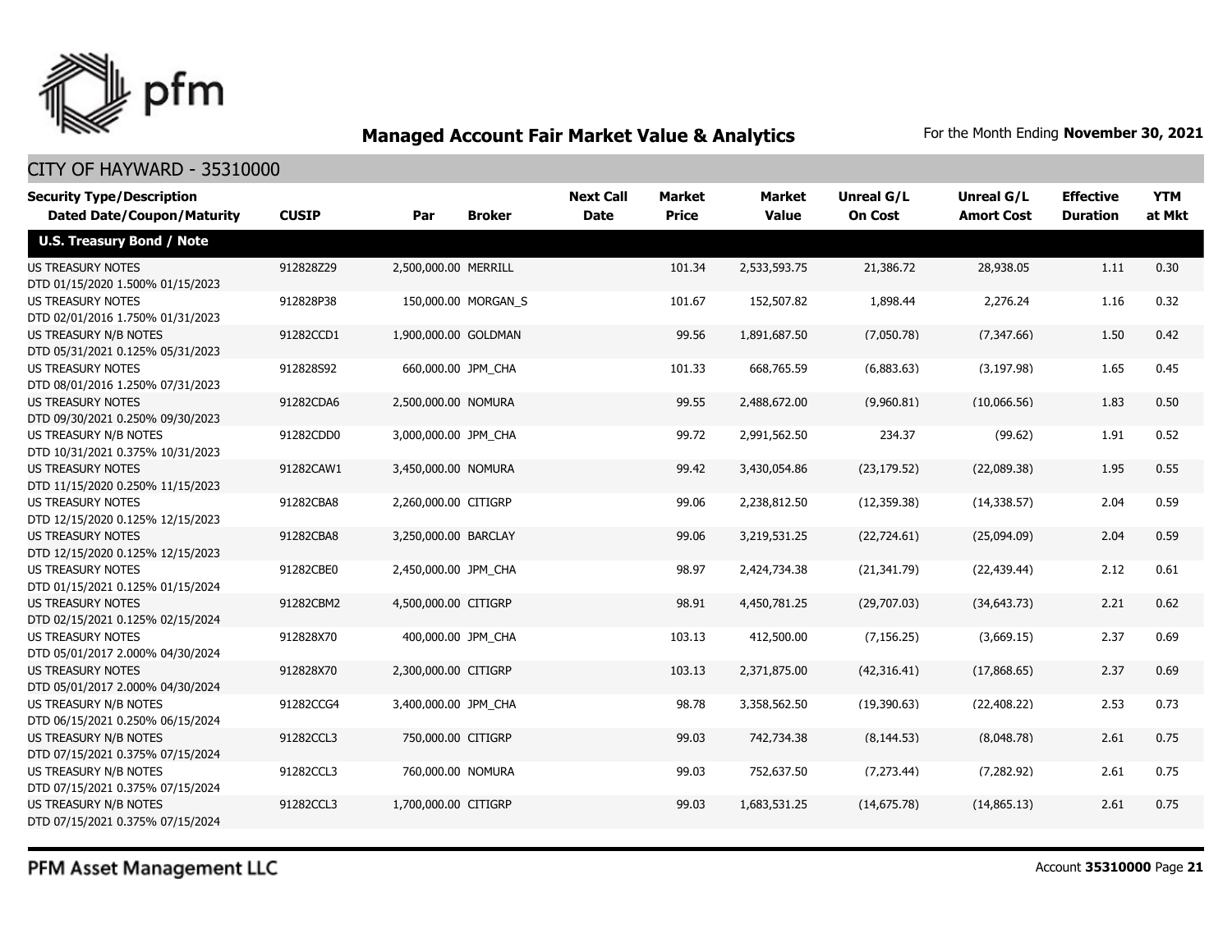## Managed Account Fair Market Value & Analytics

For the Month Ending **November 30, 2021**

CITY OF HAYWARD - 35310000

| Security Type/Description Dated Date/Coupon/Maturity | CUSIP | Par | Broker | Next Call Date | Market Price | Market Value | Unreal G/L On Cost | Unreal G/L Amort Cost | Effective Duration | YTM at Mkt |
|---|---|---|---|---|---|---|---|---|---|---|
| **U.S. Treasury Bond / Note** | | | | | | | | | | |
| US TREASURY NOTES DTD 01/15/2020 1.500% 01/15/2023 | 912828Z29 | 2,500,000.00 | MERRILL | | 101.34 | 2,533,593.75 | 21,386.72 | 28,938.05 | 1.11 | 0.30 |
| US TREASURY NOTES DTD 02/01/2016 1.750% 01/31/2023 | 912828P38 | 150,000.00 | MORGAN_S | | 101.67 | 152,507.82 | 1,898.44 | 2,276.24 | 1.16 | 0.32 |
| US TREASURY N/B NOTES DTD 05/31/2021 0.125% 05/31/2023 | 91282CCD1 | 1,900,000.00 | GOLDMAN | | 99.56 | 1,891,687.50 | (7,050.78) | (7,347.66) | 1.50 | 0.42 |
| US TREASURY NOTES DTD 08/01/2016 1.250% 07/31/2023 | 912828S92 | 660,000.00 | JPM_CHA | | 101.33 | 668,765.59 | (6,883.63) | (3,197.98) | 1.65 | 0.45 |
| US TREASURY NOTES DTD 09/30/2021 0.250% 09/30/2023 | 91282CDA6 | 2,500,000.00 | NOMURA | | 99.55 | 2,488,672.00 | (9,960.81) | (10,066.56) | 1.83 | 0.50 |
| US TREASURY N/B NOTES DTD 10/31/2021 0.375% 10/31/2023 | 91282CDD0 | 3,000,000.00 | JPM_CHA | | 99.72 | 2,991,562.50 | 234.37 | (99.62) | 1.91 | 0.52 |
| US TREASURY NOTES DTD 11/15/2020 0.250% 11/15/2023 | 91282CAW1 | 3,450,000.00 | NOMURA | | 99.42 | 3,430,054.86 | (23,179.52) | (22,089.38) | 1.95 | 0.55 |
| US TREASURY NOTES DTD 12/15/2020 0.125% 12/15/2023 | 91282CBA8 | 2,260,000.00 | CITIGRP | | 99.06 | 2,238,812.50 | (12,359.38) | (14,338.57) | 2.04 | 0.59 |
| US TREASURY NOTES DTD 12/15/2020 0.125% 12/15/2023 | 91282CBA8 | 3,250,000.00 | BARCLAY | | 99.06 | 3,219,531.25 | (22,724.61) | (25,094.09) | 2.04 | 0.59 |
| US TREASURY NOTES DTD 01/15/2021 0.125% 01/15/2024 | 91282CBE0 | 2,450,000.00 | JPM_CHA | | 98.97 | 2,424,734.38 | (21,341.79) | (22,439.44) | 2.12 | 0.61 |
| US TREASURY NOTES DTD 02/15/2021 0.125% 02/15/2024 | 91282CBM2 | 4,500,000.00 | CITIGRP | | 98.91 | 4,450,781.25 | (29,707.03) | (34,643.73) | 2.21 | 0.62 |
| US TREASURY NOTES DTD 05/01/2017 2.000% 04/30/2024 | 912828X70 | 400,000.00 | JPM_CHA | | 103.13 | 412,500.00 | (7,156.25) | (3,669.15) | 2.37 | 0.69 |
| US TREASURY NOTES DTD 05/01/2017 2.000% 04/30/2024 | 912828X70 | 2,300,000.00 | CITIGRP | | 103.13 | 2,371,875.00 | (42,316.41) | (17,868.65) | 2.37 | 0.69 |
| US TREASURY N/B NOTES DTD 06/15/2021 0.250% 06/15/2024 | 91282CCG4 | 3,400,000.00 | JPM_CHA | | 98.78 | 3,358,562.50 | (19,390.63) | (22,408.22) | 2.53 | 0.73 |
| US TREASURY N/B NOTES DTD 07/15/2021 0.375% 07/15/2024 | 91282CCL3 | 750,000.00 | CITIGRP | | 99.03 | 742,734.38 | (8,144.53) | (8,048.78) | 2.61 | 0.75 |
| US TREASURY N/B NOTES DTD 07/15/2021 0.375% 07/15/2024 | 91282CCL3 | 760,000.00 | NOMURA | | 99.03 | 752,637.50 | (7,273.44) | (7,282.92) | 2.61 | 0.75 |
| US TREASURY N/B NOTES DTD 07/15/2021 0.375% 07/15/2024 | 91282CCL3 | 1,700,000.00 | CITIGRP | | 99.03 | 1,683,531.25 | (14,675.78) | (14,865.13) | 2.61 | 0.75 |

PFM Asset Management LLC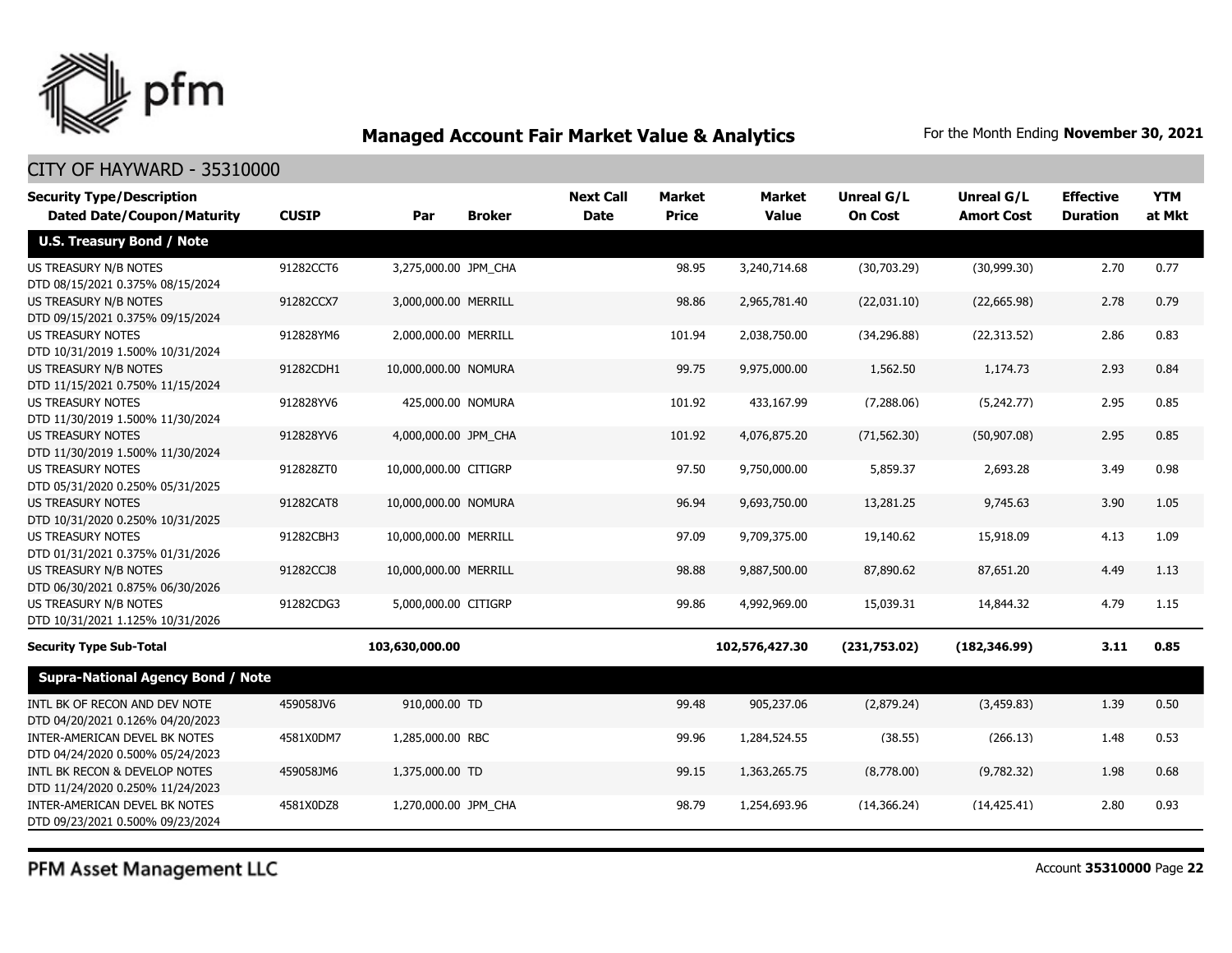## Managed Account Fair Market Value & Analytics

For the Month Ending **November 30, 2021**

CITY OF HAYWARD - 35310000

| Security Type/Description Dated Date/Coupon/Maturity | CUSIP | Par | Broker | Next Call Date | Market Price | Market Value | Unreal G/L On Cost | Unreal G/L Amort Cost | Effective Duration | YTM at Mkt |
|---|---|---|---|---|---|---|---|---|---|---|
| **U.S. Treasury Bond / Note** | | | | | | | | | | |
| US TREASURY N/B NOTES DTD 08/15/2021 0.375% 08/15/2024 | 91282CCT6 | 3,275,000.00 | JPM_CHA | | 98.95 | 3,240,714.68 | (30,703.29) | (30,999.30) | 2.70 | 0.77 |
| US TREASURY N/B NOTES DTD 09/15/2021 0.375% 09/15/2024 | 91282CCX7 | 3,000,000.00 | MERRILL | | 98.86 | 2,965,781.40 | (22,031.10) | (22,665.98) | 2.78 | 0.79 |
| US TREASURY NOTES DTD 10/31/2019 1.500% 10/31/2024 | 912828YM6 | 2,000,000.00 | MERRILL | | 101.94 | 2,038,750.00 | (34,296.88) | (22,313.52) | 2.86 | 0.83 |
| US TREASURY N/B NOTES DTD 11/15/2021 0.750% 11/15/2024 | 91282CDH1 | 10,000,000.00 | NOMURA | | 99.75 | 9,975,000.00 | 1,562.50 | 1,174.73 | 2.93 | 0.84 |
| US TREASURY NOTES DTD 11/30/2019 1.500% 11/30/2024 | 912828YV6 | 425,000.00 | NOMURA | | 101.92 | 433,167.99 | (7,288.06) | (5,242.77) | 2.95 | 0.85 |
| US TREASURY NOTES DTD 11/30/2019 1.500% 11/30/2024 | 912828YV6 | 4,000,000.00 | JPM_CHA | | 101.92 | 4,076,875.20 | (71,562.30) | (50,907.08) | 2.95 | 0.85 |
| US TREASURY NOTES DTD 05/31/2020 0.250% 05/31/2025 | 912828ZT0 | 10,000,000.00 | CITIGRP | | 97.50 | 9,750,000.00 | 5,859.37 | 2,693.28 | 3.49 | 0.98 |
| US TREASURY NOTES DTD 10/31/2020 0.250% 10/31/2025 | 91282CAT8 | 10,000,000.00 | NOMURA | | 96.94 | 9,693,750.00 | 13,281.25 | 9,745.63 | 3.90 | 1.05 |
| US TREASURY NOTES DTD 01/31/2021 0.375% 01/31/2026 | 91282CBH3 | 10,000,000.00 | MERRILL | | 97.09 | 9,709,375.00 | 19,140.62 | 15,918.09 | 4.13 | 1.09 |
| US TREASURY N/B NOTES DTD 06/30/2021 0.875% 06/30/2026 | 91282CCJ8 | 10,000,000.00 | MERRILL | | 98.88 | 9,887,500.00 | 87,890.62 | 87,651.20 | 4.49 | 1.13 |
| US TREASURY N/B NOTES DTD 10/31/2021 1.125% 10/31/2026 | 91282CDG3 | 5,000,000.00 | CITIGRP | | 99.86 | 4,992,969.00 | 15,039.31 | 14,844.32 | 4.79 | 1.15 |
| **Security Type Sub-Total** | | **103,630,000.00** | | | | **102,576,427.30** | **(231,753.02)** | **(182,346.99)** | **3.11** | **0.85** |
| **Supra-National Agency Bond / Note** | | | | | | | | | | |
| INTL BK OF RECON AND DEV NOTE DTD 04/20/2021 0.126% 04/20/2023 | 459058JV6 | 910,000.00 | TD | | 99.48 | 905,237.06 | (2,879.24) | (3,459.83) | 1.39 | 0.50 |
| INTER-AMERICAN DEVEL BK NOTES DTD 04/24/2020 0.500% 05/24/2023 | 4581X0DM7 | 1,285,000.00 | RBC | | 99.96 | 1,284,524.55 | (38.55) | (266.13) | 1.48 | 0.53 |
| INTL BK RECON & DEVELOP NOTES DTD 11/24/2020 0.250% 11/24/2023 | 459058JM6 | 1,375,000.00 | TD | | 99.15 | 1,363,265.75 | (8,778.00) | (9,782.32) | 1.98 | 0.68 |
| INTER-AMERICAN DEVEL BK NOTES DTD 09/23/2021 0.500% 09/23/2024 | 4581X0DZ8 | 1,270,000.00 | JPM_CHA | | 98.79 | 1,254,693.96 | (14,366.24) | (14,425.41) | 2.80 | 0.93 |

PFM Asset Management LLC

Account **35310000**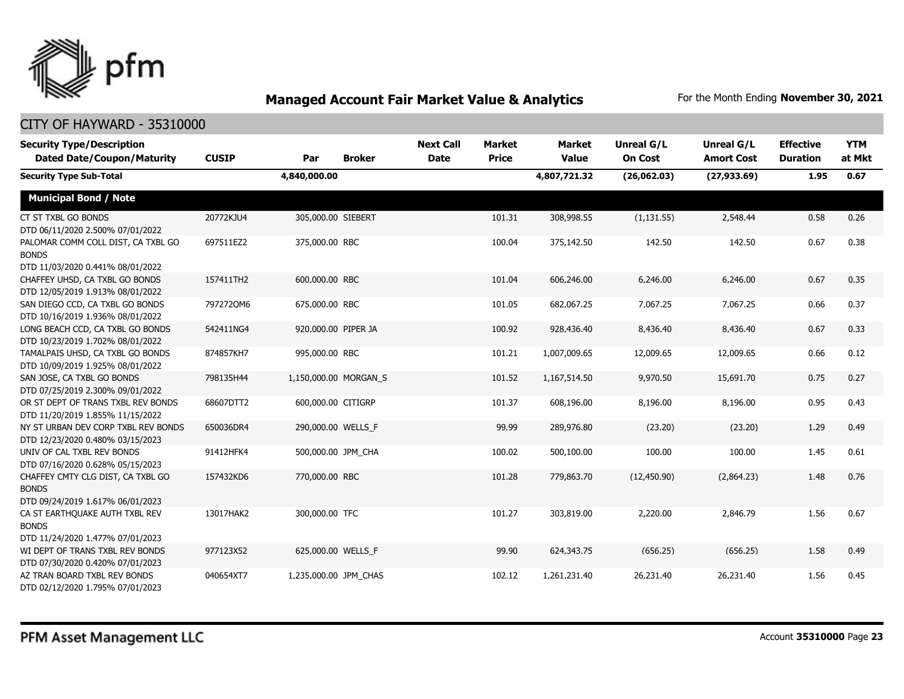# Managed Account Fair Market Value & Analytics

For the Month Ending **November 30, 2021**

## CITY OF HAYWARD - 35310000

| Security Type/Description<br>Dated Date/Coupon/Maturity | CUSIP | Par | Broker | Next Call Date | Market Price | Market Value | Unreal G/L On Cost | Unreal G/L Amort Cost | Effective Duration | YTM at Mkt |
|---|---|---|---|---|---|---|---|---|---|---|
| **Security Type Sub-Total** | | **4,840,000.00** | | | | **4,807,721.32** | **(26,062.03)** | **(27,933.69)** | **1.95** | **0.67** |
| **Municipal Bond / Note** | | | | | | | | | | |
| CT ST TXBL GO BONDS<br>DTD 06/11/2020 2.500% 07/01/2022 | 20772KJU4 | 305,000.00 | SIEBERT | | 101.31 | 308,998.55 | (1,131.55) | 2,548.44 | 0.58 | 0.26 |
| PALOMAR COMM COLL DIST, CA TXBL GO BONDS<br>DTD 11/03/2020 0.441% 08/01/2022 | 697511EZ2 | 375,000.00 | RBC | | 100.04 | 375,142.50 | 142.50 | 142.50 | 0.67 | 0.38 |
| CHAFFEY UHSD, CA TXBL GO BONDS<br>DTD 12/05/2019 1.913% 08/01/2022 | 157411TH2 | 600,000.00 | RBC | | 101.04 | 606,246.00 | 6,246.00 | 6,246.00 | 0.67 | 0.35 |
| SAN DIEGO CCD, CA TXBL GO BONDS<br>DTD 10/16/2019 1.936% 08/01/2022 | 797272QM6 | 675,000.00 | RBC | | 101.05 | 682,067.25 | 7,067.25 | 7,067.25 | 0.66 | 0.37 |
| LONG BEACH CCD, CA TXBL GO BONDS<br>DTD 10/23/2019 1.702% 08/01/2022 | 542411NG4 | 920,000.00 | PIPER JA | | 100.92 | 928,436.40 | 8,436.40 | 8,436.40 | 0.67 | 0.33 |
| TAMALPAIS UHSD, CA TXBL GO BONDS<br>DTD 10/09/2019 1.925% 08/01/2022 | 874857KH7 | 995,000.00 | RBC | | 101.21 | 1,007,009.65 | 12,009.65 | 12,009.65 | 0.66 | 0.12 |
| SAN JOSE, CA TXBL GO BONDS<br>DTD 07/25/2019 2.300% 09/01/2022 | 798135H44 | 1,150,000.00 | MORGAN_S | | 101.52 | 1,167,514.50 | 9,970.50 | 15,691.70 | 0.75 | 0.27 |
| OR ST DEPT OF TRANS TXBL REV BONDS<br>DTD 11/20/2019 1.855% 11/15/2022 | 68607DTT2 | 600,000.00 | CITIGRP | | 101.37 | 608,196.00 | 8,196.00 | 8,196.00 | 0.95 | 0.43 |
| NY ST URBAN DEV CORP TXBL REV BONDS<br>DTD 12/23/2020 0.480% 03/15/2023 | 650036DR4 | 290,000.00 | WELLS_F | | 99.99 | 289,976.80 | (23.20) | (23.20) | 1.29 | 0.49 |
| UNIV OF CAL TXBL REV BONDS<br>DTD 07/16/2020 0.628% 05/15/2023 | 91412HFK4 | 500,000.00 | JPM_CHA | | 100.02 | 500,100.00 | 100.00 | 100.00 | 1.45 | 0.61 |
| CHAFFEY CMTY CLG DIST, CA TXBL GO BONDS<br>DTD 09/24/2019 1.617% 06/01/2023 | 157432KD6 | 770,000.00 | RBC | | 101.28 | 779,863.70 | (12,450.90) | (2,864.23) | 1.48 | 0.76 |
| CA ST EARTHQUAKE AUTH TXBL REV BONDS<br>DTD 11/24/2020 1.477% 07/01/2023 | 13017HAK2 | 300,000.00 | TFC | | 101.27 | 303,819.00 | 2,220.00 | 2,846.79 | 1.56 | 0.67 |
| WI DEPT OF TRANS TXBL REV BONDS<br>DTD 07/30/2020 0.420% 07/01/2023 | 977123X52 | 625,000.00 | WELLS_F | | 99.90 | 624,343.75 | (656.25) | (656.25) | 1.58 | 0.49 |
| AZ TRAN BOARD TXBL REV BONDS<br>DTD 02/12/2020 1.795% 07/01/2023 | 040654XT7 | 1,235,000.00 | JPM_CHAS | | 102.12 | 1,261,231.40 | 26,231.40 | 26,231.40 | 1.56 | 0.45 |

PFM Asset Management LLC

Account **35310000**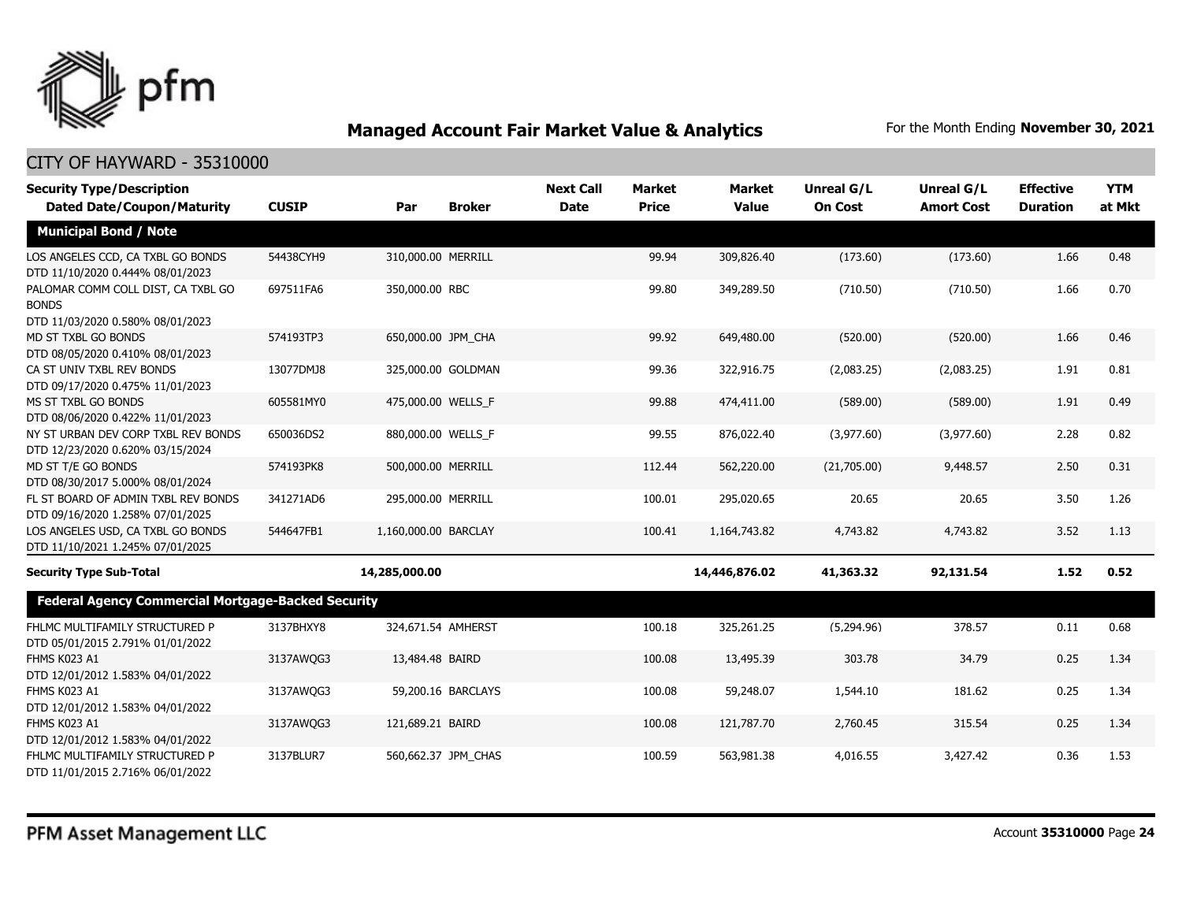## Managed Account Fair Market Value & Analytics

For the Month Ending **November 30, 2021**

CITY OF HAYWARD - 35310000

| Security Type/Description Dated Date/Coupon/Maturity | CUSIP | Par | Broker | Next Call Date | Market Price | Market Value | Unreal G/L On Cost | Unreal G/L Amort Cost | Effective Duration | YTM at Mkt |
|---|---|---|---|---|---|---|---|---|---|---|
| **Municipal Bond / Note** | | | | | | | | | | |
| LOS ANGELES CCD, CA TXBL GO BONDS DTD 11/10/2020 0.444% 08/01/2023 | 54438CYH9 | 310,000.00 | MERRILL | | 99.94 | 309,826.40 | (173.60) | (173.60) | 1.66 | 0.48 |
| PALOMAR COMM COLL DIST, CA TXBL GO BONDS DTD 11/03/2020 0.580% 08/01/2023 | 697511FA6 | 350,000.00 | RBC | | 99.80 | 349,289.50 | (710.50) | (710.50) | 1.66 | 0.70 |
| MD ST TXBL GO BONDS DTD 08/05/2020 0.410% 08/01/2023 | 574193TP3 | 650,000.00 | JPM_CHA | | 99.92 | 649,480.00 | (520.00) | (520.00) | 1.66 | 0.46 |
| CA ST UNIV TXBL REV BONDS DTD 09/17/2020 0.475% 11/01/2023 | 13077DMJ8 | 325,000.00 | GOLDMAN | | 99.36 | 322,916.75 | (2,083.25) | (2,083.25) | 1.91 | 0.81 |
| MS ST TXBL GO BONDS DTD 08/06/2020 0.422% 11/01/2023 | 605581MY0 | 475,000.00 | WELLS_F | | 99.88 | 474,411.00 | (589.00) | (589.00) | 1.91 | 0.49 |
| NY ST URBAN DEV CORP TXBL REV BONDS DTD 12/23/2020 0.620% 03/15/2024 | 650036DS2 | 880,000.00 | WELLS_F | | 99.55 | 876,022.40 | (3,977.60) | (3,977.60) | 2.28 | 0.82 |
| MD ST T/E GO BONDS DTD 08/30/2017 5.000% 08/01/2024 | 574193PK8 | 500,000.00 | MERRILL | | 112.44 | 562,220.00 | (21,705.00) | 9,448.57 | 2.50 | 0.31 |
| FL ST BOARD OF ADMIN TXBL REV BONDS DTD 09/16/2020 1.258% 07/01/2025 | 341271AD6 | 295,000.00 | MERRILL | | 100.01 | 295,020.65 | 20.65 | 20.65 | 3.50 | 1.26 |
| LOS ANGELES USD, CA TXBL GO BONDS DTD 11/10/2021 1.245% 07/01/2025 | 544647FB1 | 1,160,000.00 | BARCLAY | | 100.41 | 1,164,743.82 | 4,743.82 | 4,743.82 | 3.52 | 1.13 |
| **Security Type Sub-Total** | | **14,285,000.00** | | | | **14,446,876.02** | **41,363.32** | **92,131.54** | **1.52** | **0.52** |
| **Federal Agency Commercial Mortgage-Backed Security** | | | | | | | | | | |
| FHLMC MULTIFAMILY STRUCTURED P DTD 05/01/2015 2.791% 01/01/2022 | 3137BHXY8 | 324,671.54 | AMHERST | | 100.18 | 325,261.25 | (5,294.96) | 378.57 | 0.11 | 0.68 |
| FHMS K023 A1 DTD 12/01/2012 1.583% 04/01/2022 | 3137AWQG3 | 13,484.48 | BAIRD | | 100.08 | 13,495.39 | 303.78 | 34.79 | 0.25 | 1.34 |
| FHMS K023 A1 DTD 12/01/2012 1.583% 04/01/2022 | 3137AWQG3 | 59,200.16 | BARCLAYS | | 100.08 | 59,248.07 | 1,544.10 | 181.62 | 0.25 | 1.34 |
| FHMS K023 A1 DTD 12/01/2012 1.583% 04/01/2022 | 3137AWQG3 | 121,689.21 | BAIRD | | 100.08 | 121,787.70 | 2,760.45 | 315.54 | 0.25 | 1.34 |
| FHLMC MULTIFAMILY STRUCTURED P DTD 11/01/2015 2.716% 06/01/2022 | 3137BLUR7 | 560,662.37 | JPM_CHAS | | 100.59 | 563,981.38 | 4,016.55 | 3,427.42 | 0.36 | 1.53 |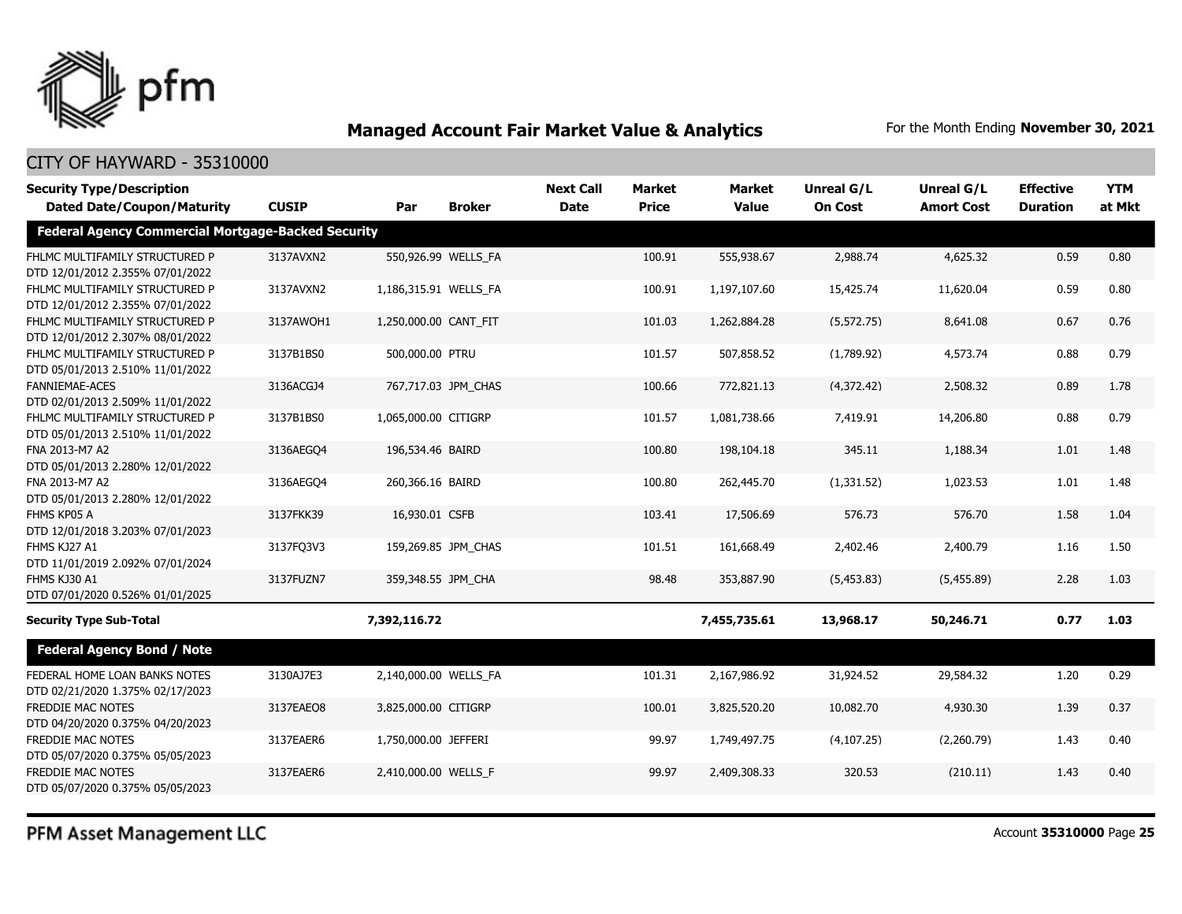## Managed Account Fair Market Value & Analytics

For the Month Ending **November 30, 2021**

CITY OF HAYWARD - 35310000

| Security Type/Description<br>Dated Date/Coupon/Maturity | CUSIP | Par | Broker | Next Call Date | Market Price | Market Value | Unreal G/L On Cost | Unreal G/L Amort Cost | Effective Duration | YTM at Mkt |
|---|---|---|---|---|---|---|---|---|---|---|
| **Federal Agency Commercial Mortgage-Backed Security** | | | | | | | | | | |
| FHLMC MULTIFAMILY STRUCTURED P<br>DTD 12/01/2012 2.355% 07/01/2022 | 3137AVXN2 | 550,926.99 | WELLS_FA | | 100.91 | 555,938.67 | 2,988.74 | 4,625.32 | 0.59 | 0.80 |
| FHLMC MULTIFAMILY STRUCTURED P<br>DTD 12/01/2012 2.355% 07/01/2022 | 3137AVXN2 | 1,186,315.91 | WELLS_FA | | 100.91 | 1,197,107.60 | 15,425.74 | 11,620.04 | 0.59 | 0.80 |
| FHLMC MULTIFAMILY STRUCTURED P<br>DTD 12/01/2012 2.307% 08/01/2022 | 3137AWQH1 | 1,250,000.00 | CANT_FIT | | 101.03 | 1,262,884.28 | (5,572.75) | 8,641.08 | 0.67 | 0.76 |
| FHLMC MULTIFAMILY STRUCTURED P<br>DTD 05/01/2013 2.510% 11/01/2022 | 3137B1BS0 | 500,000.00 | PTRU | | 101.57 | 507,858.52 | (1,789.92) | 4,573.74 | 0.88 | 0.79 |
| FANNIEMAE-ACES<br>DTD 02/01/2013 2.509% 11/01/2022 | 3136ACGJ4 | 767,717.03 | JPM_CHAS | | 100.66 | 772,821.13 | (4,372.42) | 2,508.32 | 0.89 | 1.78 |
| FHLMC MULTIFAMILY STRUCTURED P<br>DTD 05/01/2013 2.510% 11/01/2022 | 3137B1BS0 | 1,065,000.00 | CITIGRP | | 101.57 | 1,081,738.66 | 7,419.91 | 14,206.80 | 0.88 | 0.79 |
| FNA 2013-M7 A2<br>DTD 05/01/2013 2.280% 12/01/2022 | 3136AEGQ4 | 196,534.46 | BAIRD | | 100.80 | 198,104.18 | 345.11 | 1,188.34 | 1.01 | 1.48 |
| FNA 2013-M7 A2<br>DTD 05/01/2013 2.280% 12/01/2022 | 3136AEGQ4 | 260,366.16 | BAIRD | | 100.80 | 262,445.70 | (1,331.52) | 1,023.53 | 1.01 | 1.48 |
| FHMS KP05 A<br>DTD 12/01/2018 3.203% 07/01/2023 | 3137FKK39 | 16,930.01 | CSFB | | 103.41 | 17,506.69 | 576.73 | 576.70 | 1.58 | 1.04 |
| FHMS KJ27 A1<br>DTD 11/01/2019 2.092% 07/01/2024 | 3137FQ3V3 | 159,269.85 | JPM_CHAS | | 101.51 | 161,668.49 | 2,402.46 | 2,400.79 | 1.16 | 1.50 |
| FHMS KJ30 A1<br>DTD 07/01/2020 0.526% 01/01/2025 | 3137FUZN7 | 359,348.55 | JPM_CHA | | 98.48 | 353,887.90 | (5,453.83) | (5,455.89) | 2.28 | 1.03 |
| **Security Type Sub-Total** | | **7,392,116.72** | | | | **7,455,735.61** | **13,968.17** | **50,246.71** | **0.77** | **1.03** |
| **Federal Agency Bond / Note** | | | | | | | | | | |
| FEDERAL HOME LOAN BANKS NOTES<br>DTD 02/21/2020 1.375% 02/17/2023 | 3130AJ7E3 | 2,140,000.00 | WELLS_FA | | 101.31 | 2,167,986.92 | 31,924.52 | 29,584.32 | 1.20 | 0.29 |
| FREDDIE MAC NOTES<br>DTD 04/20/2020 0.375% 04/20/2023 | 3137EAEQ8 | 3,825,000.00 | CITIGRP | | 100.01 | 3,825,520.20 | 10,082.70 | 4,930.30 | 1.39 | 0.37 |
| FREDDIE MAC NOTES<br>DTD 05/07/2020 0.375% 05/05/2023 | 3137EAER6 | 1,750,000.00 | JEFFERI | | 99.97 | 1,749,497.75 | (4,107.25) | (2,260.79) | 1.43 | 0.40 |
| FREDDIE MAC NOTES<br>DTD 05/07/2020 0.375% 05/05/2023 | 3137EAER6 | 2,410,000.00 | WELLS_F | | 99.97 | 2,409,308.33 | 320.53 | (210.11) | 1.43 | 0.40 |

PFM Asset Management LLC

Account **35310000**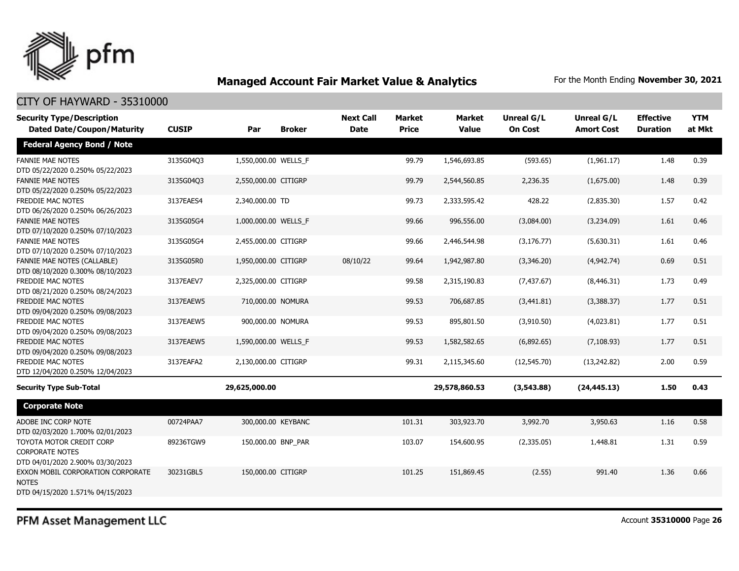## Managed Account Fair Market Value & Analytics

For the Month Ending **November 30, 2021**

CITY OF HAYWARD - 35310000

| Security Type/Description Dated Date/Coupon/Maturity | CUSIP | Par | Broker | Next Call Date | Market Price | Market Value | Unreal G/L On Cost | Unreal G/L Amort Cost | Effective Duration | YTM at Mkt |
|---|---|---|---|---|---|---|---|---|---|---|
| **Federal Agency Bond / Note** | | | | | | | | | | |
| FANNIE MAE NOTES DTD 05/22/2020 0.250% 05/22/2023 | 3135G04Q3 | 1,550,000.00 | WELLS_F | | 99.79 | 1,546,693.85 | (593.65) | (1,961.17) | 1.48 | 0.39 |
| FANNIE MAE NOTES DTD 05/22/2020 0.250% 05/22/2023 | 3135G04Q3 | 2,550,000.00 | CITIGRP | | 99.79 | 2,544,560.85 | 2,236.35 | (1,675.00) | 1.48 | 0.39 |
| FREDDIE MAC NOTES DTD 06/26/2020 0.250% 06/26/2023 | 3137EAES4 | 2,340,000.00 | TD | | 99.73 | 2,333,595.42 | 428.22 | (2,835.30) | 1.57 | 0.42 |
| FANNIE MAE NOTES DTD 07/10/2020 0.250% 07/10/2023 | 3135G05G4 | 1,000,000.00 | WELLS_F | | 99.66 | 996,556.00 | (3,084.00) | (3,234.09) | 1.61 | 0.46 |
| FANNIE MAE NOTES DTD 07/10/2020 0.250% 07/10/2023 | 3135G05G4 | 2,455,000.00 | CITIGRP | | 99.66 | 2,446,544.98 | (3,176.77) | (5,630.31) | 1.61 | 0.46 |
| FANNIE MAE NOTES (CALLABLE) DTD 08/10/2020 0.300% 08/10/2023 | 3135G05R0 | 1,950,000.00 | CITIGRP | 08/10/22 | 99.64 | 1,942,987.80 | (3,346.20) | (4,942.74) | 0.69 | 0.51 |
| FREDDIE MAC NOTES DTD 08/21/2020 0.250% 08/24/2023 | 3137EAEV7 | 2,325,000.00 | CITIGRP | | 99.58 | 2,315,190.83 | (7,437.67) | (8,446.31) | 1.73 | 0.49 |
| FREDDIE MAC NOTES DTD 09/04/2020 0.250% 09/08/2023 | 3137EAEW5 | 710,000.00 | NOMURA | | 99.53 | 706,687.85 | (3,441.81) | (3,388.37) | 1.77 | 0.51 |
| FREDDIE MAC NOTES DTD 09/04/2020 0.250% 09/08/2023 | 3137EAEW5 | 900,000.00 | NOMURA | | 99.53 | 895,801.50 | (3,910.50) | (4,023.81) | 1.77 | 0.51 |
| FREDDIE MAC NOTES DTD 09/04/2020 0.250% 09/08/2023 | 3137EAEW5 | 1,590,000.00 | WELLS_F | | 99.53 | 1,582,582.65 | (6,892.65) | (7,108.93) | 1.77 | 0.51 |
| FREDDIE MAC NOTES DTD 12/04/2020 0.250% 12/04/2023 | 3137EAFA2 | 2,130,000.00 | CITIGRP | | 99.31 | 2,115,345.60 | (12,545.70) | (13,242.82) | 2.00 | 0.59 |
| **Security Type Sub-Total** | | **29,625,000.00** | | | | **29,578,860.53** | **(3,543.88)** | **(24,445.13)** | **1.50** | **0.43** |
| **Corporate Note** | | | | | | | | | | |
| ADOBE INC CORP NOTE DTD 02/03/2020 1.700% 02/01/2023 | 00724PAA7 | 300,000.00 | KEYBANC | | 101.31 | 303,923.70 | 3,992.70 | 3,950.63 | 1.16 | 0.58 |
| TOYOTA MOTOR CREDIT CORP CORPORATE NOTES DTD 04/01/2020 2.900% 03/30/2023 | 89236TGW9 | 150,000.00 | BNP_PAR | | 103.07 | 154,600.95 | (2,335.05) | 1,448.81 | 1.31 | 0.59 |
| EXXON MOBIL CORPORATION CORPORATE NOTES DTD 04/15/2020 1.571% 04/15/2023 | 30231GBL5 | 150,000.00 | CITIGRP | | 101.25 | 151,869.45 | (2.55) | 991.40 | 1.36 | 0.66 |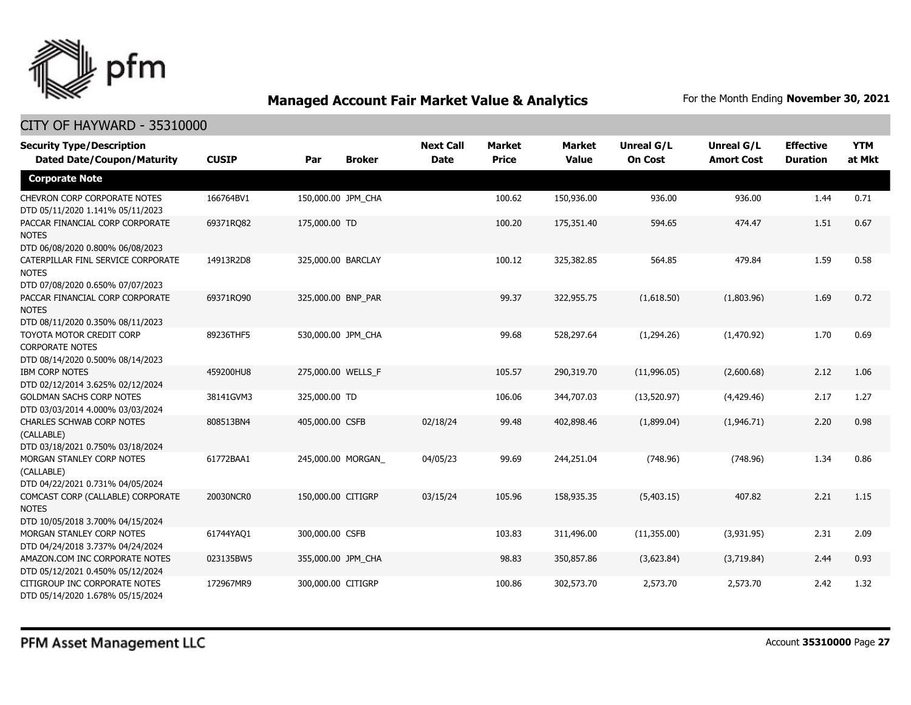## Managed Account Fair Market Value & Analytics

For the Month Ending **November 30, 2021**

CITY OF HAYWARD - 35310000

| Security Type/Description Dated Date/Coupon/Maturity | CUSIP | Par | Broker | Next Call Date | Market Price | Market Value | Unreal G/L On Cost | Unreal G/L Amort Cost | Effective Duration | YTM at Mkt |
|---|---|---|---|---|---|---|---|---|---|---|
| **Corporate Note** | | | | | | | | | | |
| CHEVRON CORP CORPORATE NOTES DTD 05/11/2020 1.141% 05/11/2023 | 166764BV1 | 150,000.00 | JPM_CHA | | 100.62 | 150,936.00 | 936.00 | 936.00 | 1.44 | 0.71 |
| PACCAR FINANCIAL CORP CORPORATE NOTES DTD 06/08/2020 0.800% 06/08/2023 | 69371RQ82 | 175,000.00 | TD | | 100.20 | 175,351.40 | 594.65 | 474.47 | 1.51 | 0.67 |
| CATERPILLAR FINL SERVICE CORPORATE NOTES DTD 07/08/2020 0.650% 07/07/2023 | 14913R2D8 | 325,000.00 | BARCLAY | | 100.12 | 325,382.85 | 564.85 | 479.84 | 1.59 | 0.58 |
| PACCAR FINANCIAL CORP CORPORATE NOTES DTD 08/11/2020 0.350% 08/11/2023 | 69371RQ90 | 325,000.00 | BNP_PAR | | 99.37 | 322,955.75 | (1,618.50) | (1,803.96) | 1.69 | 0.72 |
| TOYOTA MOTOR CREDIT CORP CORPORATE NOTES DTD 08/14/2020 0.500% 08/14/2023 | 89236THF5 | 530,000.00 | JPM_CHA | | 99.68 | 528,297.64 | (1,294.26) | (1,470.92) | 1.70 | 0.69 |
| IBM CORP NOTES DTD 02/12/2014 3.625% 02/12/2024 | 459200HU8 | 275,000.00 | WELLS_F | | 105.57 | 290,319.70 | (11,996.05) | (2,600.68) | 2.12 | 1.06 |
| GOLDMAN SACHS CORP NOTES DTD 03/03/2014 4.000% 03/03/2024 | 38141GVM3 | 325,000.00 | TD | | 106.06 | 344,707.03 | (13,520.97) | (4,429.46) | 2.17 | 1.27 |
| CHARLES SCHWAB CORP NOTES (CALLABLE) DTD 03/18/2021 0.750% 03/18/2024 | 808513BN4 | 405,000.00 | CSFB | 02/18/24 | 99.48 | 402,898.46 | (1,899.04) | (1,946.71) | 2.20 | 0.98 |
| MORGAN STANLEY CORP NOTES (CALLABLE) DTD 04/22/2021 0.731% 04/05/2024 | 61772BAA1 | 245,000.00 | MORGAN_ | 04/05/23 | 99.69 | 244,251.04 | (748.96) | (748.96) | 1.34 | 0.86 |
| COMCAST CORP (CALLABLE) CORPORATE NOTES DTD 10/05/2018 3.700% 04/15/2024 | 20030NCR0 | 150,000.00 | CITIGRP | 03/15/24 | 105.96 | 158,935.35 | (5,403.15) | 407.82 | 2.21 | 1.15 |
| MORGAN STANLEY CORP NOTES DTD 04/24/2018 3.737% 04/24/2024 | 61744YAQ1 | 300,000.00 | CSFB | | 103.83 | 311,496.00 | (11,355.00) | (3,931.95) | 2.31 | 2.09 |
| AMAZON.COM INC CORPORATE NOTES DTD 05/12/2021 0.450% 05/12/2024 | 023135BW5 | 355,000.00 | JPM_CHA | | 98.83 | 350,857.86 | (3,623.84) | (3,719.84) | 2.44 | 0.93 |
| CITIGROUP INC CORPORATE NOTES DTD 05/14/2020 1.678% 05/15/2024 | 172967MR9 | 300,000.00 | CITIGRP | | 100.86 | 302,573.70 | 2,573.70 | 2,573.70 | 2.42 | 1.32 |

PFM Asset Management LLC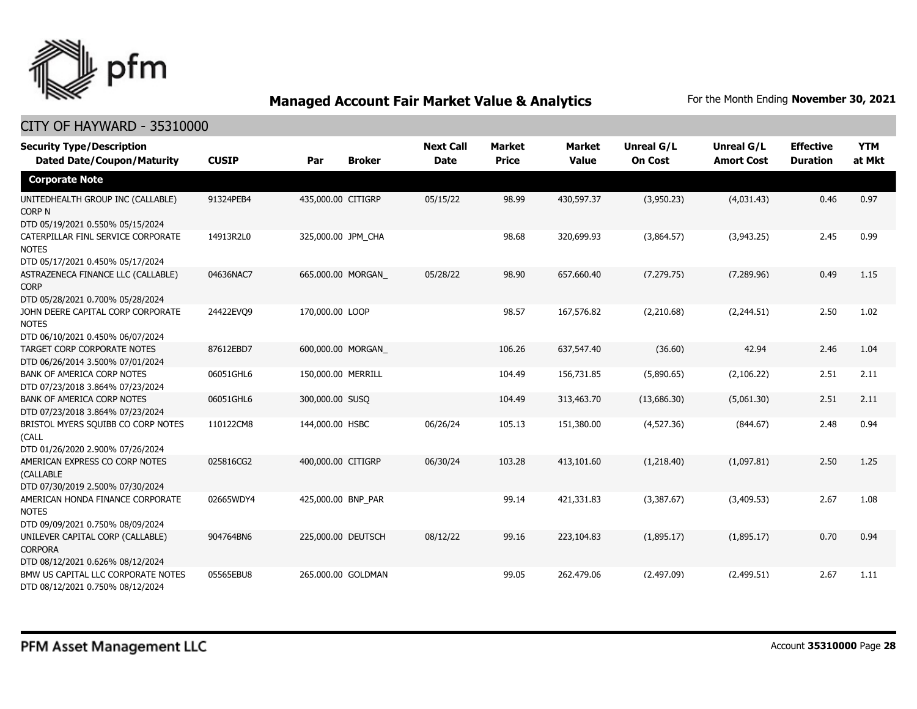# Managed Account Fair Market Value & Analytics

For the Month Ending **November 30, 2021**

## CITY OF HAYWARD - 35310000

| Security Type/Description Dated Date/Coupon/Maturity | CUSIP | Par | Broker | Next Call Date | Market Price | Market Value | Unreal G/L On Cost | Unreal G/L Amort Cost | Effective Duration | YTM at Mkt |
|---|---|---|---|---|---|---|---|---|---|---|
| **Corporate Note** | | | | | | | | | | |
| UNITEDHEALTH GROUP INC (CALLABLE) CORP N DTD 05/19/2021 0.550% 05/15/2024 | 91324PEB4 | 435,000.00 | CITIGRP | 05/15/22 | 98.99 | 430,597.37 | (3,950.23) | (4,031.43) | 0.46 | 0.97 |
| CATERPILLAR FINL SERVICE CORPORATE NOTES DTD 05/17/2021 0.450% 05/17/2024 | 14913R2L0 | 325,000.00 | JPM_CHA | | 98.68 | 320,699.93 | (3,864.57) | (3,943.25) | 2.45 | 0.99 |
| ASTRAZENECA FINANCE LLC (CALLABLE) CORP DTD 05/28/2021 0.700% 05/28/2024 | 04636NAC7 | 665,000.00 | MORGAN_ | 05/28/22 | 98.90 | 657,660.40 | (7,279.75) | (7,289.96) | 0.49 | 1.15 |
| JOHN DEERE CAPITAL CORP CORPORATE NOTES DTD 06/10/2021 0.450% 06/07/2024 | 24422EVQ9 | 170,000.00 | LOOP | | 98.57 | 167,576.82 | (2,210.68) | (2,244.51) | 2.50 | 1.02 |
| TARGET CORP CORPORATE NOTES DTD 06/26/2014 3.500% 07/01/2024 | 87612EBD7 | 600,000.00 | MORGAN_ | | 106.26 | 637,547.40 | (36.60) | 42.94 | 2.46 | 1.04 |
| BANK OF AMERICA CORP NOTES DTD 07/23/2018 3.864% 07/23/2024 | 06051GHL6 | 150,000.00 | MERRILL | | 104.49 | 156,731.85 | (5,890.65) | (2,106.22) | 2.51 | 2.11 |
| BANK OF AMERICA CORP NOTES DTD 07/23/2018 3.864% 07/23/2024 | 06051GHL6 | 300,000.00 | SUSQ | | 104.49 | 313,463.70 | (13,686.30) | (5,061.30) | 2.51 | 2.11 |
| BRISTOL MYERS SQUIBB CO CORP NOTES (CALL DTD 01/26/2020 2.900% 07/26/2024 | 110122CM8 | 144,000.00 | HSBC | 06/26/24 | 105.13 | 151,380.00 | (4,527.36) | (844.67) | 2.48 | 0.94 |
| AMERICAN EXPRESS CO CORP NOTES (CALLABLE DTD 07/30/2019 2.500% 07/30/2024 | 025816CG2 | 400,000.00 | CITIGRP | 06/30/24 | 103.28 | 413,101.60 | (1,218.40) | (1,097.81) | 2.50 | 1.25 |
| AMERICAN HONDA FINANCE CORPORATE NOTES DTD 09/09/2021 0.750% 08/09/2024 | 02665WDY4 | 425,000.00 | BNP_PAR | | 99.14 | 421,331.83 | (3,387.67) | (3,409.53) | 2.67 | 1.08 |
| UNILEVER CAPITAL CORP (CALLABLE) CORPORA DTD 08/12/2021 0.626% 08/12/2024 | 904764BN6 | 225,000.00 | DEUTSCH | 08/12/22 | 99.16 | 223,104.83 | (1,895.17) | (1,895.17) | 0.70 | 0.94 |
| BMW US CAPITAL LLC CORPORATE NOTES DTD 08/12/2021 0.750% 08/12/2024 | 05565EBU8 | 265,000.00 | GOLDMAN | | 99.05 | 262,479.06 | (2,497.09) | (2,499.51) | 2.67 | 1.11 |

PFM Asset Management LLC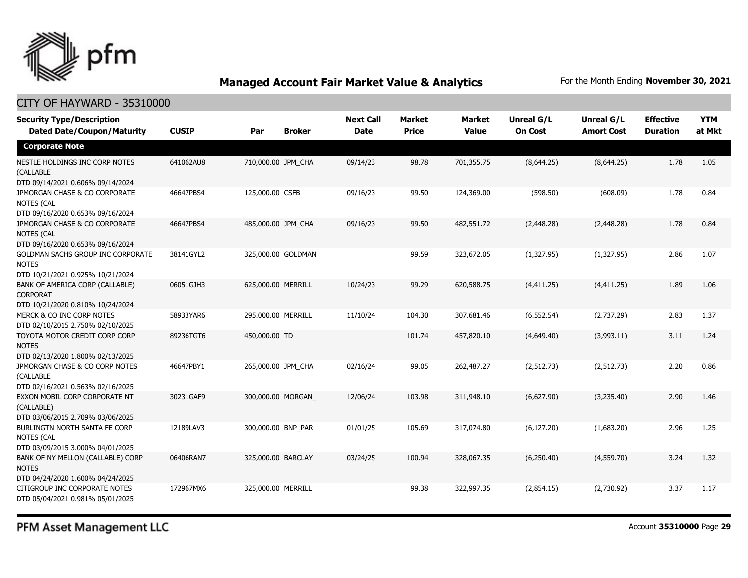## Managed Account Fair Market Value & Analytics

For the Month Ending **November 30, 2021**

CITY OF HAYWARD - 35310000

| Security Type/Description Dated Date/Coupon/Maturity | CUSIP | Par | Broker | Next Call Date | Market Price | Market Value | Unreal G/L On Cost | Unreal G/L Amort Cost | Effective Duration | YTM at Mkt |
|---|---|---|---|---|---|---|---|---|---|---|
| **Corporate Note** | | | | | | | | | | |
| NESTLE HOLDINGS INC CORP NOTES (CALLABLE DTD 09/14/2021 0.606% 09/14/2024 | 641062AU8 | 710,000.00 | JPM_CHA | 09/14/23 | 98.78 | 701,355.75 | (8,644.25) | (8,644.25) | 1.78 | 1.05 |
| JPMORGAN CHASE & CO CORPORATE NOTES (CAL DTD 09/16/2020 0.653% 09/16/2024 | 46647PBS4 | 125,000.00 | CSFB | 09/16/23 | 99.50 | 124,369.00 | (598.50) | (608.09) | 1.78 | 0.84 |
| JPMORGAN CHASE & CO CORPORATE NOTES (CAL DTD 09/16/2020 0.653% 09/16/2024 | 46647PBS4 | 485,000.00 | JPM_CHA | 09/16/23 | 99.50 | 482,551.72 | (2,448.28) | (2,448.28) | 1.78 | 0.84 |
| GOLDMAN SACHS GROUP INC CORPORATE NOTES DTD 10/21/2021 0.925% 10/21/2024 | 38141GYL2 | 325,000.00 | GOLDMAN | | 99.59 | 323,672.05 | (1,327.95) | (1,327.95) | 2.86 | 1.07 |
| BANK OF AMERICA CORP (CALLABLE) CORPORAT DTD 10/21/2020 0.810% 10/24/2024 | 06051GJH3 | 625,000.00 | MERRILL | 10/24/23 | 99.29 | 620,588.75 | (4,411.25) | (4,411.25) | 1.89 | 1.06 |
| MERCK & CO INC CORP NOTES DTD 02/10/2015 2.750% 02/10/2025 | 58933YAR6 | 295,000.00 | MERRILL | 11/10/24 | 104.30 | 307,681.46 | (6,552.54) | (2,737.29) | 2.83 | 1.37 |
| TOYOTA MOTOR CREDIT CORP CORP NOTES DTD 02/13/2020 1.800% 02/13/2025 | 89236TGT6 | 450,000.00 | TD | | 101.74 | 457,820.10 | (4,649.40) | (3,993.11) | 3.11 | 1.24 |
| JPMORGAN CHASE & CO CORP NOTES (CALLABLE DTD 02/16/2021 0.563% 02/16/2025 | 46647PBY1 | 265,000.00 | JPM_CHA | 02/16/24 | 99.05 | 262,487.27 | (2,512.73) | (2,512.73) | 2.20 | 0.86 |
| EXXON MOBIL CORP CORPORATE NT (CALLABLE) DTD 03/06/2015 2.709% 03/06/2025 | 30231GAF9 | 300,000.00 | MORGAN_ | 12/06/24 | 103.98 | 311,948.10 | (6,627.90) | (3,235.40) | 2.90 | 1.46 |
| BURLINGTN NORTH SANTA FE CORP NOTES (CAL DTD 03/09/2015 3.000% 04/01/2025 | 12189LAV3 | 300,000.00 | BNP_PAR | 01/01/25 | 105.69 | 317,074.80 | (6,127.20) | (1,683.20) | 2.96 | 1.25 |
| BANK OF NY MELLON (CALLABLE) CORP NOTES DTD 04/24/2020 1.600% 04/24/2025 | 06406RAN7 | 325,000.00 | BARCLAY | 03/24/25 | 100.94 | 328,067.35 | (6,250.40) | (4,559.70) | 3.24 | 1.32 |
| CITIGROUP INC CORPORATE NOTES DTD 05/04/2021 0.981% 05/01/2025 | 172967MX6 | 325,000.00 | MERRILL | | 99.38 | 322,997.35 | (2,854.15) | (2,730.92) | 3.37 | 1.17 |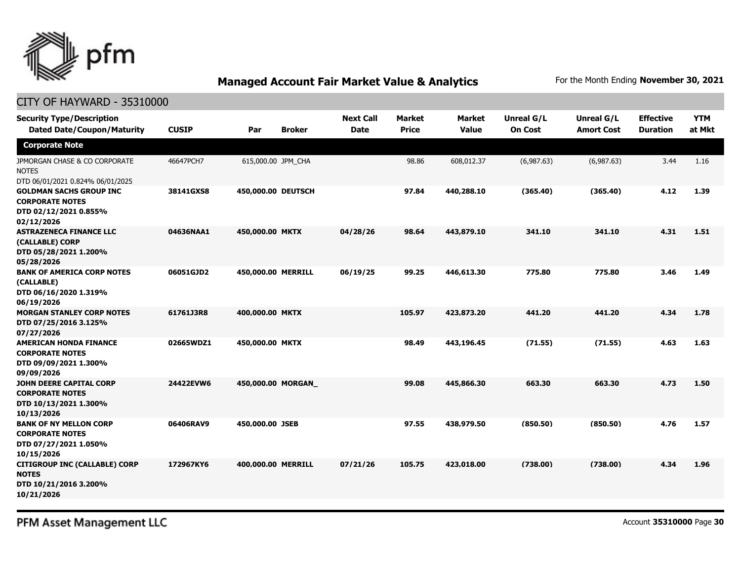## Managed Account Fair Market Value & Analytics

For the Month Ending **November 30, 2021**

CITY OF HAYWARD - 35310000

| Security Type/Description Dated Date/Coupon/Maturity | CUSIP | Par | Broker | Next Call Date | Market Price | Market Value | Unreal G/L On Cost | Unreal G/L Amort Cost | Effective Duration | YTM at Mkt |
|---|---|---|---|---|---|---|---|---|---|---|
| **Corporate Note** | | | | | | | | | | |
| JPMORGAN CHASE & CO CORPORATE NOTES DTD 06/01/2021 0.824% 06/01/2025 | 46647PCH7 | 615,000.00 | JPM_CHA | | 98.86 | 608,012.37 | (6,987.63) | (6,987.63) | 3.44 | 1.16 |
| **GOLDMAN SACHS GROUP INC CORPORATE NOTES DTD 02/12/2021 0.855% 02/12/2026** | **38141GXS8** | **450,000.00** | **DEUTSCH** | | **97.84** | **440,288.10** | **(365.40)** | **(365.40)** | **4.12** | **1.39** |
| **ASTRAZENECA FINANCE LLC (CALLABLE) CORP DTD 05/28/2021 1.200% 05/28/2026** | **04636NAA1** | **450,000.00** | **MKTX** | **04/28/26** | **98.64** | **443,879.10** | **341.10** | **341.10** | **4.31** | **1.51** |
| **BANK OF AMERICA CORP NOTES (CALLABLE) DTD 06/16/2020 1.319% 06/19/2026** | **06051GJD2** | **450,000.00** | **MERRILL** | **06/19/25** | **99.25** | **446,613.30** | **775.80** | **775.80** | **3.46** | **1.49** |
| **MORGAN STANLEY CORP NOTES DTD 07/25/2016 3.125% 07/27/2026** | **61761J3R8** | **400,000.00** | **MKTX** | | **105.97** | **423,873.20** | **441.20** | **441.20** | **4.34** | **1.78** |
| **AMERICAN HONDA FINANCE CORPORATE NOTES DTD 09/09/2021 1.300% 09/09/2026** | **02665WDZ1** | **450,000.00** | **MKTX** | | **98.49** | **443,196.45** | **(71.55)** | **(71.55)** | **4.63** | **1.63** |
| **JOHN DEERE CAPITAL CORP CORPORATE NOTES DTD 10/13/2021 1.300% 10/13/2026** | **24422EVW6** | **450,000.00** | **MORGAN_** | | **99.08** | **445,866.30** | **663.30** | **663.30** | **4.73** | **1.50** |
| **BANK OF NY MELLON CORP CORPORATE NOTES DTD 07/27/2021 1.050% 10/15/2026** | **06406RAV9** | **450,000.00** | **JSEB** | | **97.55** | **438,979.50** | **(850.50)** | **(850.50)** | **4.76** | **1.57** |
| **CITIGROUP INC (CALLABLE) CORP NOTES DTD 10/21/2016 3.200% 10/21/2026** | **172967KY6** | **400,000.00** | **MERRILL** | **07/21/26** | **105.75** | **423,018.00** | **(738.00)** | **(738.00)** | **4.34** | **1.96** |

PFM Asset Management LLC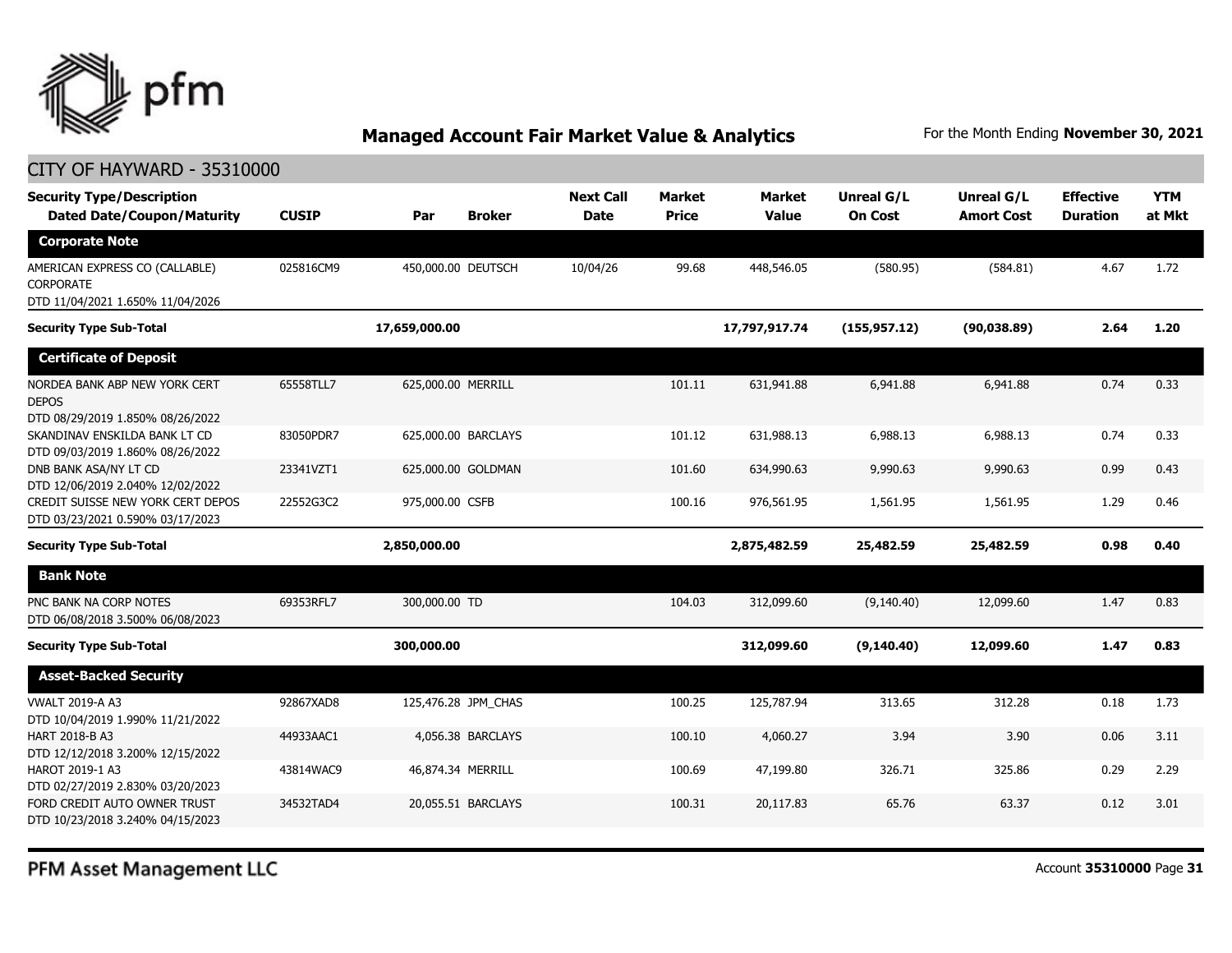# Managed Account Fair Market Value & Analytics

For the Month Ending **November 30, 2021**

CITY OF HAYWARD - 35310000

| Security Type/Description Dated Date/Coupon/Maturity | CUSIP | Par | Broker | Next Call Date | Market Price | Market Value | Unreal G/L On Cost | Unreal G/L Amort Cost | Effective Duration | YTM at Mkt |
|---|---|---|---|---|---|---|---|---|---|---|
| **Corporate Note** | | | | | | | | | | |
| AMERICAN EXPRESS CO (CALLABLE) CORPORATE DTD 11/04/2021 1.650% 11/04/2026 | 025816CM9 | 450,000.00 | DEUTSCH | 10/04/26 | 99.68 | 448,546.05 | (580.95) | (584.81) | 4.67 | 1.72 |
| **Security Type Sub-Total** | | **17,659,000.00** | | | | **17,797,917.74** | **(155,957.12)** | **(90,038.89)** | **2.64** | **1.20** |
| **Certificate of Deposit** | | | | | | | | | | |
| NORDEA BANK ABP NEW YORK CERT DEPOS DTD 08/29/2019 1.850% 08/26/2022 | 65558TLL7 | 625,000.00 | MERRILL | | 101.11 | 631,941.88 | 6,941.88 | 6,941.88 | 0.74 | 0.33 |
| SKANDINAV ENSKILDA BANK LT CD DTD 09/03/2019 1.860% 08/26/2022 | 83050PDR7 | 625,000.00 | BARCLAYS | | 101.12 | 631,988.13 | 6,988.13 | 6,988.13 | 0.74 | 0.33 |
| DNB BANK ASA/NY LT CD DTD 12/06/2019 2.040% 12/02/2022 | 23341VZT1 | 625,000.00 | GOLDMAN | | 101.60 | 634,990.63 | 9,990.63 | 9,990.63 | 0.99 | 0.43 |
| CREDIT SUISSE NEW YORK CERT DEPOS DTD 03/23/2021 0.590% 03/17/2023 | 22552G3C2 | 975,000.00 | CSFB | | 100.16 | 976,561.95 | 1,561.95 | 1,561.95 | 1.29 | 0.46 |
| **Security Type Sub-Total** | | **2,850,000.00** | | | | **2,875,482.59** | **25,482.59** | **25,482.59** | **0.98** | **0.40** |
| **Bank Note** | | | | | | | | | | |
| PNC BANK NA CORP NOTES DTD 06/08/2018 3.500% 06/08/2023 | 69353RFL7 | 300,000.00 | TD | | 104.03 | 312,099.60 | (9,140.40) | 12,099.60 | 1.47 | 0.83 |
| **Security Type Sub-Total** | | **300,000.00** | | | | **312,099.60** | **(9,140.40)** | **12,099.60** | **1.47** | **0.83** |
| **Asset-Backed Security** | | | | | | | | | | |
| VWALT 2019-A A3 DTD 10/04/2019 1.990% 11/21/2022 | 92867XAD8 | 125,476.28 | JPM_CHAS | | 100.25 | 125,787.94 | 313.65 | 312.28 | 0.18 | 1.73 |
| HART 2018-B A3 DTD 12/12/2018 3.200% 12/15/2022 | 44933AAC1 | 4,056.38 | BARCLAYS | | 100.10 | 4,060.27 | 3.94 | 3.90 | 0.06 | 3.11 |
| HAROT 2019-1 A3 DTD 02/27/2019 2.830% 03/20/2023 | 43814WAC9 | 46,874.34 | MERRILL | | 100.69 | 47,199.80 | 326.71 | 325.86 | 0.29 | 2.29 |
| FORD CREDIT AUTO OWNER TRUST DTD 10/23/2018 3.240% 04/15/2023 | 34532TAD4 | 20,055.51 | BARCLAYS | | 100.31 | 20,117.83 | 65.76 | 63.37 | 0.12 | 3.01 |

PFM Asset Management LLC

Account **35310000**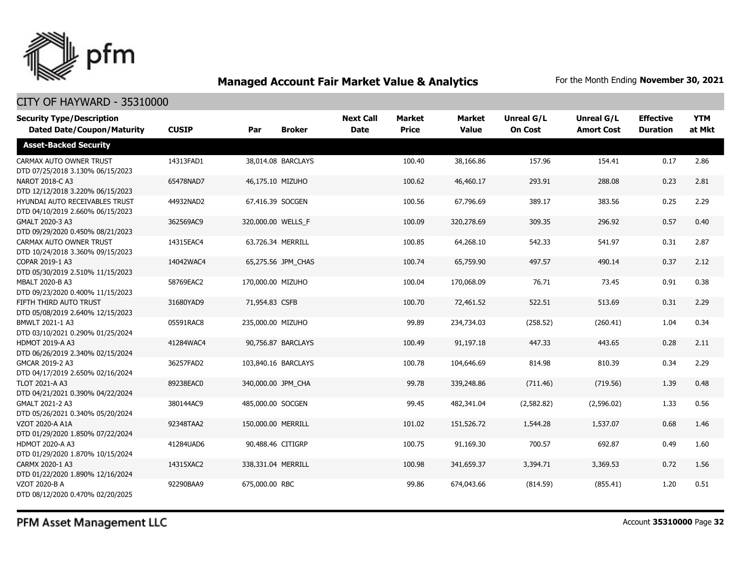## Managed Account Fair Market Value & Analytics

For the Month Ending **November 30, 2021**

### CITY OF HAYWARD - 35310000

| Security Type/Description Dated Date/Coupon/Maturity | CUSIP | Par | Broker | Next Call Date | Market Price | Market Value | Unreal G/L On Cost | Unreal G/L Amort Cost | Effective Duration | YTM at Mkt |
|---|---|---|---|---|---|---|---|---|---|---|
| **Asset-Backed Security** | | | | | | | | | | |
| CARMAX AUTO OWNER TRUST DTD 07/25/2018 3.130% 06/15/2023 | 14313FAD1 | 38,014.08 | BARCLAYS | | 100.40 | 38,166.86 | 157.96 | 154.41 | 0.17 | 2.86 |
| NAROT 2018-C A3 DTD 12/12/2018 3.220% 06/15/2023 | 65478NAD7 | 46,175.10 | MIZUHO | | 100.62 | 46,460.17 | 293.91 | 288.08 | 0.23 | 2.81 |
| HYUNDAI AUTO RECEIVABLES TRUST DTD 04/10/2019 2.660% 06/15/2023 | 44932NAD2 | 67,416.39 | SOCGEN | | 100.56 | 67,796.69 | 389.17 | 383.56 | 0.25 | 2.29 |
| GMALT 2020-3 A3 DTD 09/29/2020 0.450% 08/21/2023 | 362569AC9 | 320,000.00 | WELLS_F | | 100.09 | 320,278.69 | 309.35 | 296.92 | 0.57 | 0.40 |
| CARMAX AUTO OWNER TRUST DTD 10/24/2018 3.360% 09/15/2023 | 14315EAC4 | 63,726.34 | MERRILL | | 100.85 | 64,268.10 | 542.33 | 541.97 | 0.31 | 2.87 |
| COPAR 2019-1 A3 DTD 05/30/2019 2.510% 11/15/2023 | 14042WAC4 | 65,275.56 | JPM_CHAS | | 100.74 | 65,759.90 | 497.57 | 490.14 | 0.37 | 2.12 |
| MBALT 2020-B A3 DTD 09/23/2020 0.400% 11/15/2023 | 58769EAC2 | 170,000.00 | MIZUHO | | 100.04 | 170,068.09 | 76.71 | 73.45 | 0.91 | 0.38 |
| FIFTH THIRD AUTO TRUST DTD 05/08/2019 2.640% 12/15/2023 | 31680YAD9 | 71,954.83 | CSFB | | 100.70 | 72,461.52 | 522.51 | 513.69 | 0.31 | 2.29 |
| BMWLT 2021-1 A3 DTD 03/10/2021 0.290% 01/25/2024 | 05591RAC8 | 235,000.00 | MIZUHO | | 99.89 | 234,734.03 | (258.52) | (260.41) | 1.04 | 0.34 |
| HDMOT 2019-A A3 DTD 06/26/2019 2.340% 02/15/2024 | 41284WAC4 | 90,756.87 | BARCLAYS | | 100.49 | 91,197.18 | 447.33 | 443.65 | 0.28 | 2.11 |
| GMCAR 2019-2 A3 DTD 04/17/2019 2.650% 02/16/2024 | 36257FAD2 | 103,840.16 | BARCLAYS | | 100.78 | 104,646.69 | 814.98 | 810.39 | 0.34 | 2.29 |
| TLOT 2021-A A3 DTD 04/21/2021 0.390% 04/22/2024 | 89238EAC0 | 340,000.00 | JPM_CHA | | 99.78 | 339,248.86 | (711.46) | (719.56) | 1.39 | 0.48 |
| GMALT 2021-2 A3 DTD 05/26/2021 0.340% 05/20/2024 | 380144AC9 | 485,000.00 | SOCGEN | | 99.45 | 482,341.04 | (2,582.82) | (2,596.02) | 1.33 | 0.56 |
| VZOT 2020-A A1A DTD 01/29/2020 1.850% 07/22/2024 | 92348TAA2 | 150,000.00 | MERRILL | | 101.02 | 151,526.72 | 1,544.28 | 1,537.07 | 0.68 | 1.46 |
| HDMOT 2020-A A3 DTD 01/29/2020 1.870% 10/15/2024 | 41284UAD6 | 90,488.46 | CITIGRP | | 100.75 | 91,169.30 | 700.57 | 692.87 | 0.49 | 1.60 |
| CARMX 2020-1 A3 DTD 01/22/2020 1.890% 12/16/2024 | 14315XAC2 | 338,331.04 | MERRILL | | 100.98 | 341,659.37 | 3,394.71 | 3,369.53 | 0.72 | 1.56 |
| VZOT 2020-B A DTD 08/12/2020 0.470% 02/20/2025 | 92290BAA9 | 675,000.00 | RBC | | 99.86 | 674,043.66 | (814.59) | (855.41) | 1.20 | 0.51 |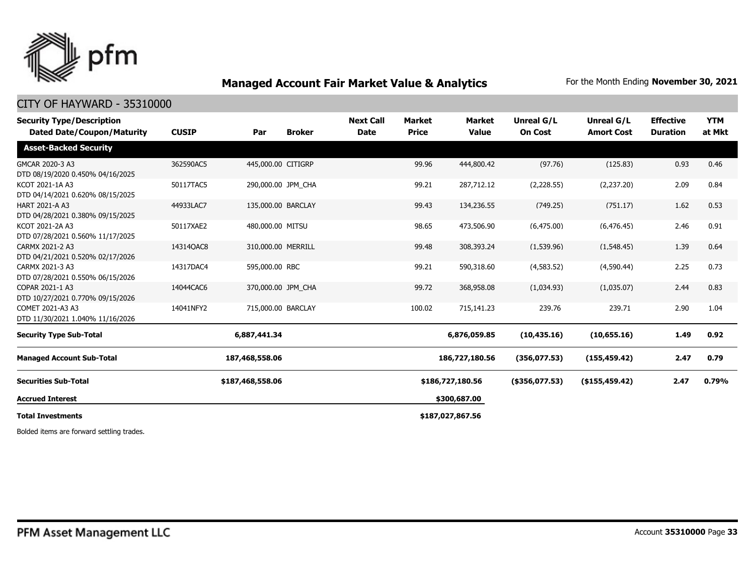## Managed Account Fair Market Value & Analytics

For the Month Ending **November 30, 2021**

CITY OF HAYWARD - 35310000

| Security Type/Description Dated Date/Coupon/Maturity | CUSIP | Par | Broker | Next Call Date | Market Price | Market Value | Unreal G/L On Cost | Unreal G/L Amort Cost | Effective Duration | YTM at Mkt |
|---|---|---|---|---|---|---|---|---|---|---|
| **Asset-Backed Security** | | | | | | | | | | |
| GMCAR 2020-3 A3<br>DTD 08/19/2020 0.450% 04/16/2025 | 362590AC5 | 445,000.00 | CITIGRP | | 99.96 | 444,800.42 | (97.76) | (125.83) | 0.93 | 0.46 |
| KCOT 2021-1A A3<br>DTD 04/14/2021 0.620% 08/15/2025 | 50117TAC5 | 290,000.00 | JPM_CHA | | 99.21 | 287,712.12 | (2,228.55) | (2,237.20) | 2.09 | 0.84 |
| HART 2021-A A3<br>DTD 04/28/2021 0.380% 09/15/2025 | 44933LAC7 | 135,000.00 | BARCLAY | | 99.43 | 134,236.55 | (749.25) | (751.17) | 1.62 | 0.53 |
| KCOT 2021-2A A3<br>DTD 07/28/2021 0.560% 11/17/2025 | 50117XAE2 | 480,000.00 | MITSU | | 98.65 | 473,506.90 | (6,475.00) | (6,476.45) | 2.46 | 0.91 |
| CARMX 2021-2 A3<br>DTD 04/21/2021 0.520% 02/17/2026 | 14314QAC8 | 310,000.00 | MERRILL | | 99.48 | 308,393.24 | (1,539.96) | (1,548.45) | 1.39 | 0.64 |
| CARMX 2021-3 A3<br>DTD 07/28/2021 0.550% 06/15/2026 | 14317DAC4 | 595,000.00 | RBC | | 99.21 | 590,318.60 | (4,583.52) | (4,590.44) | 2.25 | 0.73 |
| COPAR 2021-1 A3<br>DTD 10/27/2021 0.770% 09/15/2026 | 14044CAC6 | 370,000.00 | JPM_CHA | | 99.72 | 368,958.08 | (1,034.93) | (1,035.07) | 2.44 | 0.83 |
| COMET 2021-A3 A3<br>DTD 11/30/2021 1.040% 11/16/2026 | 14041NFY2 | 715,000.00 | BARCLAY | | 100.02 | 715,141.23 | 239.76 | 239.71 | 2.90 | 1.04 |
| **Security Type Sub-Total** | | **6,887,441.34** | | | | **6,876,059.85** | **(10,435.16)** | **(10,655.16)** | **1.49** | **0.92** |
| **Managed Account Sub-Total** | | **187,468,558.06** | | | | **186,727,180.56** | **(356,077.53)** | **(155,459.42)** | **2.47** | **0.79** |
| **Securities Sub-Total** | | **$187,468,558.06** | | | | **$186,727,180.56** | **($356,077.53)** | **($155,459.42)** | **2.47** | **0.79%** |
| **Accrued Interest** | | | | | | **$300,687.00** | | | | |
| **Total Investments** | | | | | | **$187,027,867.56** | | | | |

Bolded items are forward settling trades.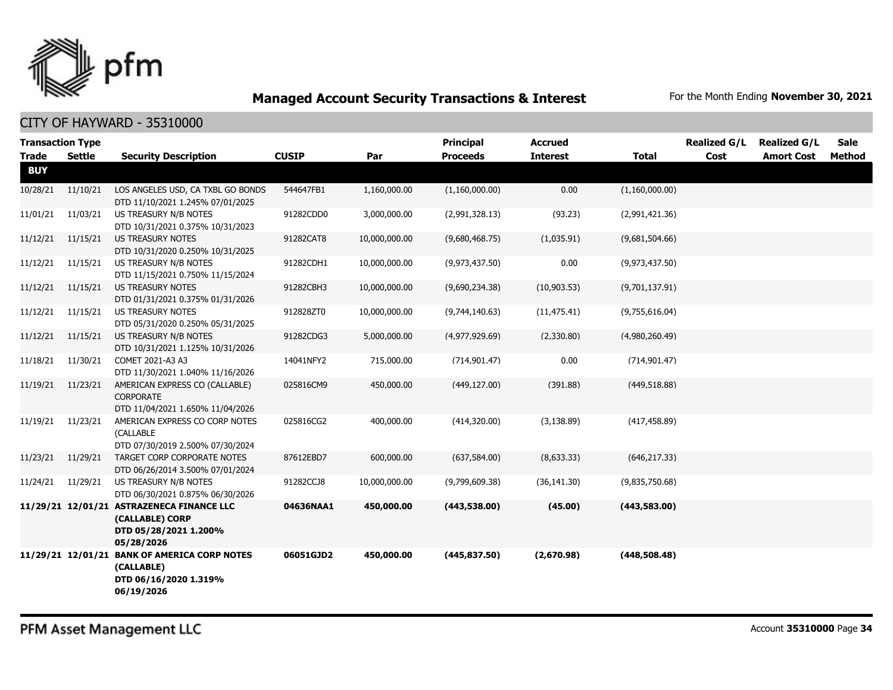# Managed Account Security Transactions & Interest

For the Month Ending **November 30, 2021**

## CITY OF HAYWARD - 35310000

| Transaction Type Trade | Settle | Security Description | CUSIP | Par | Principal Proceeds | Accrued Interest | Total | Realized G/L Cost | Realized G/L Amort Cost | Sale Method |
|---|---|---|---|---|---|---|---|---|---|---|
| **BUY** | | | | | | | | | | |
| 10/28/21 | 11/10/21 | LOS ANGELES USD, CA TXBL GO BONDS DTD 11/10/2021 1.245% 07/01/2025 | 544647FB1 | 1,160,000.00 | (1,160,000.00) | 0.00 | (1,160,000.00) | | | |
| 11/01/21 | 11/03/21 | US TREASURY N/B NOTES DTD 10/31/2021 0.375% 10/31/2023 | 91282CDD0 | 3,000,000.00 | (2,991,328.13) | (93.23) | (2,991,421.36) | | | |
| 11/12/21 | 11/15/21 | US TREASURY NOTES DTD 10/31/2020 0.250% 10/31/2025 | 91282CAT8 | 10,000,000.00 | (9,680,468.75) | (1,035.91) | (9,681,504.66) | | | |
| 11/12/21 | 11/15/21 | US TREASURY N/B NOTES DTD 11/15/2021 0.750% 11/15/2024 | 91282CDH1 | 10,000,000.00 | (9,973,437.50) | 0.00 | (9,973,437.50) | | | |
| 11/12/21 | 11/15/21 | US TREASURY NOTES DTD 01/31/2021 0.375% 01/31/2026 | 91282CBH3 | 10,000,000.00 | (9,690,234.38) | (10,903.53) | (9,701,137.91) | | | |
| 11/12/21 | 11/15/21 | US TREASURY NOTES DTD 05/31/2020 0.250% 05/31/2025 | 912828ZT0 | 10,000,000.00 | (9,744,140.63) | (11,475.41) | (9,755,616.04) | | | |
| 11/12/21 | 11/15/21 | US TREASURY N/B NOTES DTD 10/31/2021 1.125% 10/31/2026 | 91282CDG3 | 5,000,000.00 | (4,977,929.69) | (2,330.80) | (4,980,260.49) | | | |
| 11/18/21 | 11/30/21 | COMET 2021-A3 A3 DTD 11/30/2021 1.040% 11/16/2026 | 14041NFY2 | 715,000.00 | (714,901.47) | 0.00 | (714,901.47) | | | |
| 11/19/21 | 11/23/21 | AMERICAN EXPRESS CO (CALLABLE) CORPORATE DTD 11/04/2021 1.650% 11/04/2026 | 025816CM9 | 450,000.00 | (449,127.00) | (391.88) | (449,518.88) | | | |
| 11/19/21 | 11/23/21 | AMERICAN EXPRESS CO CORP NOTES (CALLABLE DTD 07/30/2019 2.500% 07/30/2024 | 025816CG2 | 400,000.00 | (414,320.00) | (3,138.89) | (417,458.89) | | | |
| 11/23/21 | 11/29/21 | TARGET CORP CORPORATE NOTES DTD 06/26/2014 3.500% 07/01/2024 | 87612EBD7 | 600,000.00 | (637,584.00) | (8,633.33) | (646,217.33) | | | |
| 11/24/21 | 11/29/21 | US TREASURY N/B NOTES DTD 06/30/2021 0.875% 06/30/2026 | 91282CCJ8 | 10,000,000.00 | (9,799,609.38) | (36,141.30) | (9,835,750.68) | | | |
| **11/29/21** | **12/01/21** | **ASTRAZENECA FINANCE LLC (CALLABLE) CORP DTD 05/28/2021 1.200% 05/28/2026** | **04636NAA1** | **450,000.00** | **(443,538.00)** | **(45.00)** | **(443,583.00)** | | | |
| **11/29/21** | **12/01/21** | **BANK OF AMERICA CORP NOTES (CALLABLE) DTD 06/16/2020 1.319% 06/19/2026** | **06051GJD2** | **450,000.00** | **(445,837.50)** | **(2,670.98)** | **(448,508.48)** | | | |

PFM Asset Management LLC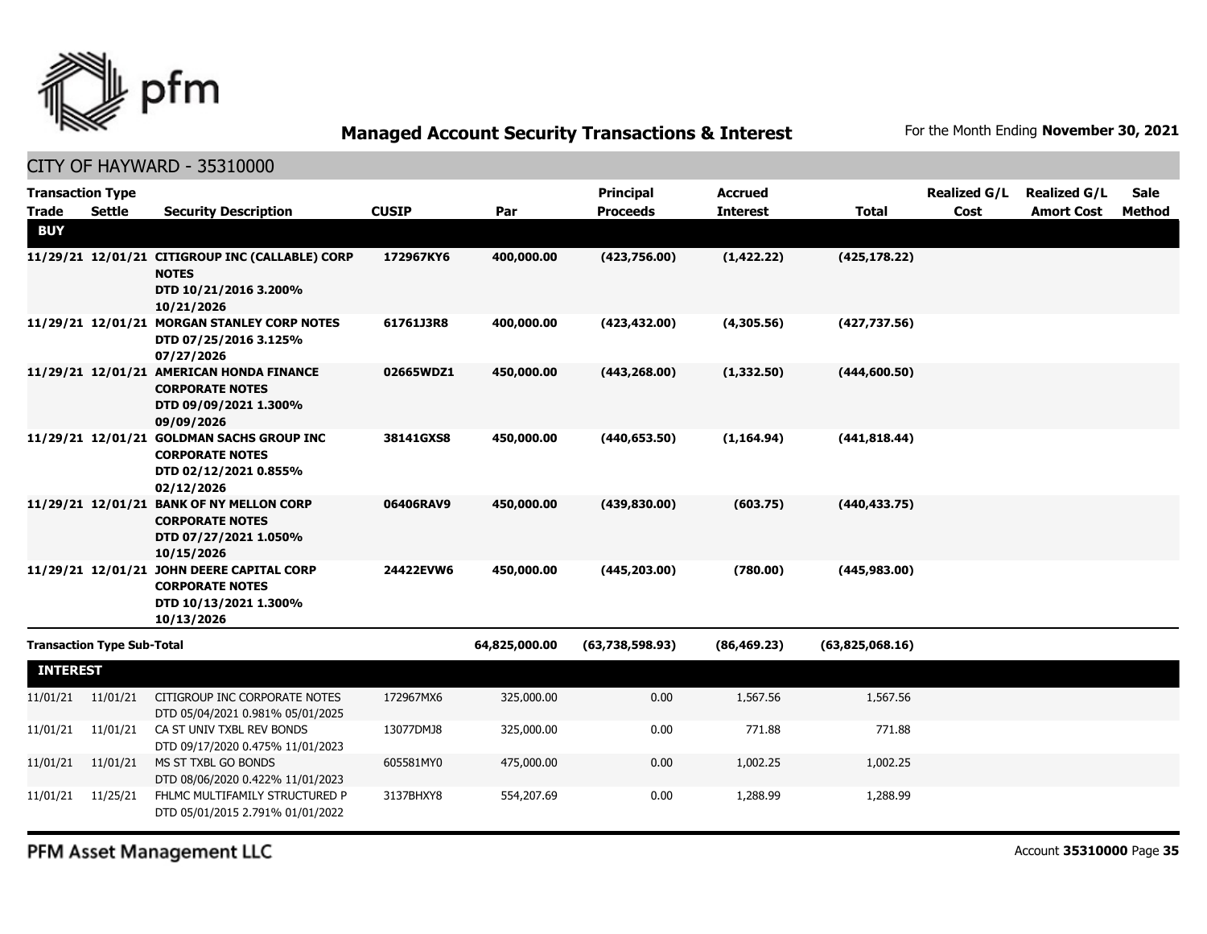## Managed Account Security Transactions & Interest

For the Month Ending **November 30, 2021**

CITY OF HAYWARD - 35310000

| Transaction Type Trade | Settle | Security Description | CUSIP | Par | Principal Proceeds | Accrued Interest | Total | Realized G/L Cost | Realized G/L Amort Cost | Sale Method |
|---|---|---|---|---|---|---|---|---|---|---|
| **BUY** | | | | | | | | | | |
| 11/29/21 | 12/01/21 | CITIGROUP INC (CALLABLE) CORP NOTES DTD 10/21/2016 3.200% 10/21/2026 | 172967KY6 | 400,000.00 | (423,756.00) | (1,422.22) | (425,178.22) | | | |
| 11/29/21 | 12/01/21 | MORGAN STANLEY CORP NOTES DTD 07/25/2016 3.125% 07/27/2026 | 61761J3R8 | 400,000.00 | (423,432.00) | (4,305.56) | (427,737.56) | | | |
| 11/29/21 | 12/01/21 | AMERICAN HONDA FINANCE CORPORATE NOTES DTD 09/09/2021 1.300% 09/09/2026 | 02665WDZ1 | 450,000.00 | (443,268.00) | (1,332.50) | (444,600.50) | | | |
| 11/29/21 | 12/01/21 | GOLDMAN SACHS GROUP INC CORPORATE NOTES DTD 02/12/2021 0.855% 02/12/2026 | 38141GXS8 | 450,000.00 | (440,653.50) | (1,164.94) | (441,818.44) | | | |
| 11/29/21 | 12/01/21 | BANK OF NY MELLON CORP CORPORATE NOTES DTD 07/27/2021 1.050% 10/15/2026 | 06406RAV9 | 450,000.00 | (439,830.00) | (603.75) | (440,433.75) | | | |
| 11/29/21 | 12/01/21 | JOHN DEERE CAPITAL CORP CORPORATE NOTES DTD 10/13/2021 1.300% 10/13/2026 | 24422EVW6 | 450,000.00 | (445,203.00) | (780.00) | (445,983.00) | | | |
| **Transaction Type Sub-Total** | | | | 64,825,000.00 | (63,738,598.93) | (86,469.23) | (63,825,068.16) | | | |
| **INTEREST** | | | | | | | | | | |
| 11/01/21 | 11/01/21 | CITIGROUP INC CORPORATE NOTES DTD 05/04/2021 0.981% 05/01/2025 | 172967MX6 | 325,000.00 | 0.00 | 1,567.56 | 1,567.56 | | | |
| 11/01/21 | 11/01/21 | CA ST UNIV TXBL REV BONDS DTD 09/17/2020 0.475% 11/01/2023 | 13077DMJ8 | 325,000.00 | 0.00 | 771.88 | 771.88 | | | |
| 11/01/21 | 11/01/21 | MS ST TXBL GO BONDS DTD 08/06/2020 0.422% 11/01/2023 | 605581MY0 | 475,000.00 | 0.00 | 1,002.25 | 1,002.25 | | | |
| 11/01/21 | 11/25/21 | FHLMC MULTIFAMILY STRUCTURED P DTD 05/01/2015 2.791% 01/01/2022 | 3137BHXY8 | 554,207.69 | 0.00 | 1,288.99 | 1,288.99 | | | |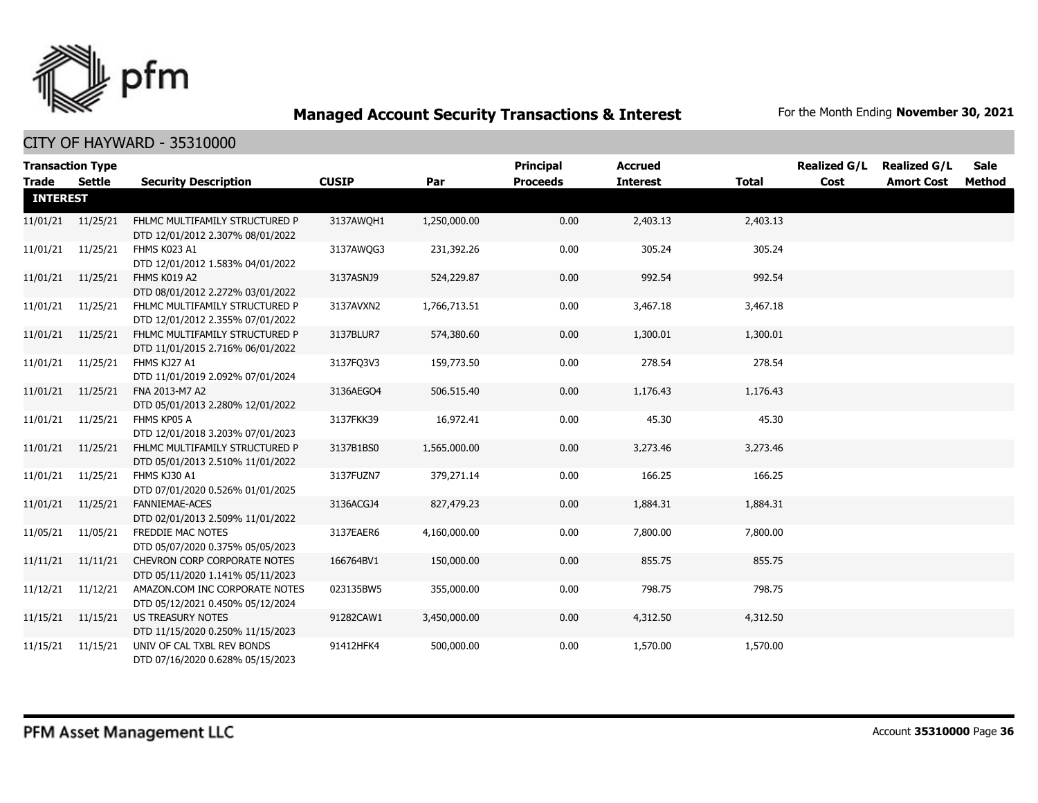## Managed Account Security Transactions & Interest

For the Month Ending **November 30, 2021**

### CITY OF HAYWARD - 35310000

| Transaction Type Trade | Settle | Security Description | CUSIP | Par | Principal Proceeds | Accrued Interest | Total | Realized G/L Cost | Realized G/L Amort Cost | Sale Method |
|---|---|---|---|---|---|---|---|---|---|---|
| **INTEREST** | | | | | | | | | | |
| 11/01/21 | 11/25/21 | FHLMC MULTIFAMILY STRUCTURED P DTD 12/01/2012 2.307% 08/01/2022 | 3137AWQH1 | 1,250,000.00 | 0.00 | 2,403.13 | 2,403.13 | | | |
| 11/01/21 | 11/25/21 | FHMS K023 A1 DTD 12/01/2012 1.583% 04/01/2022 | 3137AWQG3 | 231,392.26 | 0.00 | 305.24 | 305.24 | | | |
| 11/01/21 | 11/25/21 | FHMS K019 A2 DTD 08/01/2012 2.272% 03/01/2022 | 3137ASNJ9 | 524,229.87 | 0.00 | 992.54 | 992.54 | | | |
| 11/01/21 | 11/25/21 | FHLMC MULTIFAMILY STRUCTURED P DTD 12/01/2012 2.355% 07/01/2022 | 3137AVXN2 | 1,766,713.51 | 0.00 | 3,467.18 | 3,467.18 | | | |
| 11/01/21 | 11/25/21 | FHLMC MULTIFAMILY STRUCTURED P DTD 11/01/2015 2.716% 06/01/2022 | 3137BLUR7 | 574,380.60 | 0.00 | 1,300.01 | 1,300.01 | | | |
| 11/01/21 | 11/25/21 | FHMS KJ27 A1 DTD 11/01/2019 2.092% 07/01/2024 | 3137FQ3V3 | 159,773.50 | 0.00 | 278.54 | 278.54 | | | |
| 11/01/21 | 11/25/21 | FNA 2013-M7 A2 DTD 05/01/2013 2.280% 12/01/2022 | 3136AEGO4 | 506,515.40 | 0.00 | 1,176.43 | 1,176.43 | | | |
| 11/01/21 | 11/25/21 | FHMS KP05 A DTD 12/01/2018 3.203% 07/01/2023 | 3137FKK39 | 16,972.41 | 0.00 | 45.30 | 45.30 | | | |
| 11/01/21 | 11/25/21 | FHLMC MULTIFAMILY STRUCTURED P DTD 05/01/2013 2.510% 11/01/2022 | 3137B1BS0 | 1,565,000.00 | 0.00 | 3,273.46 | 3,273.46 | | | |
| 11/01/21 | 11/25/21 | FHMS KJ30 A1 DTD 07/01/2020 0.526% 01/01/2025 | 3137FUZN7 | 379,271.14 | 0.00 | 166.25 | 166.25 | | | |
| 11/01/21 | 11/25/21 | FANNIEMAE-ACES DTD 02/01/2013 2.509% 11/01/2022 | 3136ACGJ4 | 827,479.23 | 0.00 | 1,884.31 | 1,884.31 | | | |
| 11/05/21 | 11/05/21 | FREDDIE MAC NOTES DTD 05/07/2020 0.375% 05/05/2023 | 3137EAER6 | 4,160,000.00 | 0.00 | 7,800.00 | 7,800.00 | | | |
| 11/11/21 | 11/11/21 | CHEVRON CORP CORPORATE NOTES DTD 05/11/2020 1.141% 05/11/2023 | 166764BV1 | 150,000.00 | 0.00 | 855.75 | 855.75 | | | |
| 11/12/21 | 11/12/21 | AMAZON.COM INC CORPORATE NOTES DTD 05/12/2021 0.450% 05/12/2024 | 023135BW5 | 355,000.00 | 0.00 | 798.75 | 798.75 | | | |
| 11/15/21 | 11/15/21 | US TREASURY NOTES DTD 11/15/2020 0.250% 11/15/2023 | 91282CAW1 | 3,450,000.00 | 0.00 | 4,312.50 | 4,312.50 | | | |
| 11/15/21 | 11/15/21 | UNIV OF CAL TXBL REV BONDS DTD 07/16/2020 0.628% 05/15/2023 | 91412HFK4 | 500,000.00 | 0.00 | 1,570.00 | 1,570.00 | | | |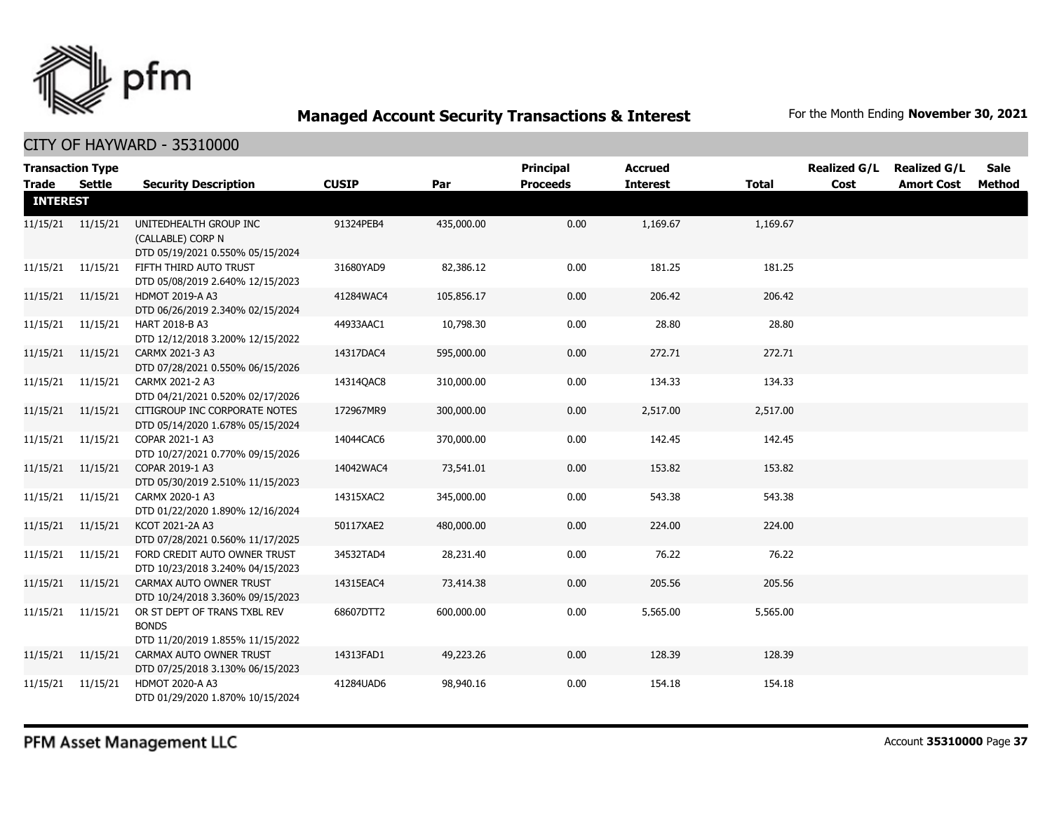## Managed Account Security Transactions & Interest

For the Month Ending **November 30, 2021**

### CITY OF HAYWARD - 35310000

| Transaction Type Trade | Settle | Security Description | CUSIP | Par | Principal Proceeds | Accrued Interest | Total | Realized G/L Cost | Realized G/L Amort Cost | Sale Method |
|---|---|---|---|---|---|---|---|---|---|---|
| **INTEREST** | | | | | | | | | | |
| 11/15/21 | 11/15/21 | UNITEDHEALTH GROUP INC (CALLABLE) CORP N DTD 05/19/2021 0.550% 05/15/2024 | 91324PEB4 | 435,000.00 | 0.00 | 1,169.67 | 1,169.67 | | | |
| 11/15/21 | 11/15/21 | FIFTH THIRD AUTO TRUST DTD 05/08/2019 2.640% 12/15/2023 | 31680YAD9 | 82,386.12 | 0.00 | 181.25 | 181.25 | | | |
| 11/15/21 | 11/15/21 | HDMOT 2019-A A3 DTD 06/26/2019 2.340% 02/15/2024 | 41284WAC4 | 105,856.17 | 0.00 | 206.42 | 206.42 | | | |
| 11/15/21 | 11/15/21 | HART 2018-B A3 DTD 12/12/2018 3.200% 12/15/2022 | 44933AAC1 | 10,798.30 | 0.00 | 28.80 | 28.80 | | | |
| 11/15/21 | 11/15/21 | CARMX 2021-3 A3 DTD 07/28/2021 0.550% 06/15/2026 | 14317DAC4 | 595,000.00 | 0.00 | 272.71 | 272.71 | | | |
| 11/15/21 | 11/15/21 | CARMX 2021-2 A3 DTD 04/21/2021 0.520% 02/17/2026 | 14314QAC8 | 310,000.00 | 0.00 | 134.33 | 134.33 | | | |
| 11/15/21 | 11/15/21 | CITIGROUP INC CORPORATE NOTES DTD 05/14/2020 1.678% 05/15/2024 | 172967MR9 | 300,000.00 | 0.00 | 2,517.00 | 2,517.00 | | | |
| 11/15/21 | 11/15/21 | COPAR 2021-1 A3 DTD 10/27/2021 0.770% 09/15/2026 | 14044CAC6 | 370,000.00 | 0.00 | 142.45 | 142.45 | | | |
| 11/15/21 | 11/15/21 | COPAR 2019-1 A3 DTD 05/30/2019 2.510% 11/15/2023 | 14042WAC4 | 73,541.01 | 0.00 | 153.82 | 153.82 | | | |
| 11/15/21 | 11/15/21 | CARMX 2020-1 A3 DTD 01/22/2020 1.890% 12/16/2024 | 14315XAC2 | 345,000.00 | 0.00 | 543.38 | 543.38 | | | |
| 11/15/21 | 11/15/21 | KCOT 2021-2A A3 DTD 07/28/2021 0.560% 11/17/2025 | 50117XAE2 | 480,000.00 | 0.00 | 224.00 | 224.00 | | | |
| 11/15/21 | 11/15/21 | FORD CREDIT AUTO OWNER TRUST DTD 10/23/2018 3.240% 04/15/2023 | 34532TAD4 | 28,231.40 | 0.00 | 76.22 | 76.22 | | | |
| 11/15/21 | 11/15/21 | CARMAX AUTO OWNER TRUST DTD 10/24/2018 3.360% 09/15/2023 | 14315EAC4 | 73,414.38 | 0.00 | 205.56 | 205.56 | | | |
| 11/15/21 | 11/15/21 | OR ST DEPT OF TRANS TXBL REV BONDS DTD 11/20/2019 1.855% 11/15/2022 | 68607DTT2 | 600,000.00 | 0.00 | 5,565.00 | 5,565.00 | | | |
| 11/15/21 | 11/15/21 | CARMAX AUTO OWNER TRUST DTD 07/25/2018 3.130% 06/15/2023 | 14313FAD1 | 49,223.26 | 0.00 | 128.39 | 128.39 | | | |
| 11/15/21 | 11/15/21 | HDMOT 2020-A A3 DTD 01/29/2020 1.870% 10/15/2024 | 41284UAD6 | 98,940.16 | 0.00 | 154.18 | 154.18 | | | |

PFM Asset Management LLC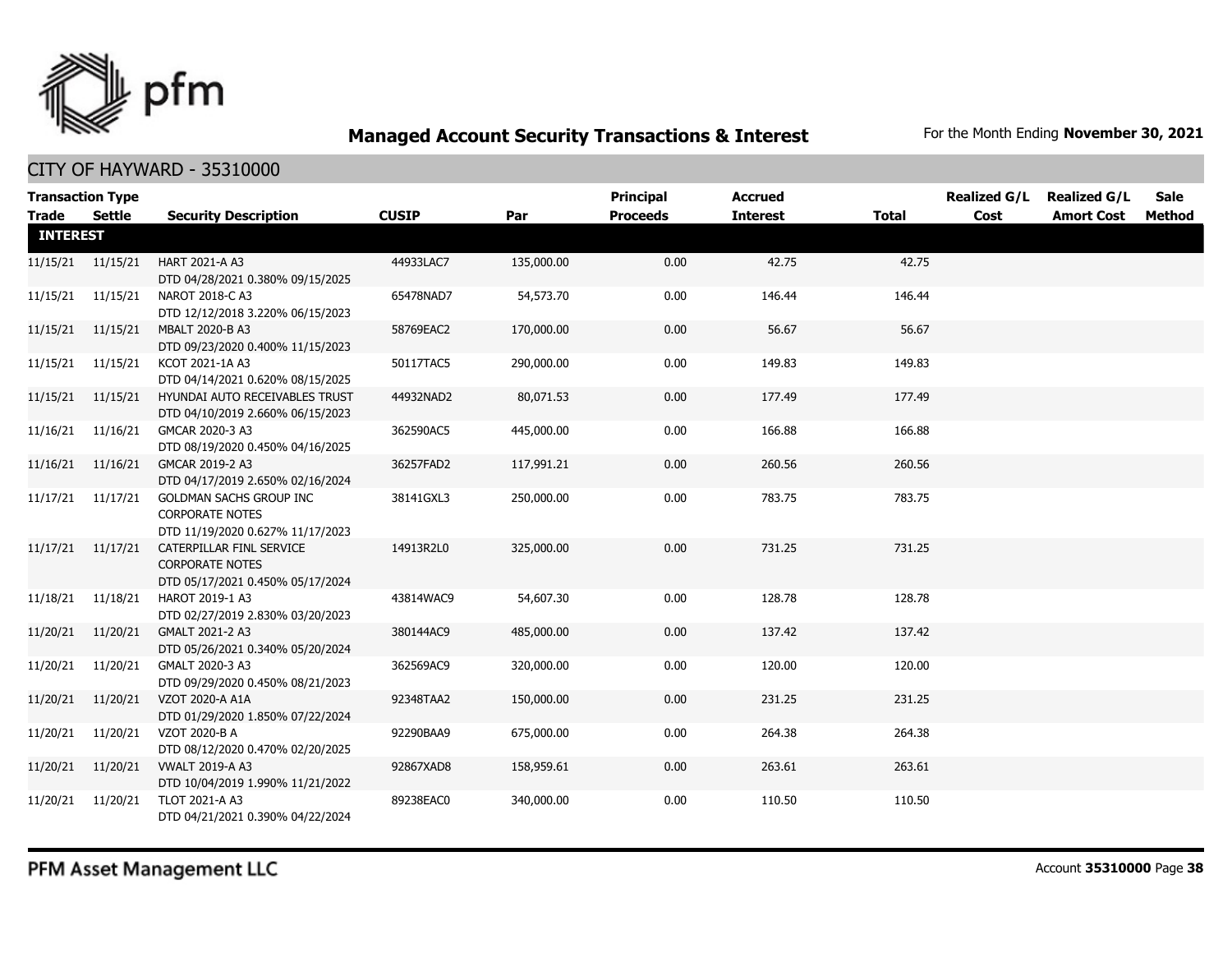## Managed Account Security Transactions & Interest

For the Month Ending **November 30, 2021**

### CITY OF HAYWARD - 35310000

| Transaction Type Trade | Settle | Security Description | CUSIP | Par | Principal Proceeds | Accrued Interest | Total | Realized G/L Cost | Realized G/L Amort Cost | Sale Method |
|---|---|---|---|---|---|---|---|---|---|---|
| **INTEREST** | | | | | | | | | | |
| 11/15/21 | 11/15/21 | HART 2021-A A3 DTD 04/28/2021 0.380% 09/15/2025 | 44933LAC7 | 135,000.00 | 0.00 | 42.75 | 42.75 | | | |
| 11/15/21 | 11/15/21 | NAROT 2018-C A3 DTD 12/12/2018 3.220% 06/15/2023 | 65478NAD7 | 54,573.70 | 0.00 | 146.44 | 146.44 | | | |
| 11/15/21 | 11/15/21 | MBALT 2020-B A3 DTD 09/23/2020 0.400% 11/15/2023 | 58769EAC2 | 170,000.00 | 0.00 | 56.67 | 56.67 | | | |
| 11/15/21 | 11/15/21 | KCOT 2021-1A A3 DTD 04/14/2021 0.620% 08/15/2025 | 50117TAC5 | 290,000.00 | 0.00 | 149.83 | 149.83 | | | |
| 11/15/21 | 11/15/21 | HYUNDAI AUTO RECEIVABLES TRUST DTD 04/10/2019 2.660% 06/15/2023 | 44932NAD2 | 80,071.53 | 0.00 | 177.49 | 177.49 | | | |
| 11/16/21 | 11/16/21 | GMCAR 2020-3 A3 DTD 08/19/2020 0.450% 04/16/2025 | 362590AC5 | 445,000.00 | 0.00 | 166.88 | 166.88 | | | |
| 11/16/21 | 11/16/21 | GMCAR 2019-2 A3 DTD 04/17/2019 2.650% 02/16/2024 | 36257FAD2 | 117,991.21 | 0.00 | 260.56 | 260.56 | | | |
| 11/17/21 | 11/17/21 | GOLDMAN SACHS GROUP INC CORPORATE NOTES DTD 11/19/2020 0.627% 11/17/2023 | 38141GXL3 | 250,000.00 | 0.00 | 783.75 | 783.75 | | | |
| 11/17/21 | 11/17/21 | CATERPILLAR FINL SERVICE CORPORATE NOTES DTD 05/17/2021 0.450% 05/17/2024 | 14913R2L0 | 325,000.00 | 0.00 | 731.25 | 731.25 | | | |
| 11/18/21 | 11/18/21 | HAROT 2019-1 A3 DTD 02/27/2019 2.830% 03/20/2023 | 43814WAC9 | 54,607.30 | 0.00 | 128.78 | 128.78 | | | |
| 11/20/21 | 11/20/21 | GMALT 2021-2 A3 DTD 05/26/2021 0.340% 05/20/2024 | 380144AC9 | 485,000.00 | 0.00 | 137.42 | 137.42 | | | |
| 11/20/21 | 11/20/21 | GMALT 2020-3 A3 DTD 09/29/2020 0.450% 08/21/2023 | 362569AC9 | 320,000.00 | 0.00 | 120.00 | 120.00 | | | |
| 11/20/21 | 11/20/21 | VZOT 2020-A A1A DTD 01/29/2020 1.850% 07/22/2024 | 92348TAA2 | 150,000.00 | 0.00 | 231.25 | 231.25 | | | |
| 11/20/21 | 11/20/21 | VZOT 2020-B A DTD 08/12/2020 0.470% 02/20/2025 | 92290BAA9 | 675,000.00 | 0.00 | 264.38 | 264.38 | | | |
| 11/20/21 | 11/20/21 | VWALT 2019-A A3 DTD 10/04/2019 1.990% 11/21/2022 | 92867XAD8 | 158,959.61 | 0.00 | 263.61 | 263.61 | | | |
| 11/20/21 | 11/20/21 | TLOT 2021-A A3 DTD 04/21/2021 0.390% 04/22/2024 | 89238EAC0 | 340,000.00 | 0.00 | 110.50 | 110.50 | | | |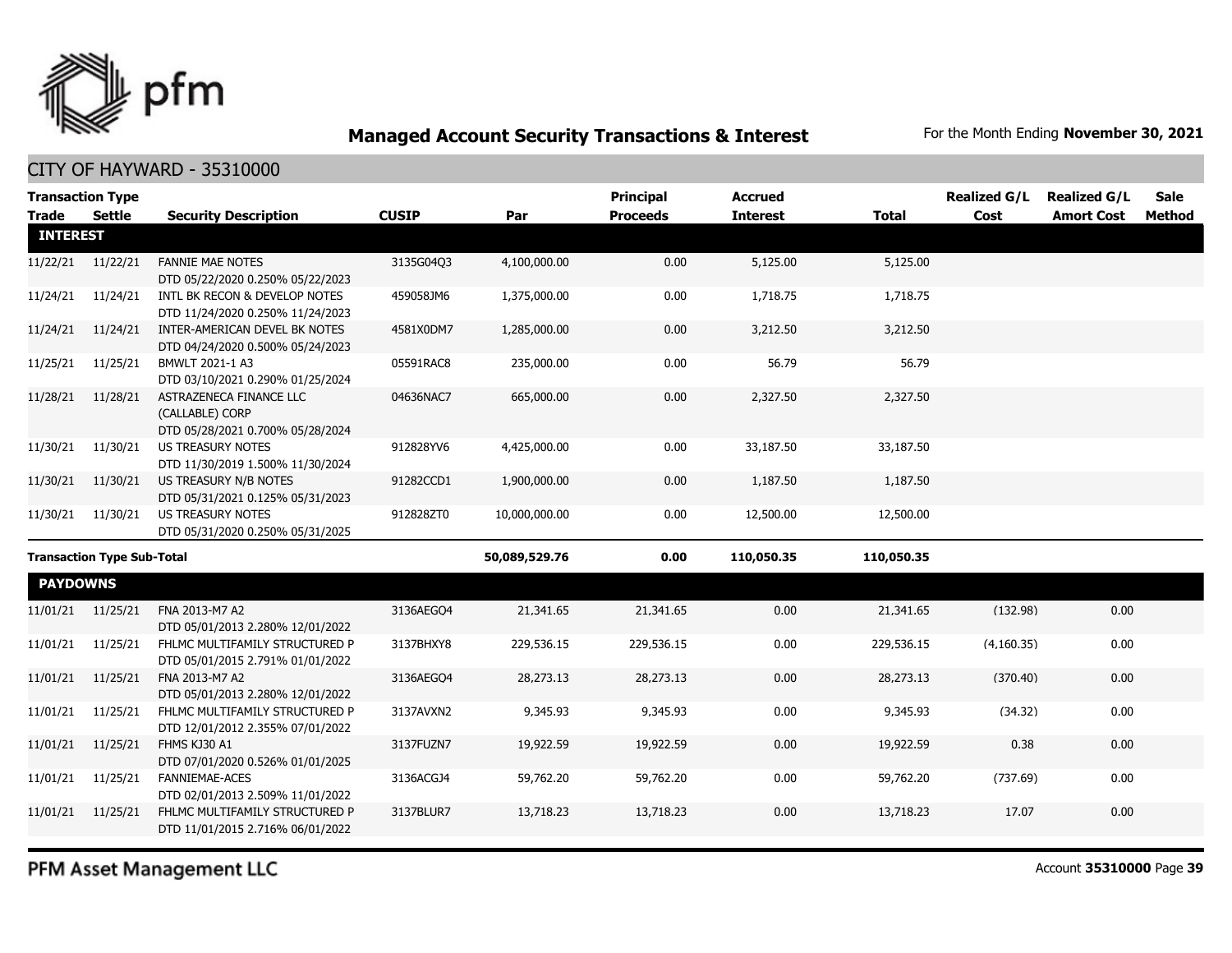## Managed Account Security Transactions & Interest

For the Month Ending **November 30, 2021**

### CITY OF HAYWARD - 35310000

| Transaction Type Trade | Settle | Security Description | CUSIP | Par | Principal Proceeds | Accrued Interest | Total | Realized G/L Cost | Realized G/L Amort Cost | Sale Method |
|---|---|---|---|---|---|---|---|---|---|---|
| **INTEREST** | | | | | | | | | | |
| 11/22/21 | 11/22/21 | FANNIE MAE NOTES DTD 05/22/2020 0.250% 05/22/2023 | 3135G04Q3 | 4,100,000.00 | 0.00 | 5,125.00 | 5,125.00 | | | |
| 11/24/21 | 11/24/21 | INTL BK RECON & DEVELOP NOTES DTD 11/24/2020 0.250% 11/24/2023 | 459058JM6 | 1,375,000.00 | 0.00 | 1,718.75 | 1,718.75 | | | |
| 11/24/21 | 11/24/21 | INTER-AMERICAN DEVEL BK NOTES DTD 04/24/2020 0.500% 05/24/2023 | 4581X0DM7 | 1,285,000.00 | 0.00 | 3,212.50 | 3,212.50 | | | |
| 11/25/21 | 11/25/21 | BMWLT 2021-1 A3 DTD 03/10/2021 0.290% 01/25/2024 | 05591RAC8 | 235,000.00 | 0.00 | 56.79 | 56.79 | | | |
| 11/28/21 | 11/28/21 | ASTRAZENECA FINANCE LLC (CALLABLE) CORP DTD 05/28/2021 0.700% 05/28/2024 | 04636NAC7 | 665,000.00 | 0.00 | 2,327.50 | 2,327.50 | | | |
| 11/30/21 | 11/30/21 | US TREASURY NOTES DTD 11/30/2019 1.500% 11/30/2024 | 912828YV6 | 4,425,000.00 | 0.00 | 33,187.50 | 33,187.50 | | | |
| 11/30/21 | 11/30/21 | US TREASURY N/B NOTES DTD 05/31/2021 0.125% 05/31/2023 | 91282CCD1 | 1,900,000.00 | 0.00 | 1,187.50 | 1,187.50 | | | |
| 11/30/21 | 11/30/21 | US TREASURY NOTES DTD 05/31/2020 0.250% 05/31/2025 | 912828ZT0 | 10,000,000.00 | 0.00 | 12,500.00 | 12,500.00 | | | |
| **Transaction Type Sub-Total** | | | | **50,089,529.76** | **0.00** | **110,050.35** | **110,050.35** | | | |
| **PAYDOWNS** | | | | | | | | | | |
| 11/01/21 | 11/25/21 | FNA 2013-M7 A2 DTD 05/01/2013 2.280% 12/01/2022 | 3136AEGO4 | 21,341.65 | 21,341.65 | 0.00 | 21,341.65 | (132.98) | 0.00 | |
| 11/01/21 | 11/25/21 | FHLMC MULTIFAMILY STRUCTURED P DTD 05/01/2015 2.791% 01/01/2022 | 3137BHXY8 | 229,536.15 | 229,536.15 | 0.00 | 229,536.15 | (4,160.35) | 0.00 | |
| 11/01/21 | 11/25/21 | FNA 2013-M7 A2 DTD 05/01/2013 2.280% 12/01/2022 | 3136AEGO4 | 28,273.13 | 28,273.13 | 0.00 | 28,273.13 | (370.40) | 0.00 | |
| 11/01/21 | 11/25/21 | FHLMC MULTIFAMILY STRUCTURED P DTD 12/01/2012 2.355% 07/01/2022 | 3137AVXN2 | 9,345.93 | 9,345.93 | 0.00 | 9,345.93 | (34.32) | 0.00 | |
| 11/01/21 | 11/25/21 | FHMS KJ30 A1 DTD 07/01/2020 0.526% 01/01/2025 | 3137FUZN7 | 19,922.59 | 19,922.59 | 0.00 | 19,922.59 | 0.38 | 0.00 | |
| 11/01/21 | 11/25/21 | FANNIEMAE-ACES DTD 02/01/2013 2.509% 11/01/2022 | 3136ACGJ4 | 59,762.20 | 59,762.20 | 0.00 | 59,762.20 | (737.69) | 0.00 | |
| 11/01/21 | 11/25/21 | FHLMC MULTIFAMILY STRUCTURED P DTD 11/01/2015 2.716% 06/01/2022 | 3137BLUR7 | 13,718.23 | 13,718.23 | 0.00 | 13,718.23 | 17.07 | 0.00 | |

PFM Asset Management LLC

Account **35310000**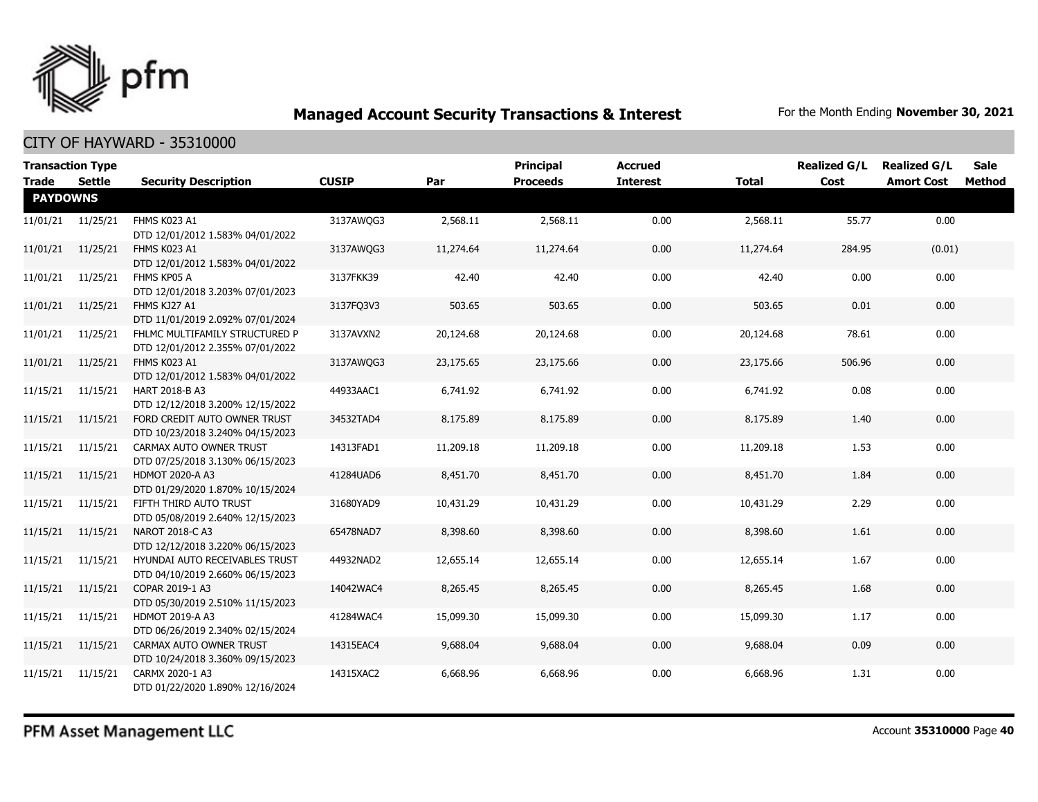## Managed Account Security Transactions & Interest

For the Month Ending **November 30, 2021**

CITY OF HAYWARD - 35310000

| Transaction Type Trade | Settle | Security Description | CUSIP | Par | Principal Proceeds | Accrued Interest | Total | Realized G/L Cost | Realized G/L Amort Cost | Sale Method |
|---|---|---|---|---|---|---|---|---|---|---|
| **PAYDOWNS** | | | | | | | | | | |
| 11/01/21 | 11/25/21 | FHMS K023 A1 DTD 12/01/2012 1.583% 04/01/2022 | 3137AWQG3 | 2,568.11 | 2,568.11 | 0.00 | 2,568.11 | 55.77 | 0.00 | |
| 11/01/21 | 11/25/21 | FHMS K023 A1 DTD 12/01/2012 1.583% 04/01/2022 | 3137AWQG3 | 11,274.64 | 11,274.64 | 0.00 | 11,274.64 | 284.95 | (0.01) | |
| 11/01/21 | 11/25/21 | FHMS KP05 A DTD 12/01/2018 3.203% 07/01/2023 | 3137FKK39 | 42.40 | 42.40 | 0.00 | 42.40 | 0.00 | 0.00 | |
| 11/01/21 | 11/25/21 | FHMS KJ27 A1 DTD 11/01/2019 2.092% 07/01/2024 | 3137FQ3V3 | 503.65 | 503.65 | 0.00 | 503.65 | 0.01 | 0.00 | |
| 11/01/21 | 11/25/21 | FHLMC MULTIFAMILY STRUCTURED P DTD 12/01/2012 2.355% 07/01/2022 | 3137AVXN2 | 20,124.68 | 20,124.68 | 0.00 | 20,124.68 | 78.61 | 0.00 | |
| 11/01/21 | 11/25/21 | FHMS K023 A1 DTD 12/01/2012 1.583% 04/01/2022 | 3137AWQG3 | 23,175.65 | 23,175.66 | 0.00 | 23,175.66 | 506.96 | 0.00 | |
| 11/15/21 | 11/15/21 | HART 2018-B A3 DTD 12/12/2018 3.200% 12/15/2022 | 44933AAC1 | 6,741.92 | 6,741.92 | 0.00 | 6,741.92 | 0.08 | 0.00 | |
| 11/15/21 | 11/15/21 | FORD CREDIT AUTO OWNER TRUST DTD 10/23/2018 3.240% 04/15/2023 | 34532TAD4 | 8,175.89 | 8,175.89 | 0.00 | 8,175.89 | 1.40 | 0.00 | |
| 11/15/21 | 11/15/21 | CARMAX AUTO OWNER TRUST DTD 07/25/2018 3.130% 06/15/2023 | 14313FAD1 | 11,209.18 | 11,209.18 | 0.00 | 11,209.18 | 1.53 | 0.00 | |
| 11/15/21 | 11/15/21 | HDMOT 2020-A A3 DTD 01/29/2020 1.870% 10/15/2024 | 41284UAD6 | 8,451.70 | 8,451.70 | 0.00 | 8,451.70 | 1.84 | 0.00 | |
| 11/15/21 | 11/15/21 | FIFTH THIRD AUTO TRUST DTD 05/08/2019 2.640% 12/15/2023 | 31680YAD9 | 10,431.29 | 10,431.29 | 0.00 | 10,431.29 | 2.29 | 0.00 | |
| 11/15/21 | 11/15/21 | NAROT 2018-C A3 DTD 12/12/2018 3.220% 06/15/2023 | 65478NAD7 | 8,398.60 | 8,398.60 | 0.00 | 8,398.60 | 1.61 | 0.00 | |
| 11/15/21 | 11/15/21 | HYUNDAI AUTO RECEIVABLES TRUST DTD 04/10/2019 2.660% 06/15/2023 | 44932NAD2 | 12,655.14 | 12,655.14 | 0.00 | 12,655.14 | 1.67 | 0.00 | |
| 11/15/21 | 11/15/21 | COPAR 2019-1 A3 DTD 05/30/2019 2.510% 11/15/2023 | 14042WAC4 | 8,265.45 | 8,265.45 | 0.00 | 8,265.45 | 1.68 | 0.00 | |
| 11/15/21 | 11/15/21 | HDMOT 2019-A A3 DTD 06/26/2019 2.340% 02/15/2024 | 41284WAC4 | 15,099.30 | 15,099.30 | 0.00 | 15,099.30 | 1.17 | 0.00 | |
| 11/15/21 | 11/15/21 | CARMAX AUTO OWNER TRUST DTD 10/24/2018 3.360% 09/15/2023 | 14315EAC4 | 9,688.04 | 9,688.04 | 0.00 | 9,688.04 | 0.09 | 0.00 | |
| 11/15/21 | 11/15/21 | CARMX 2020-1 A3 DTD 01/22/2020 1.890% 12/16/2024 | 14315XAC2 | 6,668.96 | 6,668.96 | 0.00 | 6,668.96 | 1.31 | 0.00 | |

PFM Asset Management LLC

Account **35310000**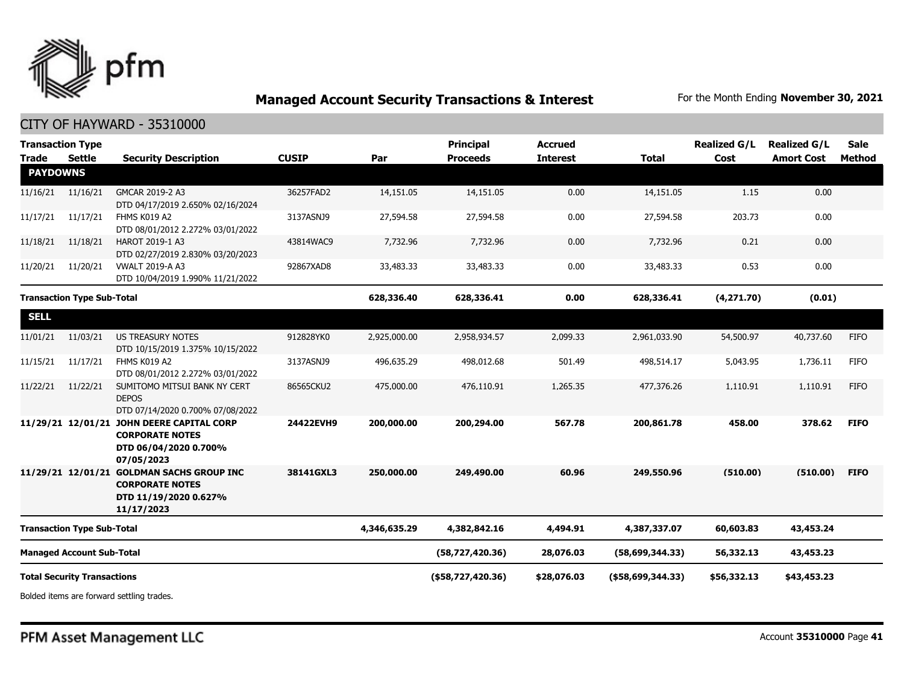## Managed Account Security Transactions & Interest

For the Month Ending **November 30, 2021**

CITY OF HAYWARD - 35310000

| Transaction Type Trade | Settle | Security Description | CUSIP | Par | Principal Proceeds | Accrued Interest | Total | Realized G/L Cost | Realized G/L Amort Cost | Sale Method |
|---|---|---|---|---|---|---|---|---|---|---|
| **PAYDOWNS** | | | | | | | | | | |
| 11/16/21 | 11/16/21 | GMCAR 2019-2 A3 DTD 04/17/2019 2.650% 02/16/2024 | 36257FAD2 | 14,151.05 | 14,151.05 | 0.00 | 14,151.05 | 1.15 | 0.00 | |
| 11/17/21 | 11/17/21 | FHMS K019 A2 DTD 08/01/2012 2.272% 03/01/2022 | 3137ASNJ9 | 27,594.58 | 27,594.58 | 0.00 | 27,594.58 | 203.73 | 0.00 | |
| 11/18/21 | 11/18/21 | HAROT 2019-1 A3 DTD 02/27/2019 2.830% 03/20/2023 | 43814WAC9 | 7,732.96 | 7,732.96 | 0.00 | 7,732.96 | 0.21 | 0.00 | |
| 11/20/21 | 11/20/21 | VWALT 2019-A A3 DTD 10/04/2019 1.990% 11/21/2022 | 92867XAD8 | 33,483.33 | 33,483.33 | 0.00 | 33,483.33 | 0.53 | 0.00 | |
| **Transaction Type Sub-Total** | | | | **628,336.40** | **628,336.41** | **0.00** | **628,336.41** | **(4,271.70)** | **(0.01)** | |
| **SELL** | | | | | | | | | | |
| 11/01/21 | 11/03/21 | US TREASURY NOTES DTD 10/15/2019 1.375% 10/15/2022 | 912828YK0 | 2,925,000.00 | 2,958,934.57 | 2,099.33 | 2,961,033.90 | 54,500.97 | 40,737.60 | FIFO |
| 11/15/21 | 11/17/21 | FHMS K019 A2 DTD 08/01/2012 2.272% 03/01/2022 | 3137ASNJ9 | 496,635.29 | 498,012.68 | 501.49 | 498,514.17 | 5,043.95 | 1,736.11 | FIFO |
| 11/22/21 | 11/22/21 | SUMITOMO MITSUI BANK NY CERT DEPOS DTD 07/14/2020 0.700% 07/08/2022 | 86565CKU2 | 475,000.00 | 476,110.91 | 1,265.35 | 477,376.26 | 1,110.91 | 1,110.91 | FIFO |
| **11/29/21** | **12/01/21** | **JOHN DEERE CAPITAL CORP CORPORATE NOTES DTD 06/04/2020 0.700% 07/05/2023** | **24422EVH9** | **200,000.00** | **200,294.00** | **567.78** | **200,861.78** | **458.00** | **378.62** | **FIFO** |
| **11/29/21** | **12/01/21** | **GOLDMAN SACHS GROUP INC CORPORATE NOTES DTD 11/19/2020 0.627% 11/17/2023** | **38141GXL3** | **250,000.00** | **249,490.00** | **60.96** | **249,550.96** | **(510.00)** | **(510.00)** | **FIFO** |
| **Transaction Type Sub-Total** | | | | **4,346,635.29** | **4,382,842.16** | **4,494.91** | **4,387,337.07** | **60,603.83** | **43,453.24** | |
| **Managed Account Sub-Total** | | | | | **(58,727,420.36)** | **28,076.03** | **(58,699,344.33)** | **56,332.13** | **43,453.23** | |
| **Total Security Transactions** | | | | | **($58,727,420.36)** | **$28,076.03** | **($58,699,344.33)** | **$56,332.13** | **$43,453.23** | |

Bolded items are forward settling trades.